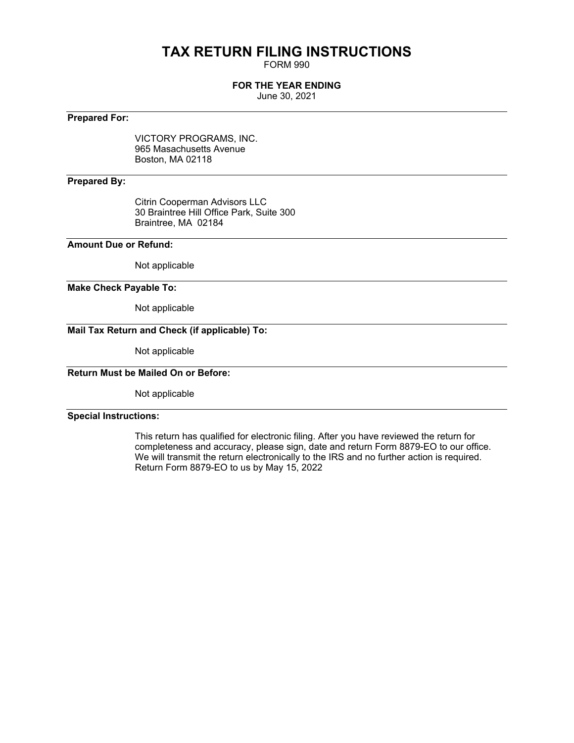# TAX RETURN FILING INSTRUCTIONS

FORM 990

**FOR THE YEAR ENDING**

June 30, 2021

**Prepared For:**

VICTORY PROGRAMS, INC.
965 Masachusetts Avenue
Boston, MA 02118

**Prepared By:**

Citrin Cooperman Advisors LLC
30 Braintree Hill Office Park, Suite 300
Braintree, MA 02184

**Amount Due or Refund:**

Not applicable

**Make Check Payable To:**

Not applicable

**Mail Tax Return and Check (if applicable) To:**

Not applicable

**Return Must be Mailed On or Before:**

Not applicable

**Special Instructions:**

This return has qualified for electronic filing. After you have reviewed the return for completeness and accuracy, please sign, date and return Form 8879-EO to our office. We will transmit the return electronically to the IRS and no further action is required. Return Form 8879-EO to us by May 15, 2022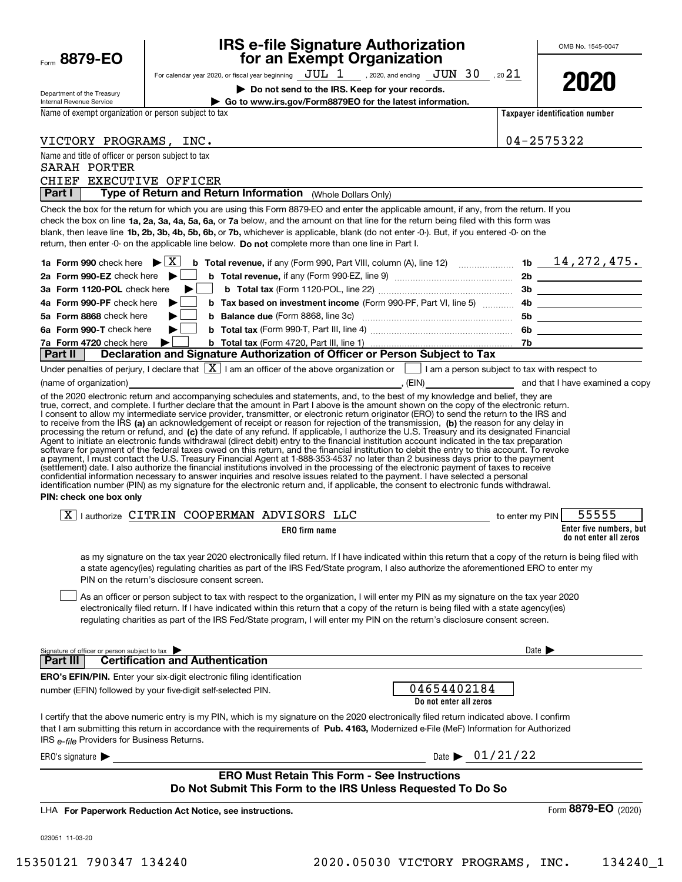Form **8879-EO**

Department of the Treasury
Internal Revenue Service

# IRS e-file Signature Authorization for an Exempt Organization

For calendar year 2020, or fiscal year beginning JUL 1, 2020, and ending JUN 30, 2021

▶ **Do not send to the IRS. Keep for your records.**

▶ **Go to www.irs.gov/Form8879EO for the latest information.**

OMB No. 1545-0047

**2020**

Name of exempt organization or person subject to tax: VICTORY PROGRAMS, INC.

**Taxpayer identification number:** 04-2575322

Name and title of officer or person subject to tax:
SARAH PORTER
CHIEF EXECUTIVE OFFICER

## Part I — Type of Return and Return Information (Whole Dollars Only)

Check the box for the return for which you are using this Form 8879-EO and enter the applicable amount, if any, from the return. If you check the box on line **1a, 2a, 3a, 4a, 5a, 6a,** or **7a** below, and the amount on that line for the return being filed with this form was blank, then leave line **1b, 2b, 3b, 4b, 5b, 6b,** or **7b,** whichever is applicable, blank (do not enter -0-). But, if you entered -0- on the return, then enter -0- on the applicable line below. **Do not** complete more than one line in Part I.

| | | | |
|---|---|---|---|
| **1a Form 990** check here ▶ [X] | **b Total revenue,** if any (Form 990, Part VIII, column (A), line 12) | 1b | 14,272,475. |
| **2a Form 990-EZ** check here ▶ [ ] | **b Total revenue,** if any (Form 990-EZ, line 9) | 2b | |
| **3a Form 1120-POL** check here ▶ [ ] | **b Total tax** (Form 1120-POL, line 22) | 3b | |
| **4a Form 990-PF** check here ▶ [ ] | **b Tax based on investment income** (Form 990-PF, Part VI, line 5) | 4b | |
| **5a Form 8868** check here ▶ [ ] | **b Balance due** (Form 8868, line 3c) | 5b | |
| **6a Form 990-T** check here ▶ [ ] | **b Total tax** (Form 990-T, Part III, line 4) | 6b | |
| **7a Form 4720** check here ▶ [ ] | **b Total tax** (Form 4720, Part III, line 1) | 7b | |

## Part II — Declaration and Signature Authorization of Officer or Person Subject to Tax

Under penalties of perjury, I declare that [X] I am an officer of the above organization or [ ] I am a person subject to tax with respect to (name of organization) ______________________, (EIN) ____________ and that I have examined a copy of the 2020 electronic return and accompanying schedules and statements, and, to the best of my knowledge and belief, they are true, correct, and complete. I further declare that the amount in Part I above is the amount shown on the copy of the electronic return. I consent to allow my intermediate service provider, transmitter, or electronic return originator (ERO) to send the return to the IRS and to receive from the IRS **(a)** an acknowledgement of receipt or reason for rejection of the transmission, **(b)** the reason for any delay in processing the return or refund, and **(c)** the date of any refund. If applicable, I authorize the U.S. Treasury and its designated Financial Agent to initiate an electronic funds withdrawal (direct debit) entry to the financial institution account indicated in the tax preparation software for payment of the federal taxes owed on this return, and the financial institution to debit the entry to this account. To revoke a payment, I must contact the U.S. Treasury Financial Agent at 1-888-353-4537 no later than 2 business days prior to the payment (settlement) date. I also authorize the financial institutions involved in the processing of the electronic payment of taxes to receive confidential information necessary to answer inquiries and resolve issues related to the payment. I have selected a personal identification number (PIN) as my signature for the electronic return and, if applicable, the consent to electronic funds withdrawal.

**PIN: check one box only**

[X] I authorize CITRIN COOPERMAN ADVISORS LLC (ERO firm name) to enter my PIN 55555 (Enter five numbers, but do not enter all zeros)

as my signature on the tax year 2020 electronically filed return. If I have indicated within this return that a copy of the return is being filed with a state agency(ies) regulating charities as part of the IRS Fed/State program, I also authorize the aforementioned ERO to enter my PIN on the return's disclosure consent screen.

[ ] As an officer or person subject to tax with respect to the organization, I will enter my PIN as my signature on the tax year 2020 electronically filed return. If I have indicated within this return that a copy of the return is being filed with a state agency(ies) regulating charities as part of the IRS Fed/State program, I will enter my PIN on the return's disclosure consent screen.

Signature of officer or person subject to tax ▶ ______________________ Date ▶

## Part III — Certification and Authentication

**ERO's EFIN/PIN.** Enter your six-digit electronic filing identification number (EFIN) followed by your five-digit self-selected PIN.

04654402184
**Do not enter all zeros**

I certify that the above numeric entry is my PIN, which is my signature on the 2020 electronically filed return indicated above. I confirm that I am submitting this return in accordance with the requirements of **Pub. 4163,** Modernized e-File (MeF) Information for Authorized IRS *e-file* Providers for Business Returns.

ERO's signature ▶ ______________________ Date ▶ 01/21/22

**ERO Must Retain This Form - See Instructions**
**Do Not Submit This Form to the IRS Unless Requested To Do So**

LHA **For Paperwork Reduction Act Notice, see instructions.** Form **8879-EO** (2020)

023051 11-03-20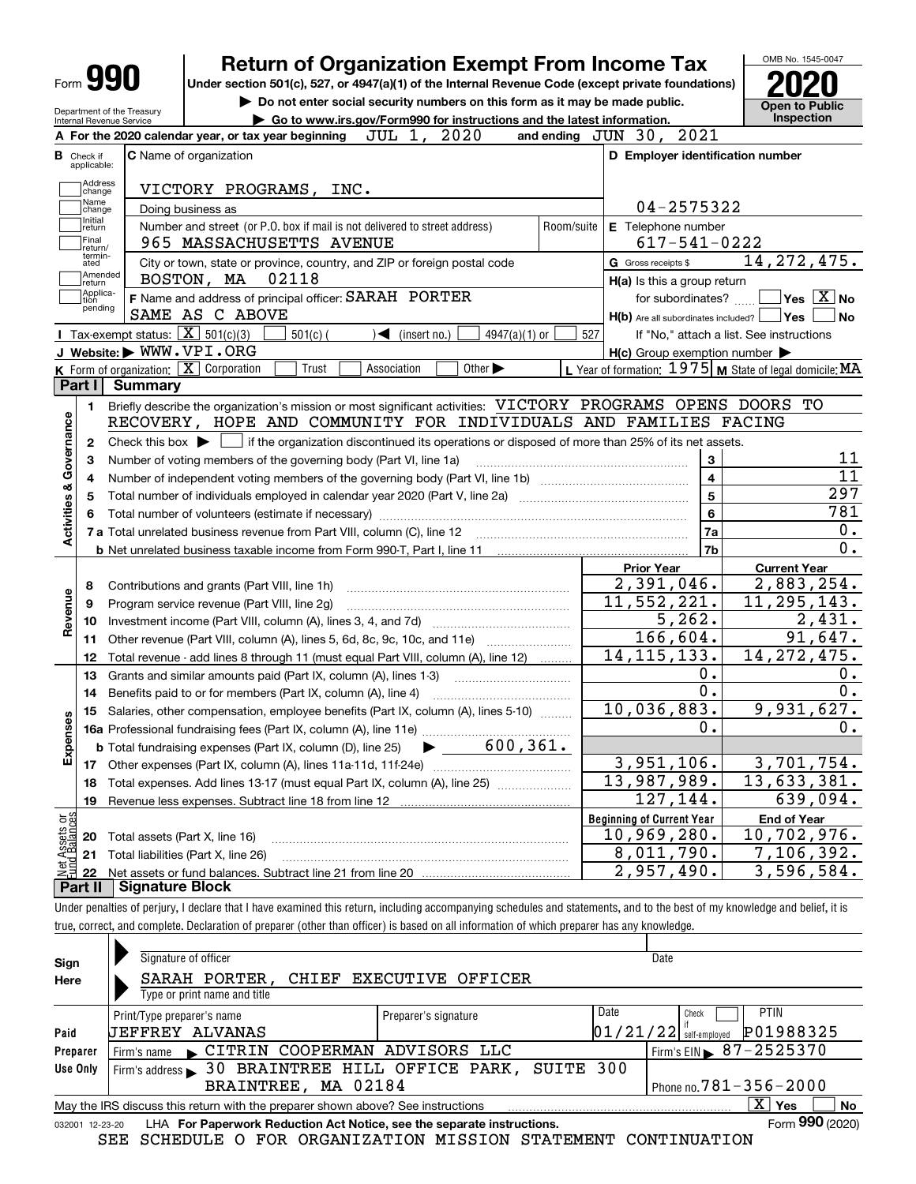# Form 990 — Return of Organization Exempt From Income Tax (2020)

Under section 501(c), 527, or 4947(a)(1) of the Internal Revenue Code (except private foundations)

▶ Do not enter social security numbers on this form as it may be made public.

▶ Go to www.irs.gov/Form990 for instructions and the latest information.

OMB No. 1545-0047 — **Open to Public Inspection**

Department of the Treasury, Internal Revenue Service

**A** For the 2020 calendar year, or tax year beginning JUL 1, 2020 and ending JUN 30, 2021

**B** Check if applicable: Address change, Name change, Initial return, Final return/terminated, Amended return, Application pending

**C** Name of organization: VICTORY PROGRAMS, INC.

Doing business as

Number and street (or P.O. box if mail is not delivered to street address): 965 MASSACHUSETTS AVENUE — Room/suite

City or town, state or province, country, and ZIP or foreign postal code: BOSTON, MA 02118

**D** Employer identification number: 04-2575322

**E** Telephone number: 617-541-0222

**G** Gross receipts $ 14,272,475.

**F** Name and address of principal officer: SARAH PORTER, SAME AS C ABOVE

**H(a)** Is this a group return for subordinates? Yes [ ] No [X]

**H(b)** Are all subordinates included? Yes [ ] No [ ] — If "No," attach a list. See instructions

**H(c)** Group exemption number ▶

**I** Tax-exempt status: [X] 501(c)(3) [ ] 501(c) ( ) ◀ (insert no.) [ ] 4947(a)(1) or [ ] 527

**J** Website: ▶ WWW.VPI.ORG

**K** Form of organization: [X] Corporation [ ] Trust [ ] Association [ ] Other ▶

**L** Year of formation: 1975 **M** State of legal domicile: MA

## Part I Summary

**Activities & Governance**

1. Briefly describe the organization's mission or most significant activities: VICTORY PROGRAMS OPENS DOORS TO RECOVERY, HOPE AND COMMUNITY FOR INDIVIDUALS AND FAMILIES FACING
2. Check this box ▶ [ ] if the organization discontinued its operations or disposed of more than 25% of its net assets.

| Line | Description | | Value |
|---|---|---|---|
| 3 | Number of voting members of the governing body (Part VI, line 1a) | 3 | 11 |
| 4 | Number of independent voting members of the governing body (Part VI, line 1b) | 4 | 11 |
| 5 | Total number of individuals employed in calendar year 2020 (Part V, line 2a) | 5 | 297 |
| 6 | Total number of volunteers (estimate if necessary) | 6 | 781 |
| 7a | Total unrelated business revenue from Part VIII, column (C), line 12 | 7a | 0. |
| 7b | Net unrelated business taxable income from Form 990-T, Part I, line 11 | 7b | 0. |

| Line | Description | Prior Year | Current Year |
|---|---|---|---|
| **Revenue** | | | |
| 8 | Contributions and grants (Part VIII, line 1h) | 2,391,046. | 2,883,254. |
| 9 | Program service revenue (Part VIII, line 2g) | 11,552,221. | 11,295,143. |
| 10 | Investment income (Part VIII, column (A), lines 3, 4, and 7d) | 5,262. | 2,431. |
| 11 | Other revenue (Part VIII, column (A), lines 5, 6d, 8c, 9c, 10c, and 11e) | 166,604. | 91,647. |
| 12 | Total revenue - add lines 8 through 11 (must equal Part VIII, column (A), line 12) | 14,115,133. | 14,272,475. |
| **Expenses** | | | |
| 13 | Grants and similar amounts paid (Part IX, column (A), lines 1-3) | 0. | 0. |
| 14 | Benefits paid to or for members (Part IX, column (A), line 4) | 0. | 0. |
| 15 | Salaries, other compensation, employee benefits (Part IX, column (A), lines 5-10) | 10,036,883. | 9,931,627. |
| 16a | Professional fundraising fees (Part IX, column (A), line 11e) | 0. | 0. |
| b | Total fundraising expenses (Part IX, column (D), line 25) ▶ 600,361. | | |
| 17 | Other expenses (Part IX, column (A), lines 11a-11d, 11f-24e) | 3,951,106. | 3,701,754. |
| 18 | Total expenses. Add lines 13-17 (must equal Part IX, column (A), line 25) | 13,987,989. | 13,633,381. |
| 19 | Revenue less expenses. Subtract line 18 from line 12 | 127,144. | 639,094. |
| **Net Assets or Fund Balances** | | **Beginning of Current Year** | **End of Year** |
| 20 | Total assets (Part X, line 16) | 10,969,280. | 10,702,976. |
| 21 | Total liabilities (Part X, line 26) | 8,011,790. | 7,106,392. |
| 22 | Net assets or fund balances. Subtract line 21 from line 20 | 2,957,490. | 3,596,584. |

## Part II Signature Block

Under penalties of perjury, I declare that I have examined this return, including accompanying schedules and statements, and to the best of my knowledge and belief, it is true, correct, and complete. Declaration of preparer (other than officer) is based on all information of which preparer has any knowledge.

**Sign Here**

Signature of officer — Date

SARAH PORTER, CHIEF EXECUTIVE OFFICER

Type or print name and title

**Paid Preparer Use Only**

| Print/Type preparer's name | Preparer's signature | Date | Check if self-employed | PTIN |
|---|---|---|---|---|
| JEFFREY ALVANAS | | 01/21/22 | [ ] | P01988325 |

Firm's name ▶ CITRIN COOPERMAN ADVISORS LLC — Firm's EIN ▶ 87-2525370

Firm's address ▶ 30 BRAINTREE HILL OFFICE PARK, SUITE 300, BRAINTREE, MA 02184 — Phone no. 781-356-2000

May the IRS discuss this return with the preparer shown above? See instructions [X] Yes [ ] No

032001 12-23-20 LHA For Paperwork Reduction Act Notice, see the separate instructions. Form **990** (2020)

SEE SCHEDULE O FOR ORGANIZATION MISSION STATEMENT CONTINUATION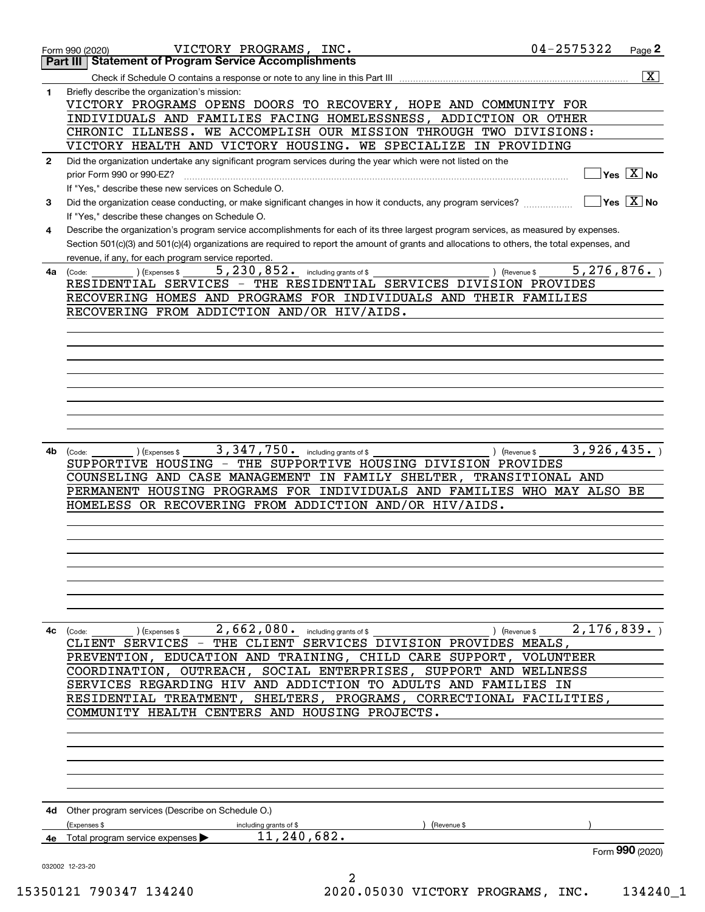Form 990 (2020) VICTORY PROGRAMS, INC. 04-2575322 Page 2

## Part III Statement of Program Service Accomplishments

Check if Schedule O contains a response or note to any line in this Part III .......... [X]

**1** Briefly describe the organization's mission:

VICTORY PROGRAMS OPENS DOORS TO RECOVERY, HOPE AND COMMUNITY FOR INDIVIDUALS AND FAMILIES FACING HOMELESSNESS, ADDICTION OR OTHER CHRONIC ILLNESS. WE ACCOMPLISH OUR MISSION THROUGH TWO DIVISIONS: VICTORY HEALTH AND VICTORY HOUSING. WE SPECIALIZE IN PROVIDING

**2** Did the organization undertake any significant program services during the year which were not listed on the prior Form 990 or 990-EZ? .......... [ ] Yes [X] No

If "Yes," describe these new services on Schedule O.

**3** Did the organization cease conducting, or make significant changes in how it conducts, any program services? .......... [ ] Yes [X] No

If "Yes," describe these changes on Schedule O.

**4** Describe the organization's program service accomplishments for each of its three largest program services, as measured by expenses. Section 501(c)(3) and 501(c)(4) organizations are required to report the amount of grants and allocations to others, the total expenses, and revenue, if any, for each program service reported.

**4a** (Code: ) (Expenses $ 5,230,852. including grants of $ ) (Revenue $ 5,276,876. )

RESIDENTIAL SERVICES - THE RESIDENTIAL SERVICES DIVISION PROVIDES RECOVERING HOMES AND PROGRAMS FOR INDIVIDUALS AND THEIR FAMILIES RECOVERING FROM ADDICTION AND/OR HIV/AIDS.

**4b** (Code: ) (Expenses $ 3,347,750. including grants of $ ) (Revenue $ 3,926,435. )

SUPPORTIVE HOUSING - THE SUPPORTIVE HOUSING DIVISION PROVIDES COUNSELING AND CASE MANAGEMENT IN FAMILY SHELTER, TRANSITIONAL AND PERMANENT HOUSING PROGRAMS FOR INDIVIDUALS AND FAMILIES WHO MAY ALSO BE HOMELESS OR RECOVERING FROM ADDICTION AND/OR HIV/AIDS.

**4c** (Code: ) (Expenses $ 2,662,080. including grants of $ ) (Revenue $ 2,176,839. )

CLIENT SERVICES - THE CLIENT SERVICES DIVISION PROVIDES MEALS, PREVENTION, EDUCATION AND TRAINING, CHILD CARE SUPPORT, VOLUNTEER COORDINATION, OUTREACH, SOCIAL ENTERPRISES, SUPPORT AND WELLNESS SERVICES REGARDING HIV AND ADDICTION TO ADULTS AND FAMILIES IN RESIDENTIAL TREATMENT, SHELTERS, PROGRAMS, CORRECTIONAL FACILITIES, COMMUNITY HEALTH CENTERS AND HOUSING PROJECTS.

**4d** Other program services (Describe on Schedule O.)

(Expenses $ including grants of $ ) (Revenue $ )

**4e** Total program service expenses ▶ 11,240,682.

Form **990** (2020)

032002 12-23-20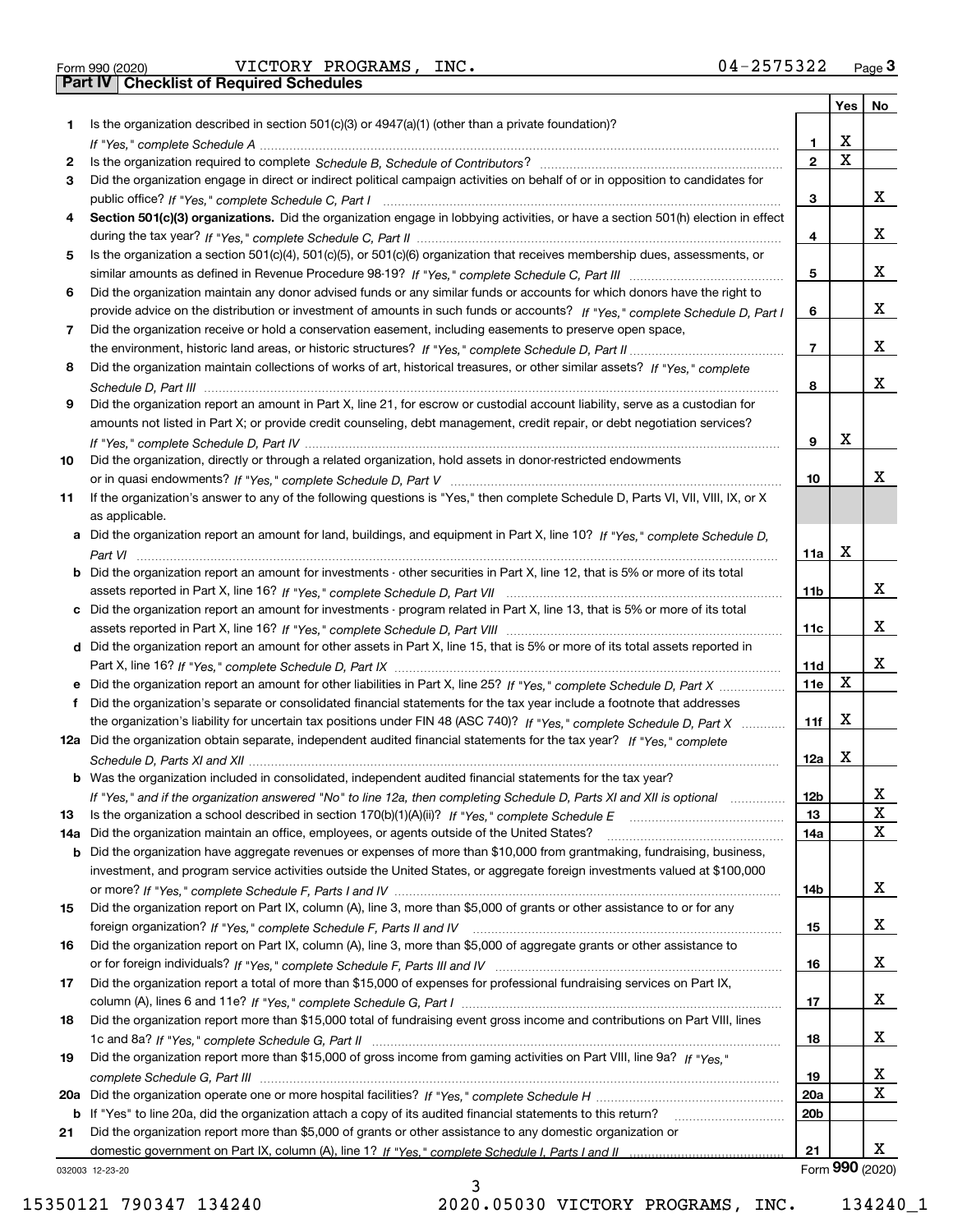Form 990 (2020) VICTORY PROGRAMS, INC. 04-2575322 Page **3**

## Part IV Checklist of Required Schedules

| | | | Yes | No |
|---|---|---|---|---|
| **1** | Is the organization described in section 501(c)(3) or 4947(a)(1) (other than a private foundation)? *If "Yes," complete Schedule A* | 1 | X | |
| **2** | Is the organization required to complete *Schedule B, Schedule of Contributors*? | 2 | X | |
| **3** | Did the organization engage in direct or indirect political campaign activities on behalf of or in opposition to candidates for public office? *If "Yes," complete Schedule C, Part I* | 3 | | X |
| **4** | **Section 501(c)(3) organizations.** Did the organization engage in lobbying activities, or have a section 501(h) election in effect during the tax year? *If "Yes," complete Schedule C, Part II* | 4 | | X |
| **5** | Is the organization a section 501(c)(4), 501(c)(5), or 501(c)(6) organization that receives membership dues, assessments, or similar amounts as defined in Revenue Procedure 98-19? *If "Yes," complete Schedule C, Part III* | 5 | | X |
| **6** | Did the organization maintain any donor advised funds or any similar funds or accounts for which donors have the right to provide advice on the distribution or investment of amounts in such funds or accounts? *If "Yes," complete Schedule D, Part I* | 6 | | X |
| **7** | Did the organization receive or hold a conservation easement, including easements to preserve open space, the environment, historic land areas, or historic structures? *If "Yes," complete Schedule D, Part II* | 7 | | X |
| **8** | Did the organization maintain collections of works of art, historical treasures, or other similar assets? *If "Yes," complete Schedule D, Part III* | 8 | | X |
| **9** | Did the organization report an amount in Part X, line 21, for escrow or custodial account liability, serve as a custodian for amounts not listed in Part X; or provide credit counseling, debt management, credit repair, or debt negotiation services? *If "Yes," complete Schedule D, Part IV* | 9 | X | |
| **10** | Did the organization, directly or through a related organization, hold assets in donor-restricted endowments or in quasi endowments? *If "Yes," complete Schedule D, Part V* | 10 | | X |
| **11** | If the organization's answer to any of the following questions is "Yes," then complete Schedule D, Parts VI, VII, VIII, IX, or X as applicable. | | | |
| **a** | Did the organization report an amount for land, buildings, and equipment in Part X, line 10? *If "Yes," complete Schedule D, Part VI* | 11a | X | |
| **b** | Did the organization report an amount for investments - other securities in Part X, line 12, that is 5% or more of its total assets reported in Part X, line 16? *If "Yes," complete Schedule D, Part VII* | 11b | | X |
| **c** | Did the organization report an amount for investments - program related in Part X, line 13, that is 5% or more of its total assets reported in Part X, line 16? *If "Yes," complete Schedule D, Part VIII* | 11c | | X |
| **d** | Did the organization report an amount for other assets in Part X, line 15, that is 5% or more of its total assets reported in Part X, line 16? *If "Yes," complete Schedule D, Part IX* | 11d | | X |
| **e** | Did the organization report an amount for other liabilities in Part X, line 25? *If "Yes," complete Schedule D, Part X* | 11e | X | |
| **f** | Did the organization's separate or consolidated financial statements for the tax year include a footnote that addresses the organization's liability for uncertain tax positions under FIN 48 (ASC 740)? *If "Yes," complete Schedule D, Part X* | 11f | X | |
| **12a** | Did the organization obtain separate, independent audited financial statements for the tax year? *If "Yes," complete Schedule D, Parts XI and XII* | 12a | X | |
| **b** | Was the organization included in consolidated, independent audited financial statements for the tax year? *If "Yes," and if the organization answered "No" to line 12a, then completing Schedule D, Parts XI and XII is optional* | 12b | | X |
| **13** | Is the organization a school described in section 170(b)(1)(A)(ii)? *If "Yes," complete Schedule E* | 13 | | X |
| **14a** | Did the organization maintain an office, employees, or agents outside of the United States? | 14a | | X |
| **b** | Did the organization have aggregate revenues or expenses of more than $10,000 from grantmaking, fundraising, business, investment, and program service activities outside the United States, or aggregate foreign investments valued at $100,000 or more? *If "Yes," complete Schedule F, Parts I and IV* | 14b | | X |
| **15** | Did the organization report on Part IX, column (A), line 3, more than $5,000 of grants or other assistance to or for any foreign organization? *If "Yes," complete Schedule F, Parts II and IV* | 15 | | X |
| **16** | Did the organization report on Part IX, column (A), line 3, more than $5,000 of aggregate grants or other assistance to or for foreign individuals? *If "Yes," complete Schedule F, Parts III and IV* | 16 | | X |
| **17** | Did the organization report a total of more than $15,000 of expenses for professional fundraising services on Part IX, column (A), lines 6 and 11e? *If "Yes," complete Schedule G, Part I* | 17 | | X |
| **18** | Did the organization report more than $15,000 total of fundraising event gross income and contributions on Part VIII, lines 1c and 8a? *If "Yes," complete Schedule G, Part II* | 18 | | X |
| **19** | Did the organization report more than $15,000 of gross income from gaming activities on Part VIII, line 9a? *If "Yes," complete Schedule G, Part III* | 19 | | X |
| **20a** | Did the organization operate one or more hospital facilities? *If "Yes," complete Schedule H* | 20a | | X |
| **b** | If "Yes" to line 20a, did the organization attach a copy of its audited financial statements to this return? | 20b | | |
| **21** | Did the organization report more than $5,000 of grants or other assistance to any domestic organization or domestic government on Part IX, column (A), line 1? *If "Yes," complete Schedule I, Parts I and II* | 21 | | X |

032003 12-23-20 Form **990** (2020)

15350121 790347 134240 2020.05030 VICTORY PROGRAMS, INC. 134240_1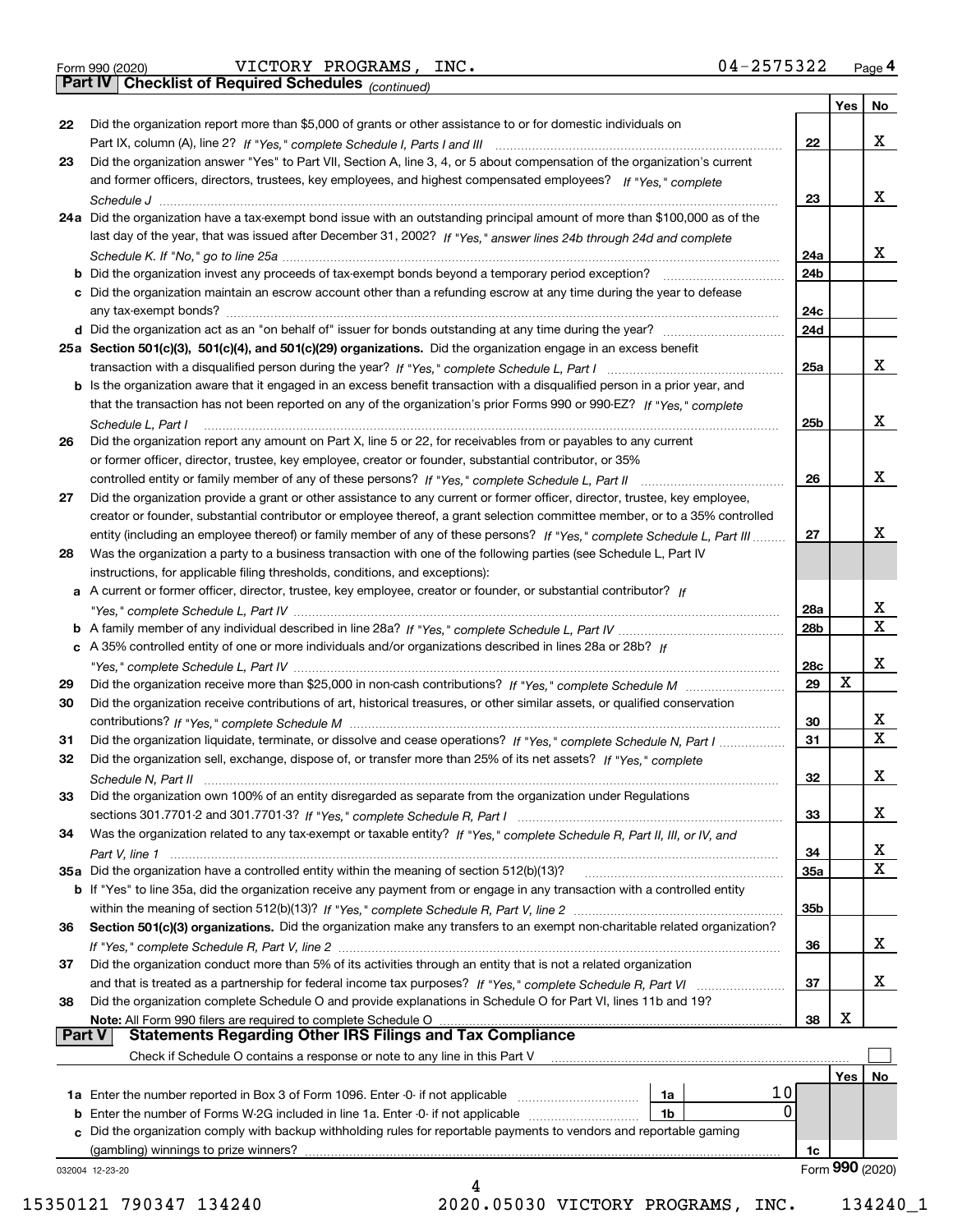Form 990 (2020) VICTORY PROGRAMS, INC. 04-2575322 Page 4

## Part IV Checklist of Required Schedules *(continued)*

| | | | Yes | No |
|---|---|---|---|---|
| 22 | Did the organization report more than $5,000 of grants or other assistance to or for domestic individuals on Part IX, column (A), line 2? *If "Yes," complete Schedule I, Parts I and III* | 22 | | X |
| 23 | Did the organization answer "Yes" to Part VII, Section A, line 3, 4, or 5 about compensation of the organization's current and former officers, directors, trustees, key employees, and highest compensated employees? *If "Yes," complete Schedule J* | 23 | | X |
| 24a | Did the organization have a tax-exempt bond issue with an outstanding principal amount of more than $100,000 as of the last day of the year, that was issued after December 31, 2002? *If "Yes," answer lines 24b through 24d and complete Schedule K. If "No," go to line 25a* | 24a | | X |
| b | Did the organization invest any proceeds of tax-exempt bonds beyond a temporary period exception? | 24b | | |
| c | Did the organization maintain an escrow account other than a refunding escrow at any time during the year to defease any tax-exempt bonds? | 24c | | |
| d | Did the organization act as an "on behalf of" issuer for bonds outstanding at any time during the year? | 24d | | |
| 25a | **Section 501(c)(3), 501(c)(4), and 501(c)(29) organizations.** Did the organization engage in an excess benefit transaction with a disqualified person during the year? *If "Yes," complete Schedule L, Part I* | 25a | | X |
| b | Is the organization aware that it engaged in an excess benefit transaction with a disqualified person in a prior year, and that the transaction has not been reported on any of the organization's prior Forms 990 or 990-EZ? *If "Yes," complete Schedule L, Part I* | 25b | | X |
| 26 | Did the organization report any amount on Part X, line 5 or 22, for receivables from or payables to any current or former officer, director, trustee, key employee, creator or founder, substantial contributor, or 35% controlled entity or family member of any of these persons? *If "Yes," complete Schedule L, Part II* | 26 | | X |
| 27 | Did the organization provide a grant or other assistance to any current or former officer, director, trustee, key employee, creator or founder, substantial contributor or employee thereof, a grant selection committee member, or to a 35% controlled entity (including an employee thereof) or family member of any of these persons? *If "Yes," complete Schedule L, Part III* | 27 | | X |
| 28 | Was the organization a party to a business transaction with one of the following parties (see Schedule L, Part IV instructions, for applicable filing thresholds, conditions, and exceptions): | | | |
| a | A current or former officer, director, trustee, key employee, creator or founder, or substantial contributor? *If "Yes," complete Schedule L, Part IV* | 28a | | X |
| b | A family member of any individual described in line 28a? *If "Yes," complete Schedule L, Part IV* | 28b | | X |
| c | A 35% controlled entity of one or more individuals and/or organizations described in lines 28a or 28b? *If "Yes," complete Schedule L, Part IV* | 28c | | X |
| 29 | Did the organization receive more than $25,000 in non-cash contributions? *If "Yes," complete Schedule M* | 29 | X | |
| 30 | Did the organization receive contributions of art, historical treasures, or other similar assets, or qualified conservation contributions? *If "Yes," complete Schedule M* | 30 | | X |
| 31 | Did the organization liquidate, terminate, or dissolve and cease operations? *If "Yes," complete Schedule N, Part I* | 31 | | X |
| 32 | Did the organization sell, exchange, dispose of, or transfer more than 25% of its net assets? *If "Yes," complete Schedule N, Part II* | 32 | | X |
| 33 | Did the organization own 100% of an entity disregarded as separate from the organization under Regulations sections 301.7701-2 and 301.7701-3? *If "Yes," complete Schedule R, Part I* | 33 | | X |
| 34 | Was the organization related to any tax-exempt or taxable entity? *If "Yes," complete Schedule R, Part II, III, or IV, and Part V, line 1* | 34 | | X |
| 35a | Did the organization have a controlled entity within the meaning of section 512(b)(13)? | 35a | | X |
| b | If "Yes" to line 35a, did the organization receive any payment from or engage in any transaction with a controlled entity within the meaning of section 512(b)(13)? *If "Yes," complete Schedule R, Part V, line 2* | 35b | | |
| 36 | **Section 501(c)(3) organizations.** Did the organization make any transfers to an exempt non-charitable related organization? *If "Yes," complete Schedule R, Part V, line 2* | 36 | | X |
| 37 | Did the organization conduct more than 5% of its activities through an entity that is not a related organization and that is treated as a partnership for federal income tax purposes? *If "Yes," complete Schedule R, Part VI* | 37 | | X |
| 38 | Did the organization complete Schedule O and provide explanations in Schedule O for Part VI, lines 11b and 19? **Note:** All Form 990 filers are required to complete Schedule O | 38 | X | |

## Part V Statements Regarding Other IRS Filings and Tax Compliance

Check if Schedule O contains a response or note to any line in this Part V ☐

| | | | | | Yes | No |
|---|---|---|---|---|---|---|
| 1a | Enter the number reported in Box 3 of Form 1096. Enter -0- if not applicable | 1a | 10 | | | |
| b | Enter the number of Forms W-2G included in line 1a. Enter -0- if not applicable | 1b | 0 | | | |
| c | Did the organization comply with backup withholding rules for reportable payments to vendors and reportable gaming (gambling) winnings to prize winners? | | | 1c | | |

032004 12-23-20 Form **990** (2020)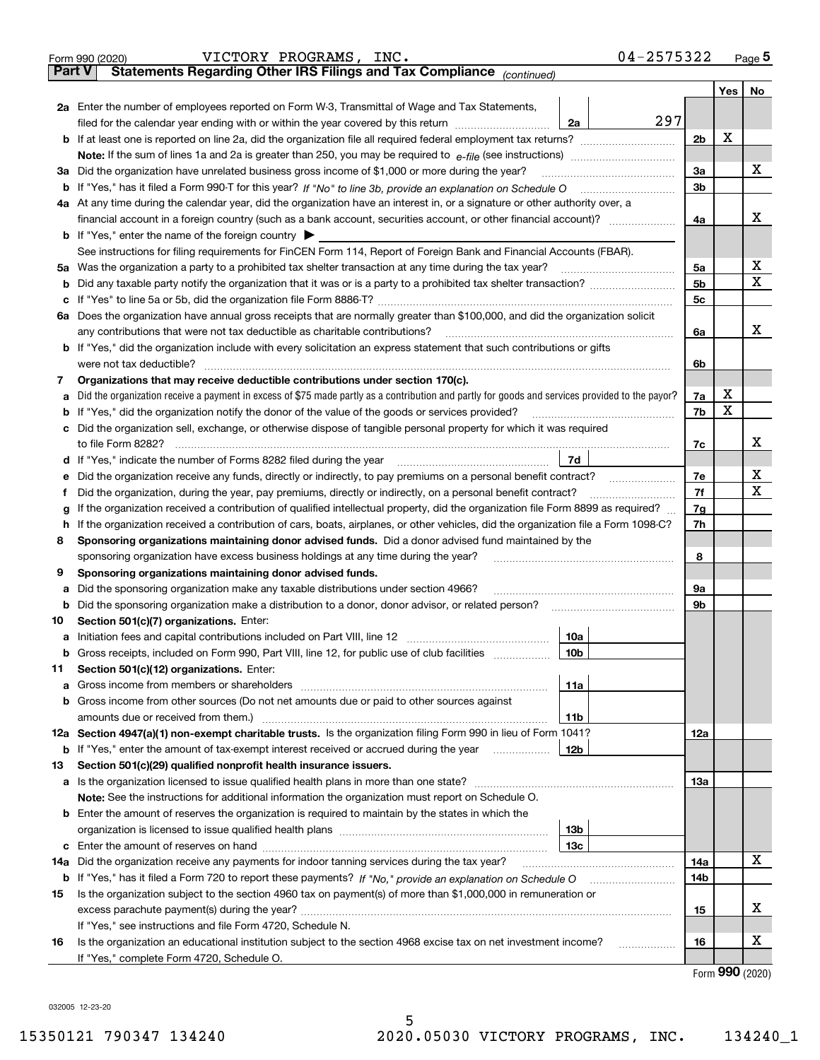Form 990 (2020) VICTORY PROGRAMS, INC. 04-2575322 Page 5

**Part V Statements Regarding Other IRS Filings and Tax Compliance** *(continued)*

| | | | | Yes | No |
|---|---|---|---|---|---|
| **2a** | Enter the number of employees reported on Form W-3, Transmittal of Wage and Tax Statements, filed for the calendar year ending with or within the year covered by this return | 2a 297 | | | |
| **b** | If at least one is reported on line 2a, did the organization file all required federal employment tax returns? | | 2b | X | |
| | **Note:** If the sum of lines 1a and 2a is greater than 250, you may be required to *e-file* (see instructions) | | | | |
| **3a** | Did the organization have unrelated business gross income of $1,000 or more during the year? | | 3a | | X |
| **b** | If "Yes," has it filed a Form 990-T for this year? *If "No" to line 3b, provide an explanation on Schedule O* | | 3b | | |
| **4a** | At any time during the calendar year, did the organization have an interest in, or a signature or other authority over, a financial account in a foreign country (such as a bank account, securities account, or other financial account)? | | 4a | | X |
| **b** | If "Yes," enter the name of the foreign country ▶ | | | | |
| | See instructions for filing requirements for FinCEN Form 114, Report of Foreign Bank and Financial Accounts (FBAR). | | | | |
| **5a** | Was the organization a party to a prohibited tax shelter transaction at any time during the tax year? | | 5a | | X |
| **b** | Did any taxable party notify the organization that it was or is a party to a prohibited tax shelter transaction? | | 5b | | X |
| **c** | If "Yes" to line 5a or 5b, did the organization file Form 8886-T? | | 5c | | |
| **6a** | Does the organization have annual gross receipts that are normally greater than $100,000, and did the organization solicit any contributions that were not tax deductible as charitable contributions? | | 6a | | X |
| **b** | If "Yes," did the organization include with every solicitation an express statement that such contributions or gifts were not tax deductible? | | 6b | | |
| **7** | **Organizations that may receive deductible contributions under section 170(c).** | | | | |
| **a** | Did the organization receive a payment in excess of $75 made partly as a contribution and partly for goods and services provided to the payor? | | 7a | X | |
| **b** | If "Yes," did the organization notify the donor of the value of the goods or services provided? | | 7b | X | |
| **c** | Did the organization sell, exchange, or otherwise dispose of tangible personal property for which it was required to file Form 8282? | | 7c | | X |
| **d** | If "Yes," indicate the number of Forms 8282 filed during the year | 7d | | | |
| **e** | Did the organization receive any funds, directly or indirectly, to pay premiums on a personal benefit contract? | | 7e | | X |
| **f** | Did the organization, during the year, pay premiums, directly or indirectly, on a personal benefit contract? | | 7f | | X |
| **g** | If the organization received a contribution of qualified intellectual property, did the organization file Form 8899 as required? | | 7g | | |
| **h** | If the organization received a contribution of cars, boats, airplanes, or other vehicles, did the organization file a Form 1098-C? | | 7h | | |
| **8** | **Sponsoring organizations maintaining donor advised funds.** Did a donor advised fund maintained by the sponsoring organization have excess business holdings at any time during the year? | | 8 | | |
| **9** | **Sponsoring organizations maintaining donor advised funds.** | | | | |
| **a** | Did the sponsoring organization make any taxable distributions under section 4966? | | 9a | | |
| **b** | Did the sponsoring organization make a distribution to a donor, donor advisor, or related person? | | 9b | | |
| **10** | **Section 501(c)(7) organizations.** Enter: | | | | |
| **a** | Initiation fees and capital contributions included on Part VIII, line 12 | 10a | | | |
| **b** | Gross receipts, included on Form 990, Part VIII, line 12, for public use of club facilities | 10b | | | |
| **11** | **Section 501(c)(12) organizations.** Enter: | | | | |
| **a** | Gross income from members or shareholders | 11a | | | |
| **b** | Gross income from other sources (Do not net amounts due or paid to other sources against amounts due or received from them.) | 11b | | | |
| **12a** | **Section 4947(a)(1) non-exempt charitable trusts.** Is the organization filing Form 990 in lieu of Form 1041? | | 12a | | |
| **b** | If "Yes," enter the amount of tax-exempt interest received or accrued during the year | 12b | | | |
| **13** | **Section 501(c)(29) qualified nonprofit health insurance issuers.** | | | | |
| **a** | Is the organization licensed to issue qualified health plans in more than one state? | | 13a | | |
| | **Note:** See the instructions for additional information the organization must report on Schedule O. | | | | |
| **b** | Enter the amount of reserves the organization is required to maintain by the states in which the organization is licensed to issue qualified health plans | 13b | | | |
| **c** | Enter the amount of reserves on hand | 13c | | | |
| **14a** | Did the organization receive any payments for indoor tanning services during the tax year? | | 14a | | X |
| **b** | If "Yes," has it filed a Form 720 to report these payments? *If "No," provide an explanation on Schedule O* | | 14b | | |
| **15** | Is the organization subject to the section 4960 tax on payment(s) of more than $1,000,000 in remuneration or excess parachute payment(s) during the year? | | 15 | | X |
| | If "Yes," see instructions and file Form 4720, Schedule N. | | | | |
| **16** | Is the organization an educational institution subject to the section 4968 excise tax on net investment income? | | 16 | | X |
| | If "Yes," complete Form 4720, Schedule O. | | | | |

Form **990** (2020)

032005 12-23-20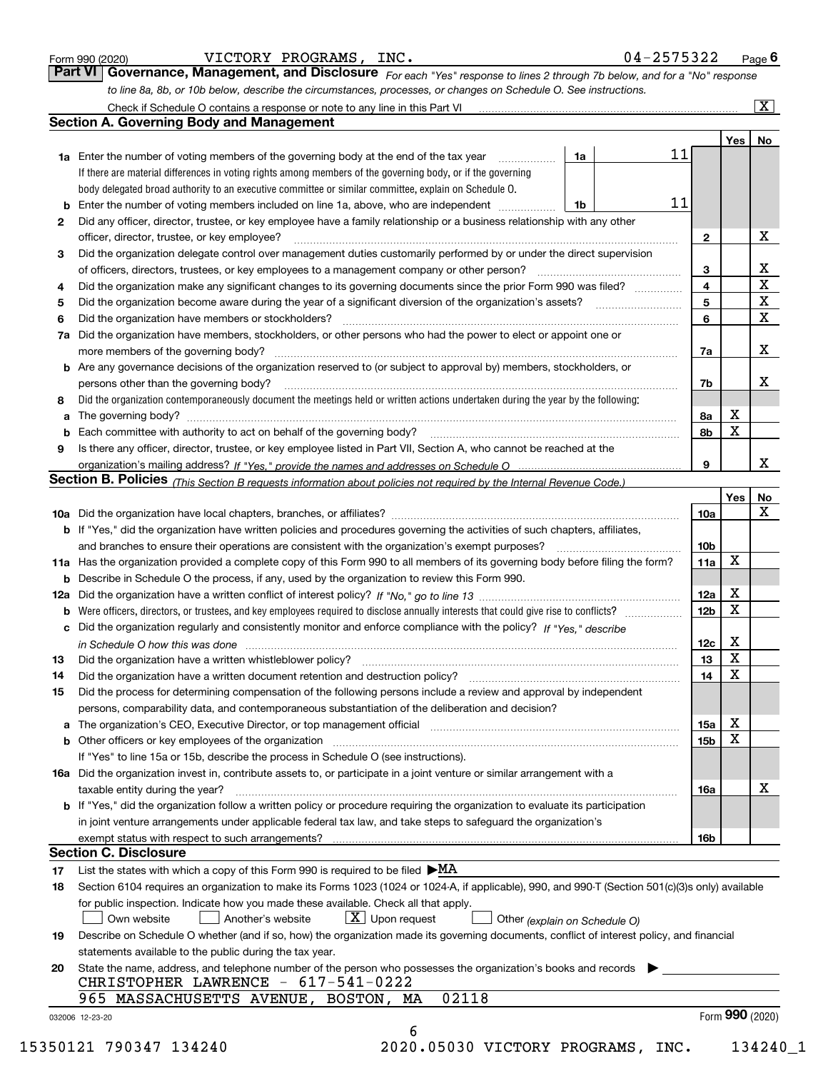Form 990 (2020) VICTORY PROGRAMS, INC. 04-2575322 Page 6

**Part VI Governance, Management, and Disclosure** *For each "Yes" response to lines 2 through 7b below, and for a "No" response to line 8a, 8b, or 10b below, describe the circumstances, processes, or changes on Schedule O. See instructions.*

Check if Schedule O contains a response or note to any line in this Part VI [X]

## Section A. Governing Body and Management

| | | | | Yes | No |
|---|---|---|---|---|---|
| **1a** | Enter the number of voting members of the governing body at the end of the tax year | 1a | 11 | | |
| | If there are material differences in voting rights among members of the governing body, or if the governing body delegated broad authority to an executive committee or similar committee, explain on Schedule O. | | | | |
| **b** | Enter the number of voting members included on line 1a, above, who are independent | 1b | 11 | | |
| **2** | Did any officer, director, trustee, or key employee have a family relationship or a business relationship with any other officer, director, trustee, or key employee? | 2 | | | X |
| **3** | Did the organization delegate control over management duties customarily performed by or under the direct supervision of officers, directors, trustees, or key employees to a management company or other person? | 3 | | | X |
| **4** | Did the organization make any significant changes to its governing documents since the prior Form 990 was filed? | 4 | | | X |
| **5** | Did the organization become aware during the year of a significant diversion of the organization's assets? | 5 | | | X |
| **6** | Did the organization have members or stockholders? | 6 | | | X |
| **7a** | Did the organization have members, stockholders, or other persons who had the power to elect or appoint one or more members of the governing body? | 7a | | | X |
| **b** | Are any governance decisions of the organization reserved to (or subject to approval by) members, stockholders, or persons other than the governing body? | 7b | | | X |
| **8** | Did the organization contemporaneously document the meetings held or written actions undertaken during the year by the following: | | | | |
| **a** | The governing body? | 8a | | X | |
| **b** | Each committee with authority to act on behalf of the governing body? | 8b | | X | |
| **9** | Is there any officer, director, trustee, or key employee listed in Part VII, Section A, who cannot be reached at the organization's mailing address? *If "Yes," provide the names and addresses on Schedule O* | 9 | | | X |

## Section B. Policies *(This Section B requests information about policies not required by the Internal Revenue Code.)*

| | | | Yes | No |
|---|---|---|---|---|
| **10a** | Did the organization have local chapters, branches, or affiliates? | 10a | | X |
| **b** | If "Yes," did the organization have written policies and procedures governing the activities of such chapters, affiliates, and branches to ensure their operations are consistent with the organization's exempt purposes? | 10b | | |
| **11a** | Has the organization provided a complete copy of this Form 990 to all members of its governing body before filing the form? | 11a | X | |
| **b** | Describe in Schedule O the process, if any, used by the organization to review this Form 990. | | | |
| **12a** | Did the organization have a written conflict of interest policy? *If "No," go to line 13* | 12a | X | |
| **b** | Were officers, directors, or trustees, and key employees required to disclose annually interests that could give rise to conflicts? | 12b | X | |
| **c** | Did the organization regularly and consistently monitor and enforce compliance with the policy? *If "Yes," describe in Schedule O how this was done* | 12c | X | |
| **13** | Did the organization have a written whistleblower policy? | 13 | X | |
| **14** | Did the organization have a written document retention and destruction policy? | 14 | X | |
| **15** | Did the process for determining compensation of the following persons include a review and approval by independent persons, comparability data, and contemporaneous substantiation of the deliberation and decision? | | | |
| **a** | The organization's CEO, Executive Director, or top management official | 15a | X | |
| **b** | Other officers or key employees of the organization | 15b | X | |
| | If "Yes" to line 15a or 15b, describe the process in Schedule O (see instructions). | | | |
| **16a** | Did the organization invest in, contribute assets to, or participate in a joint venture or similar arrangement with a taxable entity during the year? | 16a | | X |
| **b** | If "Yes," did the organization follow a written policy or procedure requiring the organization to evaluate its participation in joint venture arrangements under applicable federal tax law, and take steps to safeguard the organization's exempt status with respect to such arrangements? | 16b | | |

## Section C. Disclosure

**17** List the states with which a copy of this Form 990 is required to be filed ▶MA

**18** Section 6104 requires an organization to make its Forms 1023 (1024 or 1024-A, if applicable), 990, and 990-T (Section 501(c)(3)s only) available for public inspection. Indicate how you made these available. Check all that apply.

[ ] Own website [ ] Another's website [X] Upon request [ ] Other *(explain on Schedule O)*

**19** Describe on Schedule O whether (and if so, how) the organization made its governing documents, conflict of interest policy, and financial statements available to the public during the tax year.

**20** State the name, address, and telephone number of the person who possesses the organization's books and records ▶

CHRISTOPHER LAWRENCE - 617-541-0222
965 MASSACHUSETTS AVENUE, BOSTON, MA 02118

032006 12-23-20 Form **990** (2020)

15350121 790347 134240 2020.05030 VICTORY PROGRAMS, INC. 134240_1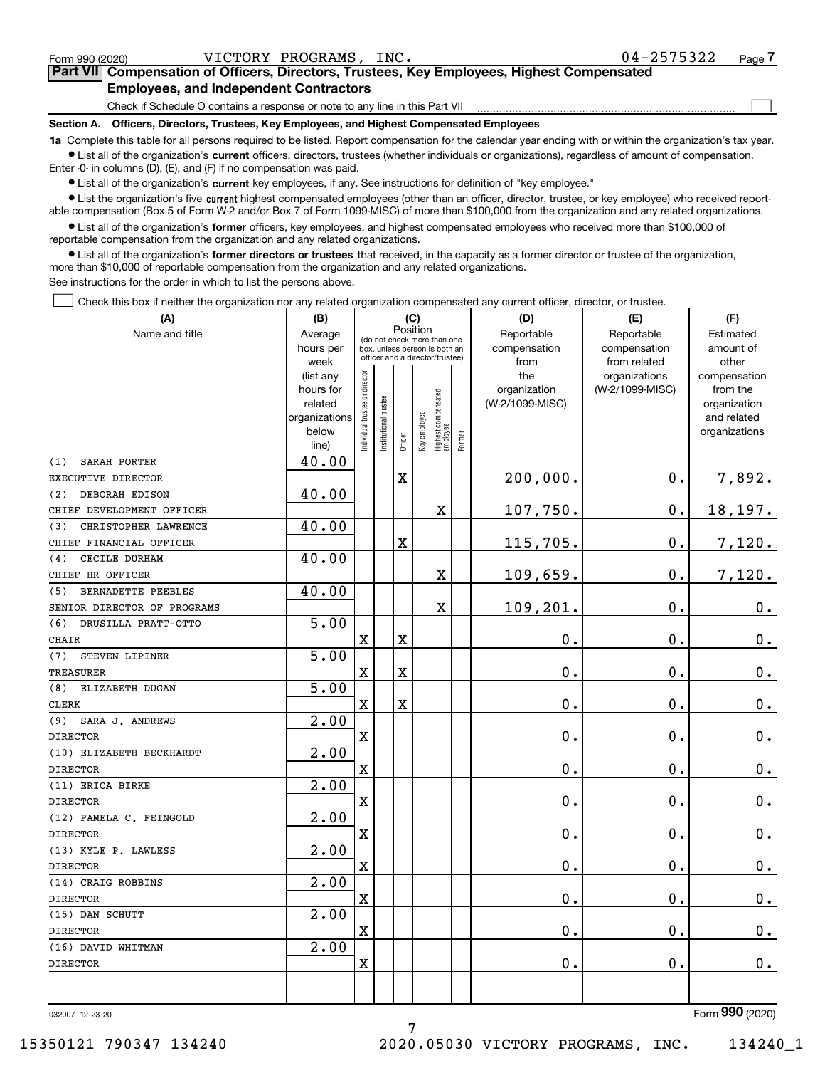Form 990 (2020) VICTORY PROGRAMS, INC. 04-2575322 Page 7

**Part VII Compensation of Officers, Directors, Trustees, Key Employees, Highest Compensated Employees, and Independent Contractors**

Check if Schedule O contains a response or note to any line in this Part VII

**Section A. Officers, Directors, Trustees, Key Employees, and Highest Compensated Employees**

**1a** Complete this table for all persons required to be listed. Report compensation for the calendar year ending with or within the organization's tax year.

- List all of the organization's **current** officers, directors, trustees (whether individuals or organizations), regardless of amount of compensation. Enter -0- in columns (D), (E), and (F) if no compensation was paid.
- List all of the organization's **current** key employees, if any. See instructions for definition of "key employee."
- List the organization's five **current** highest compensated employees (other than an officer, director, trustee, or key employee) who received reportable compensation (Box 5 of Form W-2 and/or Box 7 of Form 1099-MISC) of more than $100,000 from the organization and any related organizations.
- List all of the organization's **former** officers, key employees, and highest compensated employees who received more than $100,000 of reportable compensation from the organization and any related organizations.
- List all of the organization's **former directors or trustees** that received, in the capacity as a former director or trustee of the organization, more than $10,000 of reportable compensation from the organization and any related organizations.

See instructions for the order in which to list the persons above.

Check this box if neither the organization nor any related organization compensated any current officer, director, or trustee.

| (A) Name and title | (B) Average hours per week (list any hours for related organizations below line) | (C) Position (do not check more than one box, unless person is both an officer and a director/trustee) | | | | | | (D) Reportable compensation from the organization (W-2/1099-MISC) | (E) Reportable compensation from related organizations (W-2/1099-MISC) | (F) Estimated amount of other compensation from the organization and related organizations |
|---|---|---|---|---|---|---|---|---|---|---|
| | | Individual trustee or director | Institutional trustee | Officer | Key employee | Highest compensated employee | Former | | | |
| (1) SARAH PORTER<br>EXECUTIVE DIRECTOR | 40.00 | | | X | | | | 200,000. | 0. | 7,892. |
| (2) DEBORAH EDISON<br>CHIEF DEVELOPMENT OFFICER | 40.00 | | | | | X | | 107,750. | 0. | 18,197. |
| (3) CHRISTOPHER LAWRENCE<br>CHIEF FINANCIAL OFFICER | 40.00 | | | X | | | | 115,705. | 0. | 7,120. |
| (4) CECILE DURHAM<br>CHIEF HR OFFICER | 40.00 | | | | | X | | 109,659. | 0. | 7,120. |
| (5) BERNADETTE PEEBLES<br>SENIOR DIRECTOR OF PROGRAMS | 40.00 | | | | | X | | 109,201. | 0. | 0. |
| (6) DRUSILLA PRATT-OTTO<br>CHAIR | 5.00 | X | | X | | | | 0. | 0. | 0. |
| (7) STEVEN LIPINER<br>TREASURER | 5.00 | X | | X | | | | 0. | 0. | 0. |
| (8) ELIZABETH DUGAN<br>CLERK | 5.00 | X | | X | | | | 0. | 0. | 0. |
| (9) SARA J. ANDREWS<br>DIRECTOR | 2.00 | X | | | | | | 0. | 0. | 0. |
| (10) ELIZABETH BECKHARDT<br>DIRECTOR | 2.00 | X | | | | | | 0. | 0. | 0. |
| (11) ERICA BIRKE<br>DIRECTOR | 2.00 | X | | | | | | 0. | 0. | 0. |
| (12) PAMELA C. FEINGOLD<br>DIRECTOR | 2.00 | X | | | | | | 0. | 0. | 0. |
| (13) KYLE P. LAWLESS<br>DIRECTOR | 2.00 | X | | | | | | 0. | 0. | 0. |
| (14) CRAIG ROBBINS<br>DIRECTOR | 2.00 | X | | | | | | 0. | 0. | 0. |
| (15) DAN SCHUTT<br>DIRECTOR | 2.00 | X | | | | | | 0. | 0. | 0. |
| (16) DAVID WHITMAN<br>DIRECTOR | 2.00 | X | | | | | | 0. | 0. | 0. |

032007 12-23-20 Form **990** (2020)

15350121 790347 134240 2020.05030 VICTORY PROGRAMS, INC. 134240_1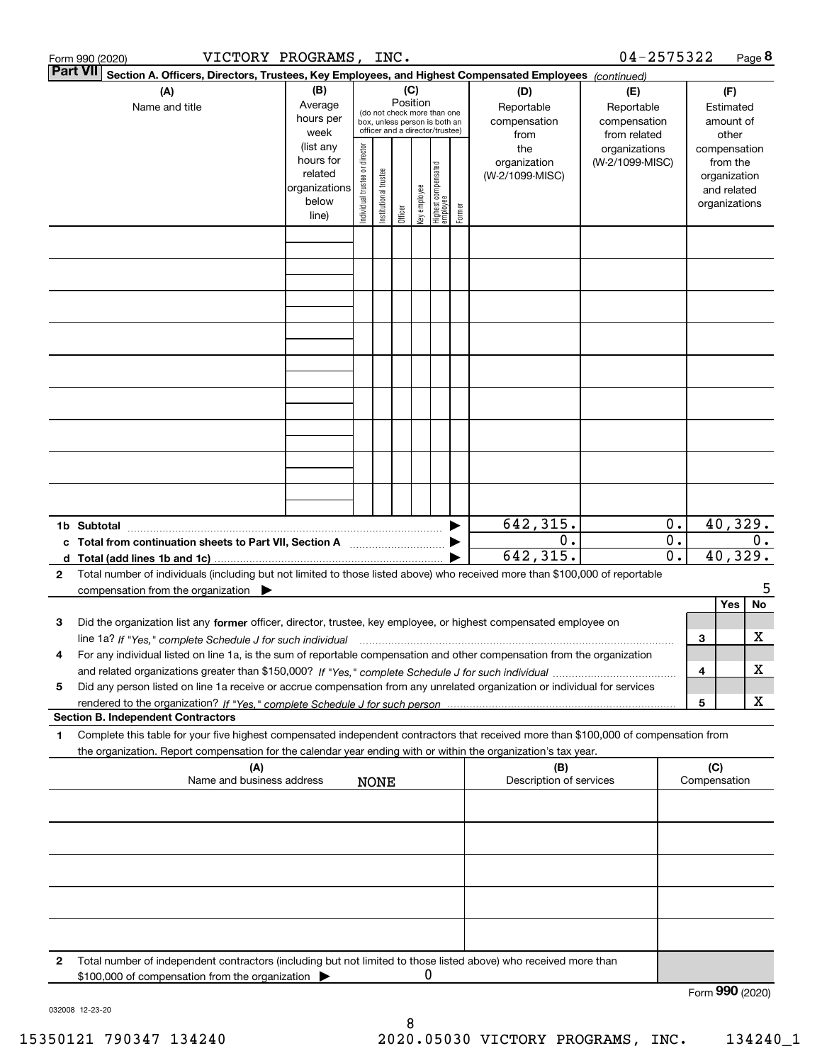Form 990 (2020) VICTORY PROGRAMS, INC. 04-2575322 Page **8**

**Part VII** **Section A. Officers, Directors, Trustees, Key Employees, and Highest Compensated Employees** *(continued)*

| (A) Name and title | (B) Average hours per week (list any hours for related organizations below line) | (C) Position (do not check more than one box, unless person is both an officer and a director/trustee): Individual trustee or director | Institutional trustee | Officer | Key employee | Highest compensated employee | Former | (D) Reportable compensation from the organization (W-2/1099-MISC) | (E) Reportable compensation from related organizations (W-2/1099-MISC) | (F) Estimated amount of other compensation from the organization and related organizations |
|---|---|---|---|---|---|---|---|---|---|---|
| | | | | | | | | | | |
| | | | | | | | | | | |
| | | | | | | | | | | |
| | | | | | | | | | | |
| | | | | | | | | | | |
| | | | | | | | | | | |
| | | | | | | | | | | |
| | | | | | | | | | | |
| | | | | | | | | | | |
| **1b Subtotal** | | | | | | | | 642,315. | 0. | 40,329. |
| **c Total from continuation sheets to Part VII, Section A** | | | | | | | | 0. | 0. | 0. |
| **d Total (add lines 1b and 1c)** | | | | | | | | 642,315. | 0. | 40,329. |

**2** Total number of individuals (including but not limited to those listed above) who received more than $100,000 of reportable compensation from the organization ▶ 5

| | | Yes | No |
|---|---|---|---|
| **3** Did the organization list any **former** officer, director, trustee, key employee, or highest compensated employee on line 1a? *If "Yes," complete Schedule J for such individual* | 3 | | X |
| **4** For any individual listed on line 1a, is the sum of reportable compensation and other compensation from the organization and related organizations greater than $150,000? *If "Yes," complete Schedule J for such individual* | 4 | | X |
| **5** Did any person listed on line 1a receive or accrue compensation from any unrelated organization or individual for services rendered to the organization? *If "Yes," complete Schedule J for such person* | 5 | | X |

**Section B. Independent Contractors**

**1** Complete this table for your five highest compensated independent contractors that received more than $100,000 of compensation from the organization. Report compensation for the calendar year ending with or within the organization's tax year.

| (A) Name and business address | (B) Description of services | (C) Compensation |
|---|---|---|
| NONE | | |
| | | |
| | | |
| | | |
| | | |

**2** Total number of independent contractors (including but not limited to those listed above) who received more than $100,000 of compensation from the organization ▶ 0

Form **990** (2020)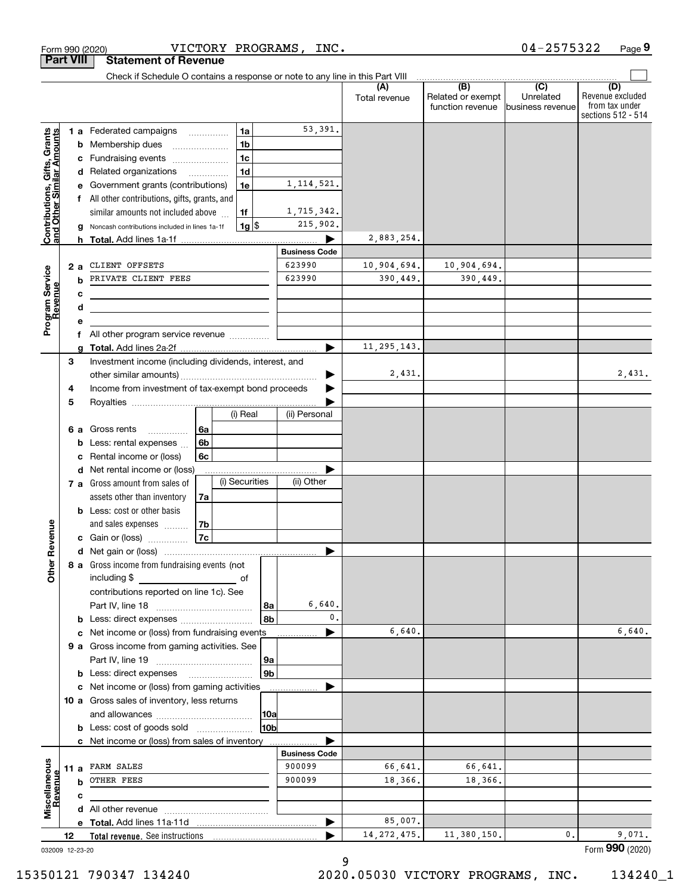Form 990 (2020) VICTORY PROGRAMS, INC. 04-2575322 Page 9

## Part VIII Statement of Revenue

Check if Schedule O contains a response or note to any line in this Part VIII

| | | | | (A) Total revenue | (B) Related or exempt function revenue | (C) Unrelated business revenue | (D) Revenue excluded from tax under sections 512 - 514 |
|---|---|---|---|---|---|---|---|
| **Contributions, Gifts, Grants and Other Similar Amounts** | 1 a Federated campaigns | 1a | 53,391. | | | | |
| | b Membership dues | 1b | | | | | |
| | c Fundraising events | 1c | | | | | |
| | d Related organizations | 1d | | | | | |
| | e Government grants (contributions) | 1e | 1,114,521. | | | | |
| | f All other contributions, gifts, grants, and similar amounts not included above | 1f | 1,715,342. | | | | |
| | g Noncash contributions included in lines 1a-1f | 1g $ | 215,902. | | | | |
| | h **Total.** Add lines 1a-1f | | ▶ | 2,883,254. | | | |
| | | | **Business Code** | | | | |
| **Program Service Revenue** | 2 a CLIENT OFFSETS | | 623990 | 10,904,694. | 10,904,694. | | |
| | b PRIVATE CLIENT FEES | | 623990 | 390,449. | 390,449. | | |
| | c | | | | | | |
| | d | | | | | | |
| | e | | | | | | |
| | f All other program service revenue | | | | | | |
| | g **Total.** Add lines 2a-2f | | ▶ | 11,295,143. | | | |
| **Other Revenue** | 3 Investment income (including dividends, interest, and other similar amounts) | | ▶ | 2,431. | | | 2,431. |
| | 4 Income from investment of tax-exempt bond proceeds | | ▶ | | | | |
| | 5 Royalties | | ▶ | | | | |
| | | (i) Real | (ii) Personal | | | | |
| | 6 a Gross rents 6a | | | | | | |
| | b Less: rental expenses 6b | | | | | | |
| | c Rental income or (loss) 6c | | | | | | |
| | d Net rental income or (loss) | | ▶ | | | | |
| | | (i) Securities | (ii) Other | | | | |
| | 7 a Gross amount from sales of assets other than inventory 7a | | | | | | |
| | b Less: cost or other basis and sales expenses 7b | | | | | | |
| | c Gain or (loss) 7c | | | | | | |
| | d Net gain or (loss) | | ▶ | | | | |
| | 8 a Gross income from fundraising events (not including $ of contributions reported on line 1c). See Part IV, line 18 | 8a | 6,640. | | | | |
| | b Less: direct expenses | 8b | 0. | | | | |
| | c Net income or (loss) from fundraising events | | ▶ | 6,640. | | | 6,640. |
| | 9 a Gross income from gaming activities. See Part IV, line 19 | 9a | | | | | |
| | b Less: direct expenses | 9b | | | | | |
| | c Net income or (loss) from gaming activities | | ▶ | | | | |
| | 10 a Gross sales of inventory, less returns and allowances | 10a | | | | | |
| | b Less: cost of goods sold | 10b | | | | | |
| | c Net income or (loss) from sales of inventory | | ▶ | | | | |
| | | | **Business Code** | | | | |
| **Miscellaneous Revenue** | 11 a FARM SALES | | 900099 | 66,641. | 66,641. | | |
| | b OTHER FEES | | 900099 | 18,366. | 18,366. | | |
| | c | | | | | | |
| | d All other revenue | | | | | | |
| | e **Total.** Add lines 11a-11d | | ▶ | 85,007. | | | |
| | 12 **Total revenue.** See instructions | | ▶ | 14,272,475. | 11,380,150. | 0. | 9,071. |

032009 12-23-20 Form **990** (2020)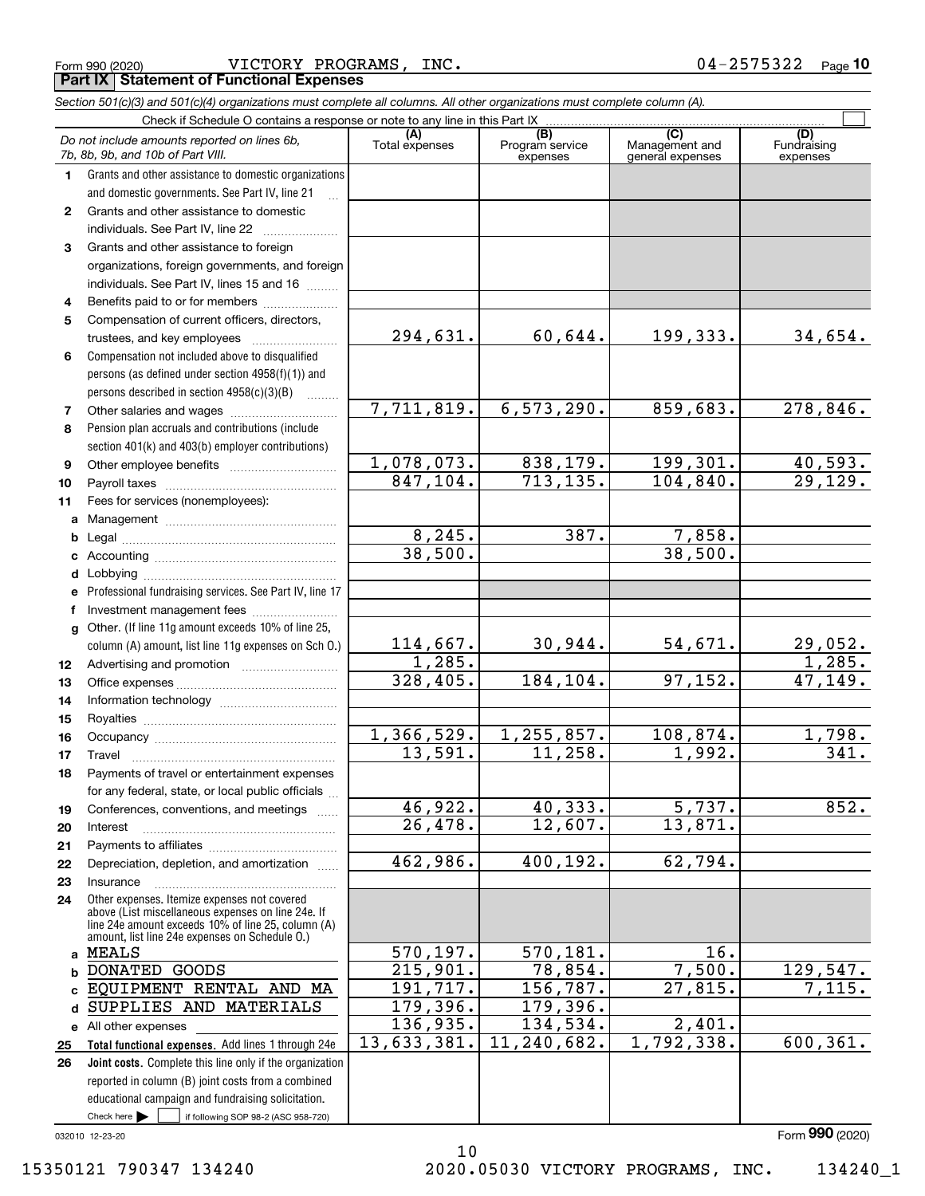Form 990 (2020) VICTORY PROGRAMS, INC. 04-2575322 Page 10

**Part IX Statement of Functional Expenses**

*Section 501(c)(3) and 501(c)(4) organizations must complete all columns. All other organizations must complete column (A).*

Check if Schedule O contains a response or note to any line in this Part IX

| *Do not include amounts reported on lines 6b, 7b, 8b, 9b, and 10b of Part VIII.* | (A) Total expenses | (B) Program service expenses | (C) Management and general expenses | (D) Fundraising expenses |
|---|---|---|---|---|
| **1** Grants and other assistance to domestic organizations and domestic governments. See Part IV, line 21 | | | | |
| **2** Grants and other assistance to domestic individuals. See Part IV, line 22 | | | | |
| **3** Grants and other assistance to foreign organizations, foreign governments, and foreign individuals. See Part IV, lines 15 and 16 | | | | |
| **4** Benefits paid to or for members | | | | |
| **5** Compensation of current officers, directors, trustees, and key employees | 294,631. | 60,644. | 199,333. | 34,654. |
| **6** Compensation not included above to disqualified persons (as defined under section 4958(f)(1)) and persons described in section 4958(c)(3)(B) | | | | |
| **7** Other salaries and wages | 7,711,819. | 6,573,290. | 859,683. | 278,846. |
| **8** Pension plan accruals and contributions (include section 401(k) and 403(b) employer contributions) | | | | |
| **9** Other employee benefits | 1,078,073. | 838,179. | 199,301. | 40,593. |
| **10** Payroll taxes | 847,104. | 713,135. | 104,840. | 29,129. |
| **11** Fees for services (nonemployees): | | | | |
| **a** Management | | | | |
| **b** Legal | 8,245. | 387. | 7,858. | |
| **c** Accounting | 38,500. | | 38,500. | |
| **d** Lobbying | | | | |
| **e** Professional fundraising services. See Part IV, line 17 | | | | |
| **f** Investment management fees | | | | |
| **g** Other. (If line 11g amount exceeds 10% of line 25, column (A) amount, list line 11g expenses on Sch O.) | 114,667. | 30,944. | 54,671. | 29,052. |
| **12** Advertising and promotion | 1,285. | | | 1,285. |
| **13** Office expenses | 328,405. | 184,104. | 97,152. | 47,149. |
| **14** Information technology | | | | |
| **15** Royalties | | | | |
| **16** Occupancy | 1,366,529. | 1,255,857. | 108,874. | 1,798. |
| **17** Travel | 13,591. | 11,258. | 1,992. | 341. |
| **18** Payments of travel or entertainment expenses for any federal, state, or local public officials | | | | |
| **19** Conferences, conventions, and meetings | 46,922. | 40,333. | 5,737. | 852. |
| **20** Interest | 26,478. | 12,607. | 13,871. | |
| **21** Payments to affiliates | | | | |
| **22** Depreciation, depletion, and amortization | 462,986. | 400,192. | 62,794. | |
| **23** Insurance | | | | |
| **24** Other expenses. Itemize expenses not covered above (List miscellaneous expenses on line 24e. If line 24e amount exceeds 10% of line 25, column (A) amount, list line 24e expenses on Schedule O.) | | | | |
| **a** MEALS | 570,197. | 570,181. | 16. | |
| **b** DONATED GOODS | 215,901. | 78,854. | 7,500. | 129,547. |
| **c** EQUIPMENT RENTAL AND MA | 191,717. | 156,787. | 27,815. | 7,115. |
| **d** SUPPLIES AND MATERIALS | 179,396. | 179,396. | | |
| **e** All other expenses | 136,935. | 134,534. | 2,401. | |
| **25 Total functional expenses.** Add lines 1 through 24e | 13,633,381. | 11,240,682. | 1,792,338. | 600,361. |
| **26 Joint costs.** Complete this line only if the organization reported in column (B) joint costs from a combined educational campaign and fundraising solicitation. Check here ☐ if following SOP 98-2 (ASC 958-720) | | | | |

032010 12-23-20

Form **990** (2020)

15350121 790347 134240 2020.05030 VICTORY PROGRAMS, INC. 134240_1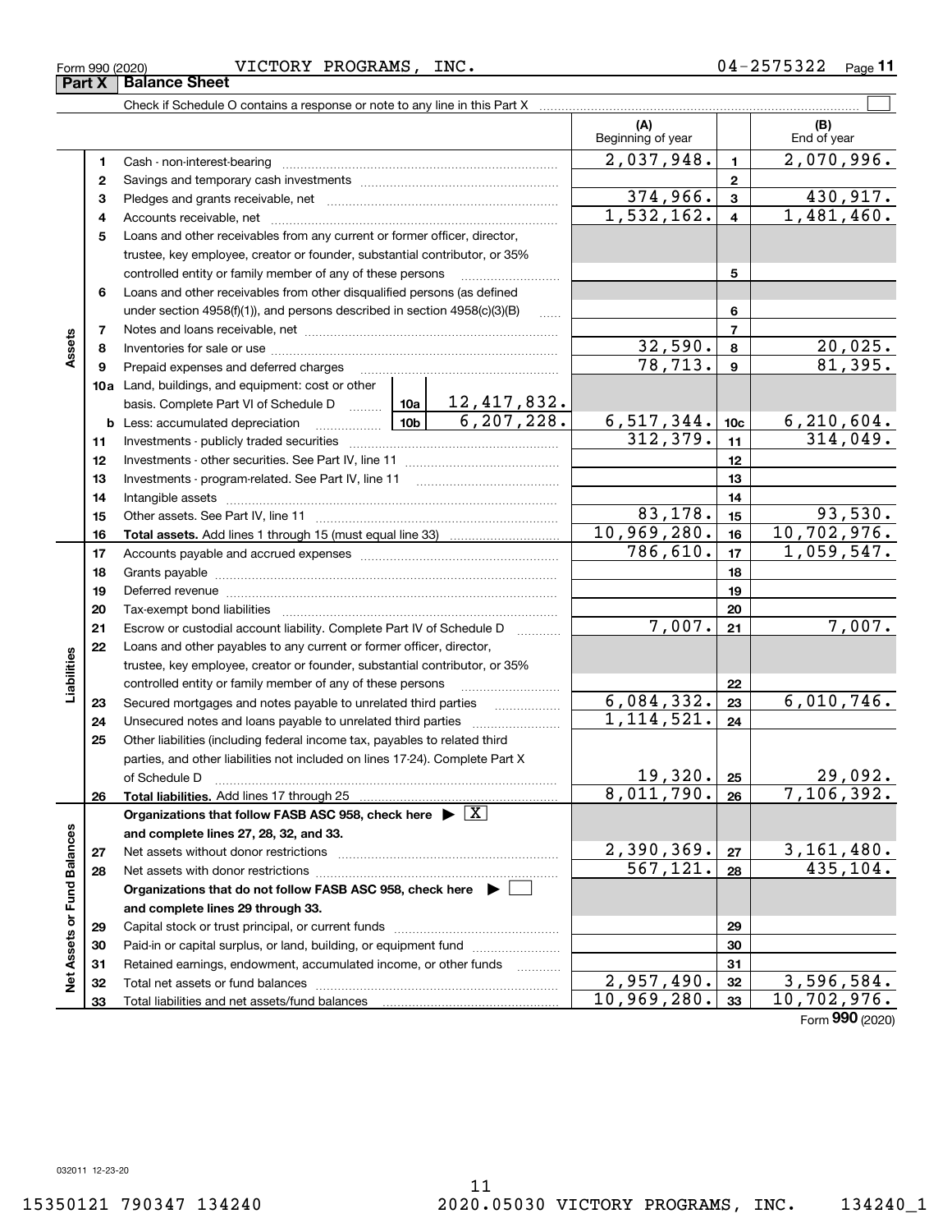Form 990 (2020) VICTORY PROGRAMS, INC. 04-2575322

## Part X Balance Sheet

Check if Schedule O contains a response or note to any line in this Part X

| | | | | (A) Beginning of year | | (B) End of year |
|---|---|---|---|---|---|---|
| **Assets** | 1 | Cash - non-interest-bearing | | 2,037,948. | 1 | 2,070,996. |
| | 2 | Savings and temporary cash investments | | | 2 | |
| | 3 | Pledges and grants receivable, net | | 374,966. | 3 | 430,917. |
| | 4 | Accounts receivable, net | | 1,532,162. | 4 | 1,481,460. |
| | 5 | Loans and other receivables from any current or former officer, director, trustee, key employee, creator or founder, substantial contributor, or 35% controlled entity or family member of any of these persons | | | 5 | |
| | 6 | Loans and other receivables from other disqualified persons (as defined under section 4958(f)(1)), and persons described in section 4958(c)(3)(B) | | | 6 | |
| | 7 | Notes and loans receivable, net | | | 7 | |
| | 8 | Inventories for sale or use | | 32,590. | 8 | 20,025. |
| | 9 | Prepaid expenses and deferred charges | | 78,713. | 9 | 81,395. |
| | 10a | Land, buildings, and equipment: cost or other basis. Complete Part VI of Schedule D | 10a 12,417,832. | | | |
| | b | Less: accumulated depreciation | 10b 6,207,228. | 6,517,344. | 10c | 6,210,604. |
| | 11 | Investments - publicly traded securities | | 312,379. | 11 | 314,049. |
| | 12 | Investments - other securities. See Part IV, line 11 | | | 12 | |
| | 13 | Investments - program-related. See Part IV, line 11 | | | 13 | |
| | 14 | Intangible assets | | | 14 | |
| | 15 | Other assets. See Part IV, line 11 | | 83,178. | 15 | 93,530. |
| | 16 | **Total assets.** Add lines 1 through 15 (must equal line 33) | | 10,969,280. | 16 | 10,702,976. |
| **Liabilities** | 17 | Accounts payable and accrued expenses | | 786,610. | 17 | 1,059,547. |
| | 18 | Grants payable | | | 18 | |
| | 19 | Deferred revenue | | | 19 | |
| | 20 | Tax-exempt bond liabilities | | | 20 | |
| | 21 | Escrow or custodial account liability. Complete Part IV of Schedule D | | 7,007. | 21 | 7,007. |
| | 22 | Loans and other payables to any current or former officer, director, trustee, key employee, creator or founder, substantial contributor, or 35% controlled entity or family member of any of these persons | | | 22 | |
| | 23 | Secured mortgages and notes payable to unrelated third parties | | 6,084,332. | 23 | 6,010,746. |
| | 24 | Unsecured notes and loans payable to unrelated third parties | | 1,114,521. | 24 | |
| | 25 | Other liabilities (including federal income tax, payables to related third parties, and other liabilities not included on lines 17-24). Complete Part X of Schedule D | | 19,320. | 25 | 29,092. |
| | 26 | **Total liabilities.** Add lines 17 through 25 | | 8,011,790. | 26 | 7,106,392. |
| **Net Assets or Fund Balances** | | **Organizations that follow FASB ASC 958, check here ▶ [X] and complete lines 27, 28, 32, and 33.** | | | | |
| | 27 | Net assets without donor restrictions | | 2,390,369. | 27 | 3,161,480. |
| | 28 | Net assets with donor restrictions | | 567,121. | 28 | 435,104. |
| | | **Organizations that do not follow FASB ASC 958, check here ▶ [ ] and complete lines 29 through 33.** | | | | |
| | 29 | Capital stock or trust principal, or current funds | | | 29 | |
| | 30 | Paid-in or capital surplus, or land, building, or equipment fund | | | 30 | |
| | 31 | Retained earnings, endowment, accumulated income, or other funds | | | 31 | |
| | 32 | Total net assets or fund balances | | 2,957,490. | 32 | 3,596,584. |
| | 33 | Total liabilities and net assets/fund balances | | 10,969,280. | 33 | 10,702,976. |

Form **990** (2020)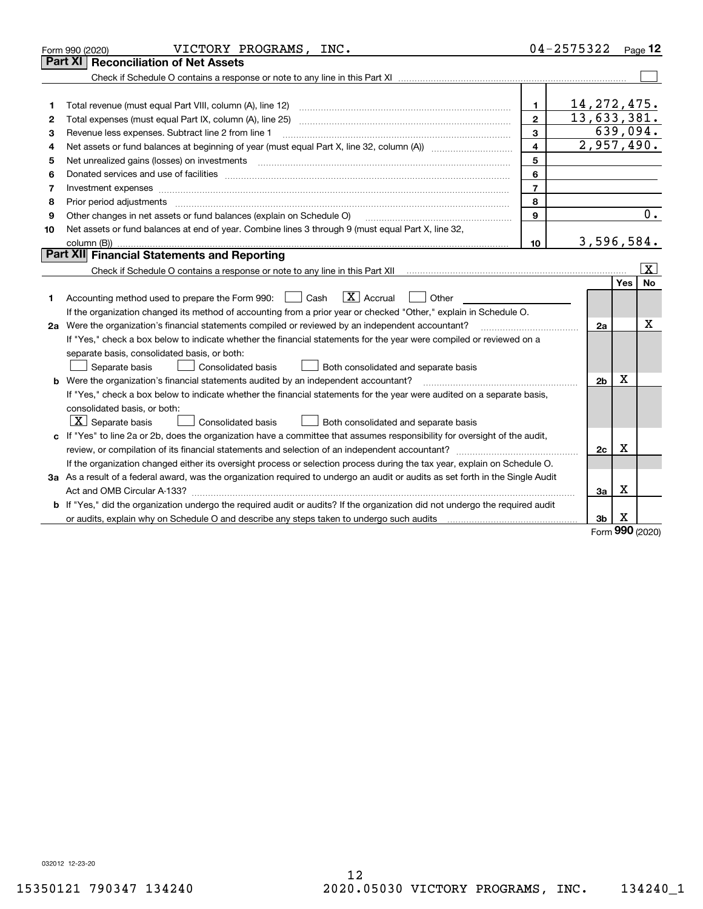Form 990 (2020) VICTORY PROGRAMS, INC. 04-2575322 Page 12

## Part XI Reconciliation of Net Assets

Check if Schedule O contains a response or note to any line in this Part XI ☐

| | | | |
|---|---|---|---|
| 1 | Total revenue (must equal Part VIII, column (A), line 12) | 1 | 14,272,475. |
| 2 | Total expenses (must equal Part IX, column (A), line 25) | 2 | 13,633,381. |
| 3 | Revenue less expenses. Subtract line 2 from line 1 | 3 | 639,094. |
| 4 | Net assets or fund balances at beginning of year (must equal Part X, line 32, column (A)) | 4 | 2,957,490. |
| 5 | Net unrealized gains (losses) on investments | 5 | |
| 6 | Donated services and use of facilities | 6 | |
| 7 | Investment expenses | 7 | |
| 8 | Prior period adjustments | 8 | |
| 9 | Other changes in net assets or fund balances (explain on Schedule O) | 9 | 0. |
| 10 | Net assets or fund balances at end of year. Combine lines 3 through 9 (must equal Part X, line 32, column (B)) | 10 | 3,596,584. |

## Part XII Financial Statements and Reporting

Check if Schedule O contains a response or note to any line in this Part XII ☒

| | | | Yes | No |
|---|---|---|---|---|
| 1 | Accounting method used to prepare the Form 990: ☐ Cash ☒ Accrual ☐ Other<br>If the organization changed its method of accounting from a prior year or checked "Other," explain in Schedule O. | | | |
| 2a | Were the organization's financial statements compiled or reviewed by an independent accountant?<br>If "Yes," check a box below to indicate whether the financial statements for the year were compiled or reviewed on a separate basis, consolidated basis, or both:<br>☐ Separate basis ☐ Consolidated basis ☐ Both consolidated and separate basis | 2a | | X |
| b | Were the organization's financial statements audited by an independent accountant?<br>If "Yes," check a box below to indicate whether the financial statements for the year were audited on a separate basis, consolidated basis, or both:<br>☒ Separate basis ☐ Consolidated basis ☐ Both consolidated and separate basis | 2b | X | |
| c | If "Yes" to line 2a or 2b, does the organization have a committee that assumes responsibility for oversight of the audit, review, or compilation of its financial statements and selection of an independent accountant?<br>If the organization changed either its oversight process or selection process during the tax year, explain on Schedule O. | 2c | X | |
| 3a | As a result of a federal award, was the organization required to undergo an audit or audits as set forth in the Single Audit Act and OMB Circular A-133? | 3a | X | |
| b | If "Yes," did the organization undergo the required audit or audits? If the organization did not undergo the required audit or audits, explain why on Schedule O and describe any steps taken to undergo such audits | 3b | X | |

Form 990 (2020)

032012 12-23-20

15350121 790347 134240 2020.05030 VICTORY PROGRAMS, INC. 134240_1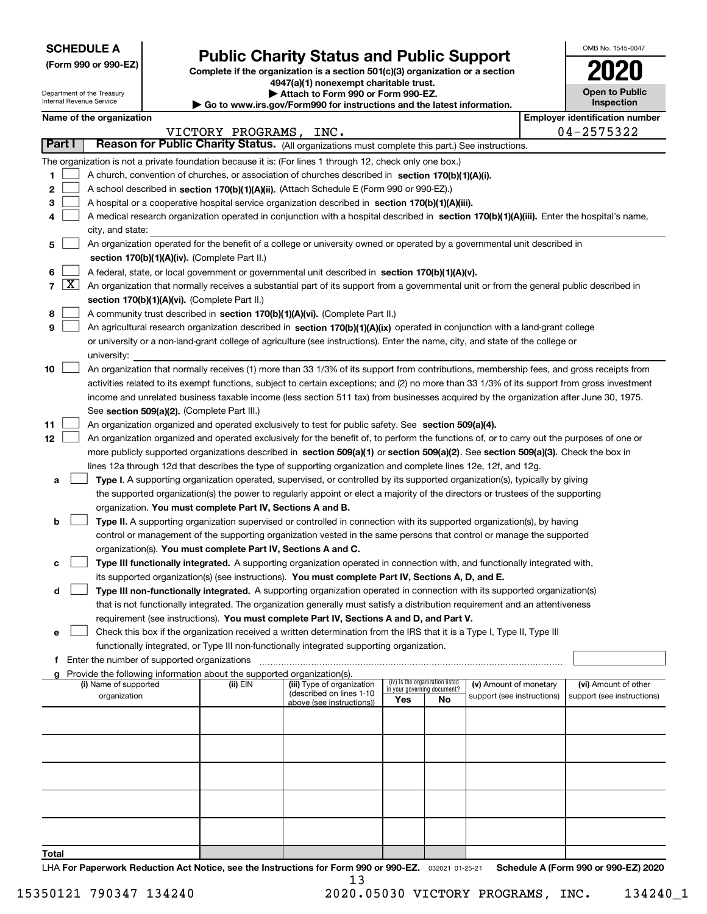**SCHEDULE A**
**(Form 990 or 990-EZ)**

Department of the Treasury
Internal Revenue Service

# Public Charity Status and Public Support

**Complete if the organization is a section 501(c)(3) organization or a section 4947(a)(1) nonexempt charitable trust.**
**▶ Attach to Form 990 or Form 990-EZ.**
**▶ Go to www.irs.gov/Form990 for instructions and the latest information.**

OMB No. 1545-0047
**2020**
**Open to Public Inspection**

**Name of the organization:** VICTORY PROGRAMS, INC.
**Employer identification number:** 04-2575322

## Part I — Reason for Public Charity Status. (All organizations must complete this part.) See instructions.

The organization is not a private foundation because it is: (For lines 1 through 12, check only one box.)

1. ☐ A church, convention of churches, or association of churches described in **section 170(b)(1)(A)(i).**
2. ☐ A school described in **section 170(b)(1)(A)(ii).** (Attach Schedule E (Form 990 or 990-EZ).)
3. ☐ A hospital or a cooperative hospital service organization described in **section 170(b)(1)(A)(iii).**
4. ☐ A medical research organization operated in conjunction with a hospital described in **section 170(b)(1)(A)(iii).** Enter the hospital's name, city, and state:
5. ☐ An organization operated for the benefit of a college or university owned or operated by a governmental unit described in **section 170(b)(1)(A)(iv).** (Complete Part II.)
6. ☐ A federal, state, or local government or governmental unit described in **section 170(b)(1)(A)(v).**
7. ☒ An organization that normally receives a substantial part of its support from a governmental unit or from the general public described in **section 170(b)(1)(A)(vi).** (Complete Part II.)
8. ☐ A community trust described in **section 170(b)(1)(A)(vi).** (Complete Part II.)
9. ☐ An agricultural research organization described in **section 170(b)(1)(A)(ix)** operated in conjunction with a land-grant college or university or a non-land-grant college of agriculture (see instructions). Enter the name, city, and state of the college or university:
10. ☐ An organization that normally receives (1) more than 33 1/3% of its support from contributions, membership fees, and gross receipts from activities related to its exempt functions, subject to certain exceptions; and (2) no more than 33 1/3% of its support from gross investment income and unrelated business taxable income (less section 511 tax) from businesses acquired by the organization after June 30, 1975. See **section 509(a)(2).** (Complete Part III.)
11. ☐ An organization organized and operated exclusively to test for public safety. See **section 509(a)(4).**
12. ☐ An organization organized and operated exclusively for the benefit of, to perform the functions of, or to carry out the purposes of one or more publicly supported organizations described in **section 509(a)(1)** or **section 509(a)(2)**. See **section 509(a)(3).** Check the box in lines 12a through 12d that describes the type of supporting organization and complete lines 12e, 12f, and 12g.
   - **a** ☐ **Type I.** A supporting organization operated, supervised, or controlled by its supported organization(s), typically by giving the supported organization(s) the power to regularly appoint or elect a majority of the directors or trustees of the supporting organization. **You must complete Part IV, Sections A and B.**
   - **b** ☐ **Type II.** A supporting organization supervised or controlled in connection with its supported organization(s), by having control or management of the supporting organization vested in the same persons that control or manage the supported organization(s). **You must complete Part IV, Sections A and C.**
   - **c** ☐ **Type III functionally integrated.** A supporting organization operated in connection with, and functionally integrated with, its supported organization(s) (see instructions). **You must complete Part IV, Sections A, D, and E.**
   - **d** ☐ **Type III non-functionally integrated.** A supporting organization operated in connection with its supported organization(s) that is not functionally integrated. The organization generally must satisfy a distribution requirement and an attentiveness requirement (see instructions). **You must complete Part IV, Sections A and D, and Part V.**
   - **e** ☐ Check this box if the organization received a written determination from the IRS that it is a Type I, Type II, Type III functionally integrated, or Type III non-functionally integrated supporting organization.
   - **f** Enter the number of supported organizations
   - **g** Provide the following information about the supported organization(s).

| (i) Name of supported organization | (ii) EIN | (iii) Type of organization (described on lines 1-10 above (see instructions)) | (iv) Is the organization listed in your governing document? Yes | No | (v) Amount of monetary support (see instructions) | (vi) Amount of other support (see instructions) |
|---|---|---|---|---|---|---|
| | | | | | | |
| | | | | | | |
| | | | | | | |
| | | | | | | |
| | | | | | | |
| **Total** | | | | | | |

LHA **For Paperwork Reduction Act Notice, see the Instructions for Form 990 or 990-EZ.** 032021 01-25-21 **Schedule A (Form 990 or 990-EZ) 2020**

15350121 790347 134240 2020.05030 VICTORY PROGRAMS, INC. 134240_1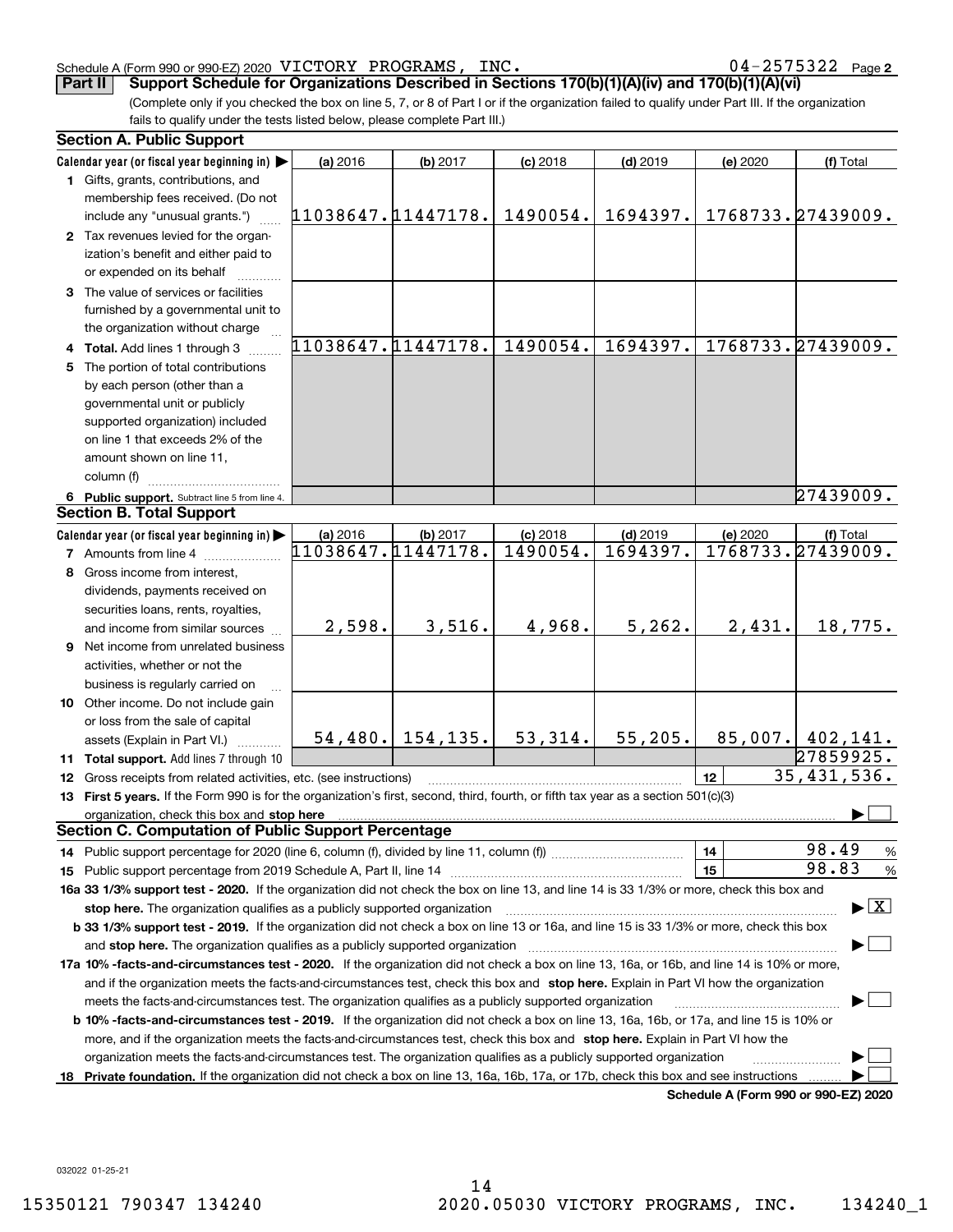Schedule A (Form 990 or 990-EZ) 2020 VICTORY PROGRAMS, INC. 04-2575322 Page 2

**Part II** **Support Schedule for Organizations Described in Sections 170(b)(1)(A)(iv) and 170(b)(1)(A)(vi)**

(Complete only if you checked the box on line 5, 7, or 8 of Part I or if the organization failed to qualify under Part III. If the organization fails to qualify under the tests listed below, please complete Part III.)

### Section A. Public Support

| Calendar year (or fiscal year beginning in) ▶ | (a) 2016 | (b) 2017 | (c) 2018 | (d) 2019 | (e) 2020 | (f) Total |
|---|---|---|---|---|---|---|
| **1** Gifts, grants, contributions, and membership fees received. (Do not include any "unusual grants.") | 11038647. | 11447178. | 1490054. | 1694397. | 1768733. | 27439009. |
| **2** Tax revenues levied for the organization's benefit and either paid to or expended on its behalf | | | | | | |
| **3** The value of services or facilities furnished by a governmental unit to the organization without charge | | | | | | |
| **4 Total.** Add lines 1 through 3 | 11038647. | 11447178. | 1490054. | 1694397. | 1768733. | 27439009. |
| **5** The portion of total contributions by each person (other than a governmental unit or publicly supported organization) included on line 1 that exceeds 2% of the amount shown on line 11, column (f) | | | | | | |
| **6 Public support.** Subtract line 5 from line 4. | | | | | | 27439009. |

### Section B. Total Support

| Calendar year (or fiscal year beginning in) ▶ | (a) 2016 | (b) 2017 | (c) 2018 | (d) 2019 | (e) 2020 | (f) Total |
|---|---|---|---|---|---|---|
| **7** Amounts from line 4 | 11038647. | 11447178. | 1490054. | 1694397. | 1768733. | 27439009. |
| **8** Gross income from interest, dividends, payments received on securities loans, rents, royalties, and income from similar sources | 2,598. | 3,516. | 4,968. | 5,262. | 2,431. | 18,775. |
| **9** Net income from unrelated business activities, whether or not the business is regularly carried on | | | | | | |
| **10** Other income. Do not include gain or loss from the sale of capital assets (Explain in Part VI.) | 54,480. | 154,135. | 53,314. | 55,205. | 85,007. | 402,141. |
| **11 Total support.** Add lines 7 through 10 | | | | | | 27859925. |

**12** Gross receipts from related activities, etc. (see instructions) | **12** | 35,431,536.

**13 First 5 years.** If the Form 990 is for the organization's first, second, third, fourth, or fifth tax year as a section 501(c)(3) organization, check this box and **stop here** ▶ ☐

### Section C. Computation of Public Support Percentage

**14** Public support percentage for 2020 (line 6, column (f), divided by line 11, column (f)) | **14** | 98.49 %

**15** Public support percentage from 2019 Schedule A, Part II, line 14 | **15** | 98.83 %

**16a 33 1/3% support test - 2020.** If the organization did not check the box on line 13, and line 14 is 33 1/3% or more, check this box and **stop here.** The organization qualifies as a publicly supported organization ▶ ☒

**b 33 1/3% support test - 2019.** If the organization did not check a box on line 13 or 16a, and line 15 is 33 1/3% or more, check this box and **stop here.** The organization qualifies as a publicly supported organization ▶ ☐

**17a 10% -facts-and-circumstances test - 2020.** If the organization did not check a box on line 13, 16a, or 16b, and line 14 is 10% or more, and if the organization meets the facts-and-circumstances test, check this box and **stop here.** Explain in Part VI how the organization meets the facts-and-circumstances test. The organization qualifies as a publicly supported organization ▶ ☐

**b 10% -facts-and-circumstances test - 2019.** If the organization did not check a box on line 13, 16a, 16b, or 17a, and line 15 is 10% or more, and if the organization meets the facts-and-circumstances test, check this box and **stop here.** Explain in Part VI how the organization meets the facts-and-circumstances test. The organization qualifies as a publicly supported organization ▶ ☐

**18 Private foundation.** If the organization did not check a box on line 13, 16a, 16b, 17a, or 17b, check this box and see instructions ▶ ☐

**Schedule A (Form 990 or 990-EZ) 2020**

032022 01-25-21

15350121 790347 134240 2020.05030 VICTORY PROGRAMS, INC. 134240_1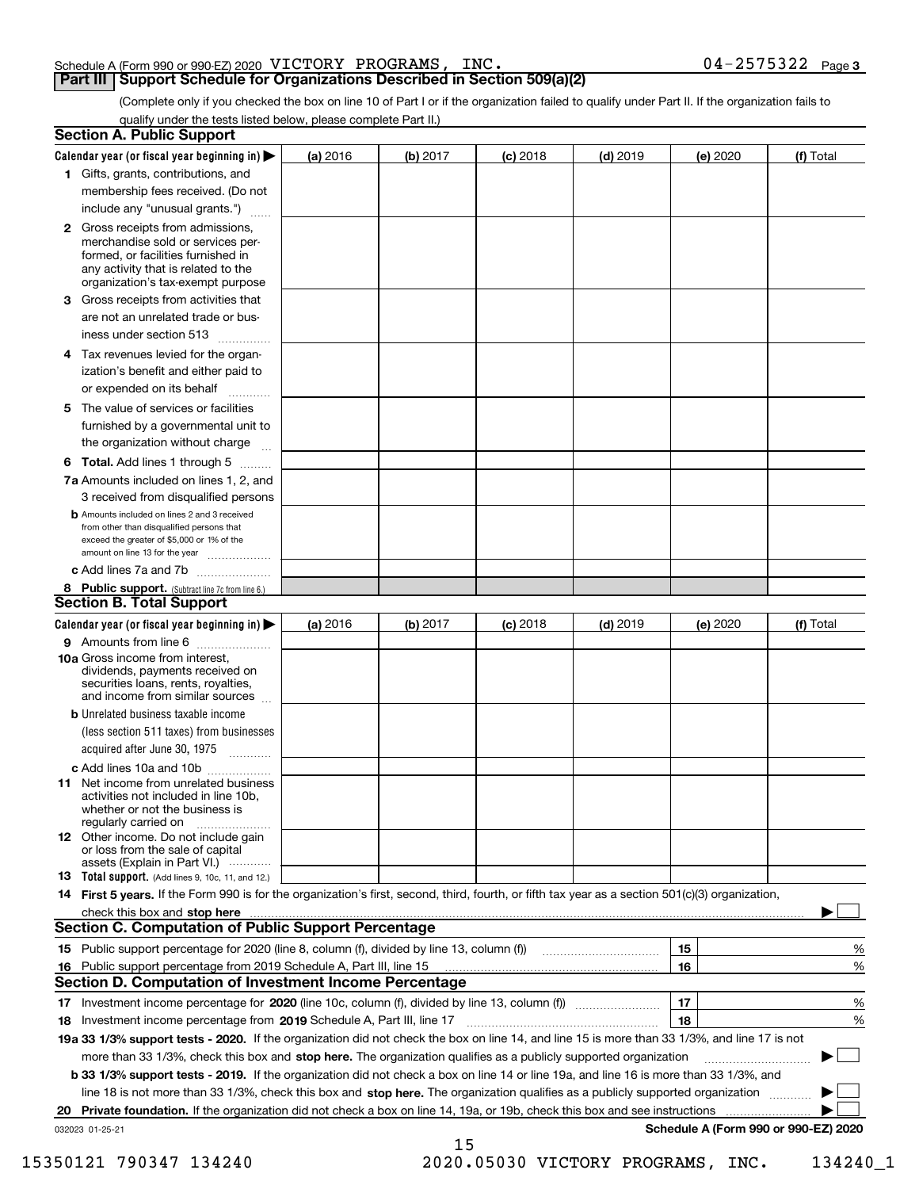Schedule A (Form 990 or 990-EZ) 2020 VICTORY PROGRAMS, INC. 04-2575322 Page 3

## Part III Support Schedule for Organizations Described in Section 509(a)(2)

(Complete only if you checked the box on line 10 of Part I or if the organization failed to qualify under Part II. If the organization fails to qualify under the tests listed below, please complete Part II.)

### Section A. Public Support

| Calendar year (or fiscal year beginning in) ▶ | (a) 2016 | (b) 2017 | (c) 2018 | (d) 2019 | (e) 2020 | (f) Total |
|---|---|---|---|---|---|---|
| 1 Gifts, grants, contributions, and membership fees received. (Do not include any "unusual grants.") | | | | | | |
| 2 Gross receipts from admissions, merchandise sold or services performed, or facilities furnished in any activity that is related to the organization's tax-exempt purpose | | | | | | |
| 3 Gross receipts from activities that are not an unrelated trade or business under section 513 | | | | | | |
| 4 Tax revenues levied for the organization's benefit and either paid to or expended on its behalf | | | | | | |
| 5 The value of services or facilities furnished by a governmental unit to the organization without charge | | | | | | |
| 6 **Total.** Add lines 1 through 5 | | | | | | |
| 7a Amounts included on lines 1, 2, and 3 received from disqualified persons | | | | | | |
| b Amounts included on lines 2 and 3 received from other than disqualified persons that exceed the greater of $5,000 or 1% of the amount on line 13 for the year | | | | | | |
| c Add lines 7a and 7b | | | | | | |
| 8 **Public support.** (Subtract line 7c from line 6.) | | | | | | |

### Section B. Total Support

| Calendar year (or fiscal year beginning in) ▶ | (a) 2016 | (b) 2017 | (c) 2018 | (d) 2019 | (e) 2020 | (f) Total |
|---|---|---|---|---|---|---|
| 9 Amounts from line 6 | | | | | | |
| 10a Gross income from interest, dividends, payments received on securities loans, rents, royalties, and income from similar sources | | | | | | |
| b Unrelated business taxable income (less section 511 taxes) from businesses acquired after June 30, 1975 | | | | | | |
| c Add lines 10a and 10b | | | | | | |
| 11 Net income from unrelated business activities not included in line 10b, whether or not the business is regularly carried on | | | | | | |
| 12 Other income. Do not include gain or loss from the sale of capital assets (Explain in Part VI.) | | | | | | |
| 13 **Total support.** (Add lines 9, 10c, 11, and 12.) | | | | | | |

14 **First 5 years.** If the Form 990 is for the organization's first, second, third, fourth, or fifth tax year as a section 501(c)(3) organization, check this box and **stop here** ▶ ☐

### Section C. Computation of Public Support Percentage

| | | | |
|---|---|---|---|
| 15 | Public support percentage for 2020 (line 8, column (f), divided by line 13, column (f)) | 15 | % |
| 16 | Public support percentage from 2019 Schedule A, Part III, line 15 | 16 | % |

### Section D. Computation of Investment Income Percentage

| | | | |
|---|---|---|---|
| 17 | Investment income percentage for **2020** (line 10c, column (f), divided by line 13, column (f)) | 17 | % |
| 18 | Investment income percentage from **2019** Schedule A, Part III, line 17 | 18 | % |

**19a 33 1/3% support tests - 2020.** If the organization did not check the box on line 14, and line 15 is more than 33 1/3%, and line 17 is not more than 33 1/3%, check this box and **stop here.** The organization qualifies as a publicly supported organization ▶ ☐

**b 33 1/3% support tests - 2019.** If the organization did not check a box on line 14 or line 19a, and line 16 is more than 33 1/3%, and line 18 is not more than 33 1/3%, check this box and **stop here.** The organization qualifies as a publicly supported organization ▶ ☐

**20 Private foundation.** If the organization did not check a box on line 14, 19a, or 19b, check this box and see instructions ▶ ☐

032023 01-25-21 **Schedule A (Form 990 or 990-EZ) 2020**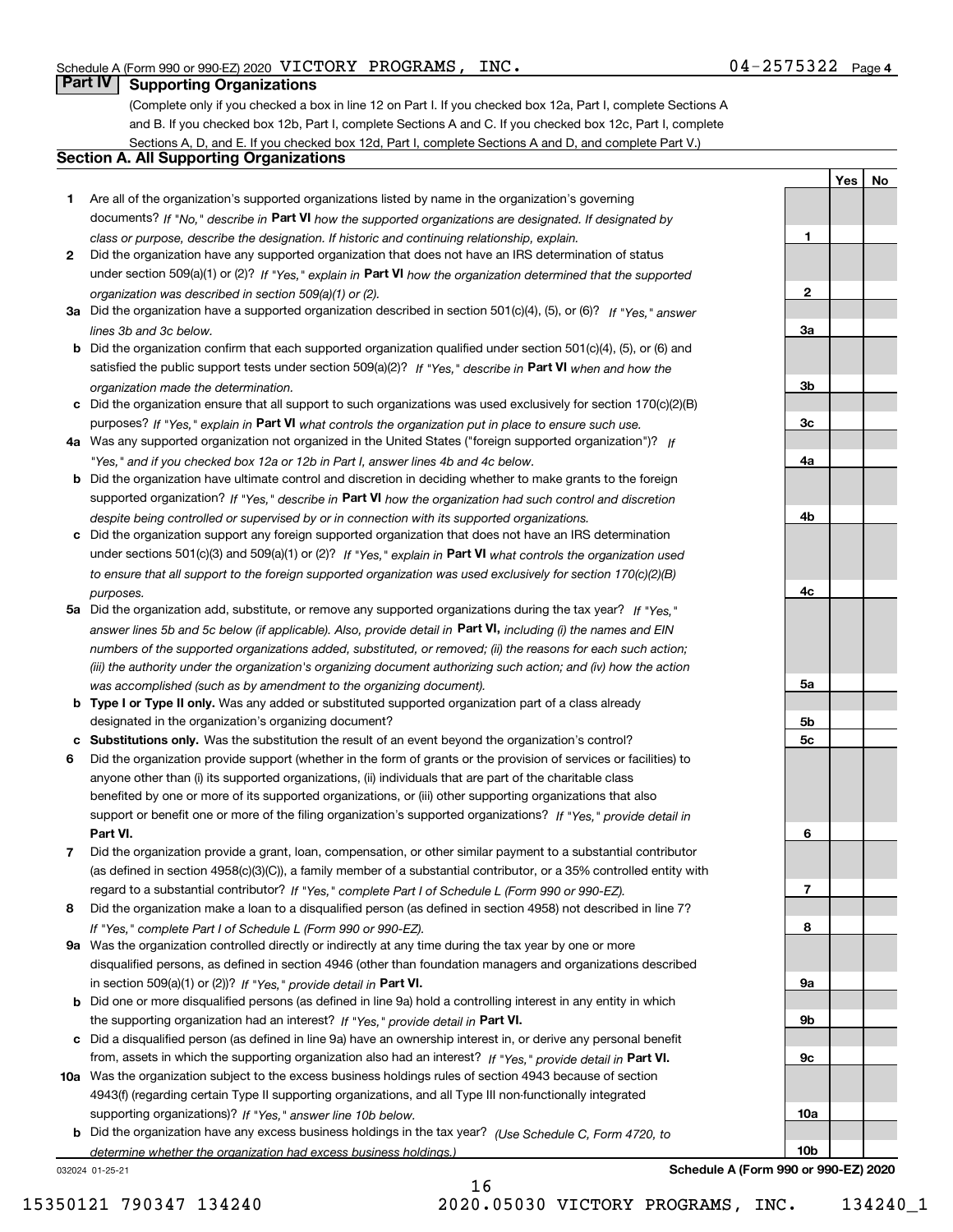Schedule A (Form 990 or 990-EZ) 2020 VICTORY PROGRAMS, INC. 04-2575322 Page 4

## Part IV Supporting Organizations

(Complete only if you checked a box in line 12 on Part I. If you checked box 12a, Part I, complete Sections A and B. If you checked box 12b, Part I, complete Sections A and C. If you checked box 12c, Part I, complete Sections A, D, and E. If you checked box 12d, Part I, complete Sections A and D, and complete Part V.)

### Section A. All Supporting Organizations

| | | | Yes | No |
|---|---|---|---|---|
| **1** | Are all of the organization's supported organizations listed by name in the organization's governing documents? *If "No," describe in* **Part VI** *how the supported organizations are designated. If designated by class or purpose, describe the designation. If historic and continuing relationship, explain.* | **1** | | |
| **2** | Did the organization have any supported organization that does not have an IRS determination of status under section 509(a)(1) or (2)? *If "Yes," explain in* **Part VI** *how the organization determined that the supported organization was described in section 509(a)(1) or (2).* | **2** | | |
| **3a** | Did the organization have a supported organization described in section 501(c)(4), (5), or (6)? *If "Yes," answer lines 3b and 3c below.* | **3a** | | |
| **b** | Did the organization confirm that each supported organization qualified under section 501(c)(4), (5), or (6) and satisfied the public support tests under section 509(a)(2)? *If "Yes," describe in* **Part VI** *when and how the organization made the determination.* | **3b** | | |
| **c** | Did the organization ensure that all support to such organizations was used exclusively for section 170(c)(2)(B) purposes? *If "Yes," explain in* **Part VI** *what controls the organization put in place to ensure such use.* | **3c** | | |
| **4a** | Was any supported organization not organized in the United States ("foreign supported organization")? *If "Yes," and if you checked box 12a or 12b in Part I, answer lines 4b and 4c below.* | **4a** | | |
| **b** | Did the organization have ultimate control and discretion in deciding whether to make grants to the foreign supported organization? *If "Yes," describe in* **Part VI** *how the organization had such control and discretion despite being controlled or supervised by or in connection with its supported organizations.* | **4b** | | |
| **c** | Did the organization support any foreign supported organization that does not have an IRS determination under sections 501(c)(3) and 509(a)(1) or (2)? *If "Yes," explain in* **Part VI** *what controls the organization used to ensure that all support to the foreign supported organization was used exclusively for section 170(c)(2)(B) purposes.* | **4c** | | |
| **5a** | Did the organization add, substitute, or remove any supported organizations during the tax year? *If "Yes," answer lines 5b and 5c below (if applicable). Also, provide detail in* **Part VI,** *including (i) the names and EIN numbers of the supported organizations added, substituted, or removed; (ii) the reasons for each such action; (iii) the authority under the organization's organizing document authorizing such action; and (iv) how the action was accomplished (such as by amendment to the organizing document).* | **5a** | | |
| **b** | **Type I or Type II only.** Was any added or substituted supported organization part of a class already designated in the organization's organizing document? | **5b** | | |
| **c** | **Substitutions only.** Was the substitution the result of an event beyond the organization's control? | **5c** | | |
| **6** | Did the organization provide support (whether in the form of grants or the provision of services or facilities) to anyone other than (i) its supported organizations, (ii) individuals that are part of the charitable class benefited by one or more of its supported organizations, or (iii) other supporting organizations that also support or benefit one or more of the filing organization's supported organizations? *If "Yes," provide detail in* **Part VI.** | **6** | | |
| **7** | Did the organization provide a grant, loan, compensation, or other similar payment to a substantial contributor (as defined in section 4958(c)(3)(C)), a family member of a substantial contributor, or a 35% controlled entity with regard to a substantial contributor? *If "Yes," complete Part I of Schedule L (Form 990 or 990-EZ).* | **7** | | |
| **8** | Did the organization make a loan to a disqualified person (as defined in section 4958) not described in line 7? *If "Yes," complete Part I of Schedule L (Form 990 or 990-EZ).* | **8** | | |
| **9a** | Was the organization controlled directly or indirectly at any time during the tax year by one or more disqualified persons, as defined in section 4946 (other than foundation managers and organizations described in section 509(a)(1) or (2))? *If "Yes," provide detail in* **Part VI.** | **9a** | | |
| **b** | Did one or more disqualified persons (as defined in line 9a) hold a controlling interest in any entity in which the supporting organization had an interest? *If "Yes," provide detail in* **Part VI.** | **9b** | | |
| **c** | Did a disqualified person (as defined in line 9a) have an ownership interest in, or derive any personal benefit from, assets in which the supporting organization also had an interest? *If "Yes," provide detail in* **Part VI.** | **9c** | | |
| **10a** | Was the organization subject to the excess business holdings rules of section 4943 because of section 4943(f) (regarding certain Type II supporting organizations, and all Type III non-functionally integrated supporting organizations)? *If "Yes," answer line 10b below.* | **10a** | | |
| **b** | Did the organization have any excess business holdings in the tax year? *(Use Schedule C, Form 4720, to determine whether the organization had excess business holdings.)* | **10b** | | |

032024 01-25-21

**Schedule A (Form 990 or 990-EZ) 2020**

15350121 790347 134240 2020.05030 VICTORY PROGRAMS, INC. 134240_1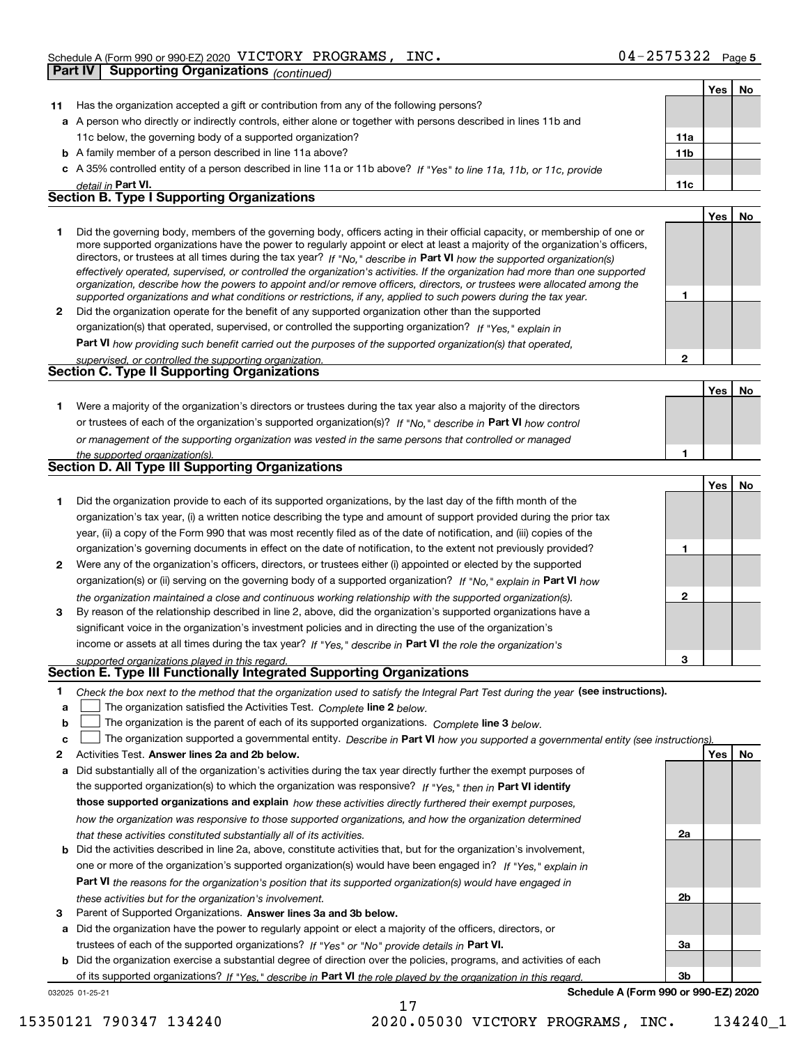Schedule A (Form 990 or 990-EZ) 2020 VICTORY PROGRAMS, INC. 04-2575322 Page 5

**Part IV Supporting Organizations** *(continued)*

| | | | Yes | No |
|---|---|---|---|---|
| **11** | Has the organization accepted a gift or contribution from any of the following persons? | | | |
| **a** | A person who directly or indirectly controls, either alone or together with persons described in lines 11b and 11c below, the governing body of a supported organization? | 11a | | |
| **b** | A family member of a person described in line 11a above? | 11b | | |
| **c** | A 35% controlled entity of a person described in line 11a or 11b above? *If "Yes" to line 11a, 11b, or 11c, provide detail in* **Part VI.** | 11c | | |

## Section B. Type I Supporting Organizations

| | | | Yes | No |
|---|---|---|---|---|
| **1** | Did the governing body, members of the governing body, officers acting in their official capacity, or membership of one or more supported organizations have the power to regularly appoint or elect at least a majority of the organization's officers, directors, or trustees at all times during the tax year? *If "No," describe in* **Part VI** *how the supported organization(s) effectively operated, supervised, or controlled the organization's activities. If the organization had more than one supported organization, describe how the powers to appoint and/or remove officers, directors, or trustees were allocated among the supported organizations and what conditions or restrictions, if any, applied to such powers during the tax year.* | 1 | | |
| **2** | Did the organization operate for the benefit of any supported organization other than the supported organization(s) that operated, supervised, or controlled the supporting organization? *If "Yes," explain in* **Part VI** *how providing such benefit carried out the purposes of the supported organization(s) that operated, supervised, or controlled the supporting organization.* | 2 | | |

## Section C. Type II Supporting Organizations

| | | | Yes | No |
|---|---|---|---|---|
| **1** | Were a majority of the organization's directors or trustees during the tax year also a majority of the directors or trustees of each of the organization's supported organization(s)? *If "No," describe in* **Part VI** *how control or management of the supporting organization was vested in the same persons that controlled or managed the supported organization(s).* | 1 | | |

## Section D. All Type III Supporting Organizations

| | | | Yes | No |
|---|---|---|---|---|
| **1** | Did the organization provide to each of its supported organizations, by the last day of the fifth month of the organization's tax year, (i) a written notice describing the type and amount of support provided during the prior tax year, (ii) a copy of the Form 990 that was most recently filed as of the date of notification, and (iii) copies of the organization's governing documents in effect on the date of notification, to the extent not previously provided? | 1 | | |
| **2** | Were any of the organization's officers, directors, or trustees either (i) appointed or elected by the supported organization(s) or (ii) serving on the governing body of a supported organization? *If "No," explain in* **Part VI** *how the organization maintained a close and continuous working relationship with the supported organization(s).* | 2 | | |
| **3** | By reason of the relationship described in line 2, above, did the organization's supported organizations have a significant voice in the organization's investment policies and in directing the use of the organization's income or assets at all times during the tax year? *If "Yes," describe in* **Part VI** *the role the organization's supported organizations played in this regard.* | 3 | | |

## Section E. Type III Functionally Integrated Supporting Organizations

**1** *Check the box next to the method that the organization used to satisfy the Integral Part Test during the year* **(see instructions).**

- **a** ☐ The organization satisfied the Activities Test. *Complete* **line 2** *below.*
- **b** ☐ The organization is the parent of each of its supported organizations. *Complete* **line 3** *below.*
- **c** ☐ The organization supported a governmental entity. *Describe in* **Part VI** *how you supported a governmental entity (see instructions).*

| | | | Yes | No |
|---|---|---|---|---|
| **2** | Activities Test. **Answer lines 2a and 2b below.** | | | |
| **a** | Did substantially all of the organization's activities during the tax year directly further the exempt purposes of the supported organization(s) to which the organization was responsive? *If "Yes," then in* **Part VI identify those supported organizations and explain** *how these activities directly furthered their exempt purposes, how the organization was responsive to those supported organizations, and how the organization determined that these activities constituted substantially all of its activities.* | 2a | | |
| **b** | Did the activities described in line 2a, above, constitute activities that, but for the organization's involvement, one or more of the organization's supported organization(s) would have been engaged in? *If "Yes," explain in* **Part VI** *the reasons for the organization's position that its supported organization(s) would have engaged in these activities but for the organization's involvement.* | 2b | | |
| **3** | Parent of Supported Organizations. **Answer lines 3a and 3b below.** | | | |
| **a** | Did the organization have the power to regularly appoint or elect a majority of the officers, directors, or trustees of each of the supported organizations? *If "Yes" or "No" provide details in* **Part VI.** | 3a | | |
| **b** | Did the organization exercise a substantial degree of direction over the policies, programs, and activities of each of its supported organizations? *If "Yes," describe in* **Part VI** *the role played by the organization in this regard.* | 3b | | |

032025 01-25-21 **Schedule A (Form 990 or 990-EZ) 2020**

15350121 790347 134240 2020.05030 VICTORY PROGRAMS, INC. 134240_1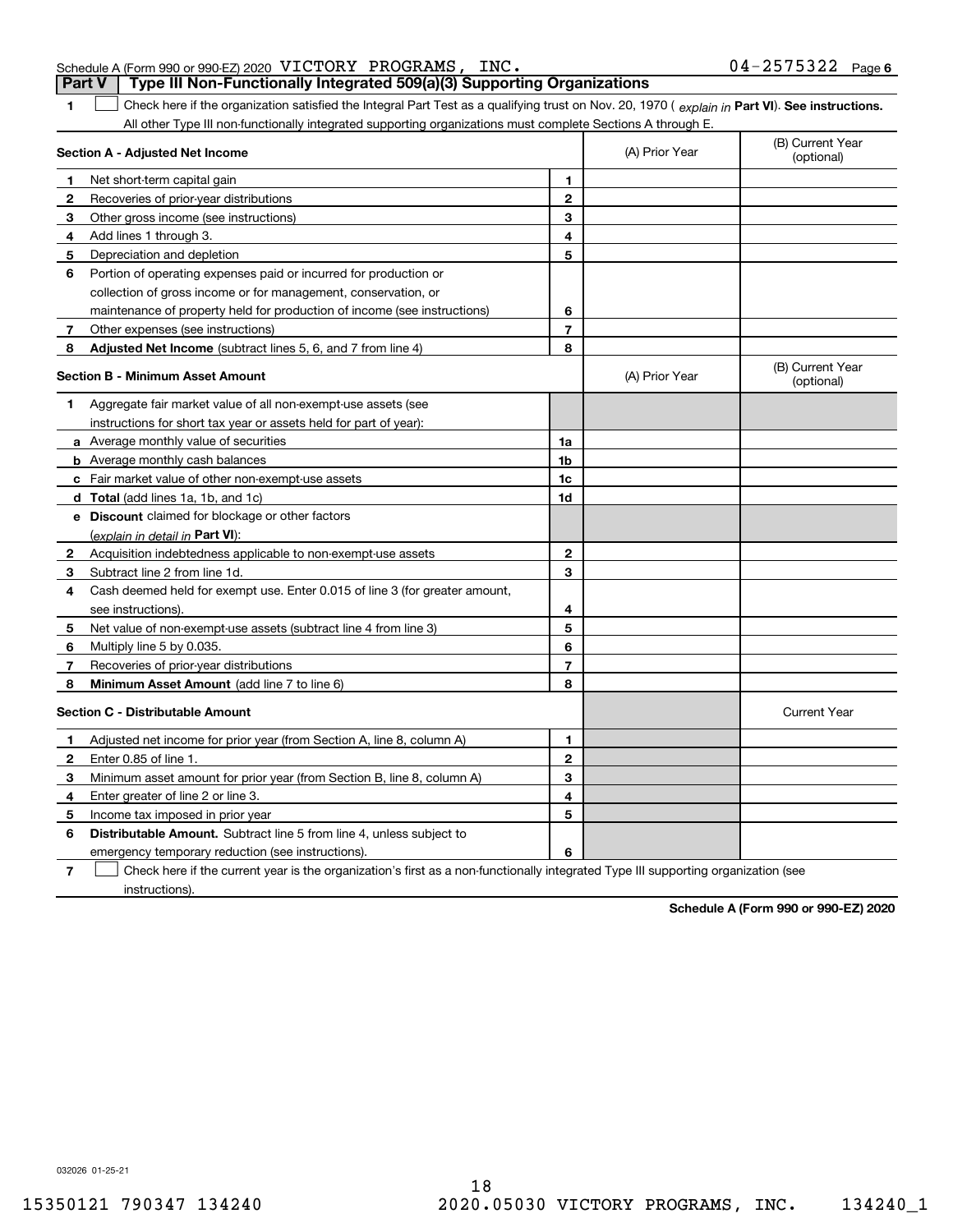Schedule A (Form 990 or 990-EZ) 2020 VICTORY PROGRAMS, INC. 04-2575322 Page 6

**Part V | Type III Non-Functionally Integrated 509(a)(3) Supporting Organizations**

1 ☐ Check here if the organization satisfied the Integral Part Test as a qualifying trust on Nov. 20, 1970 ( *explain in* **Part VI**). **See instructions.** All other Type III non-functionally integrated supporting organizations must complete Sections A through E.

| **Section A - Adjusted Net Income** | | | (A) Prior Year | (B) Current Year (optional) |
|---|---|---|---|---|
| 1 | Net short-term capital gain | 1 | | |
| 2 | Recoveries of prior-year distributions | 2 | | |
| 3 | Other gross income (see instructions) | 3 | | |
| 4 | Add lines 1 through 3. | 4 | | |
| 5 | Depreciation and depletion | 5 | | |
| 6 | Portion of operating expenses paid or incurred for production or collection of gross income or for management, conservation, or maintenance of property held for production of income (see instructions) | 6 | | |
| 7 | Other expenses (see instructions) | 7 | | |
| 8 | **Adjusted Net Income** (subtract lines 5, 6, and 7 from line 4) | 8 | | |

| **Section B - Minimum Asset Amount** | | | (A) Prior Year | (B) Current Year (optional) |
|---|---|---|---|---|
| 1 | Aggregate fair market value of all non-exempt-use assets (see instructions for short tax year or assets held for part of year): | | | |
| a | Average monthly value of securities | 1a | | |
| b | Average monthly cash balances | 1b | | |
| c | Fair market value of other non-exempt-use assets | 1c | | |
| d | **Total** (add lines 1a, 1b, and 1c) | 1d | | |
| e | **Discount** claimed for blockage or other factors (*explain in detail in* **Part VI**): | | | |
| 2 | Acquisition indebtedness applicable to non-exempt-use assets | 2 | | |
| 3 | Subtract line 2 from line 1d. | 3 | | |
| 4 | Cash deemed held for exempt use. Enter 0.015 of line 3 (for greater amount, see instructions). | 4 | | |
| 5 | Net value of non-exempt-use assets (subtract line 4 from line 3) | 5 | | |
| 6 | Multiply line 5 by 0.035. | 6 | | |
| 7 | Recoveries of prior-year distributions | 7 | | |
| 8 | **Minimum Asset Amount** (add line 7 to line 6) | 8 | | |

| **Section C - Distributable Amount** | | | | Current Year |
|---|---|---|---|---|
| 1 | Adjusted net income for prior year (from Section A, line 8, column A) | 1 | | |
| 2 | Enter 0.85 of line 1. | 2 | | |
| 3 | Minimum asset amount for prior year (from Section B, line 8, column A) | 3 | | |
| 4 | Enter greater of line 2 or line 3. | 4 | | |
| 5 | Income tax imposed in prior year | 5 | | |
| 6 | **Distributable Amount.** Subtract line 5 from line 4, unless subject to emergency temporary reduction (see instructions). | 6 | | |

7 ☐ Check here if the current year is the organization's first as a non-functionally integrated Type III supporting organization (see instructions).

**Schedule A (Form 990 or 990-EZ) 2020**

032026 01-25-21

15350121 790347 134240 2020.05030 VICTORY PROGRAMS, INC. 134240_1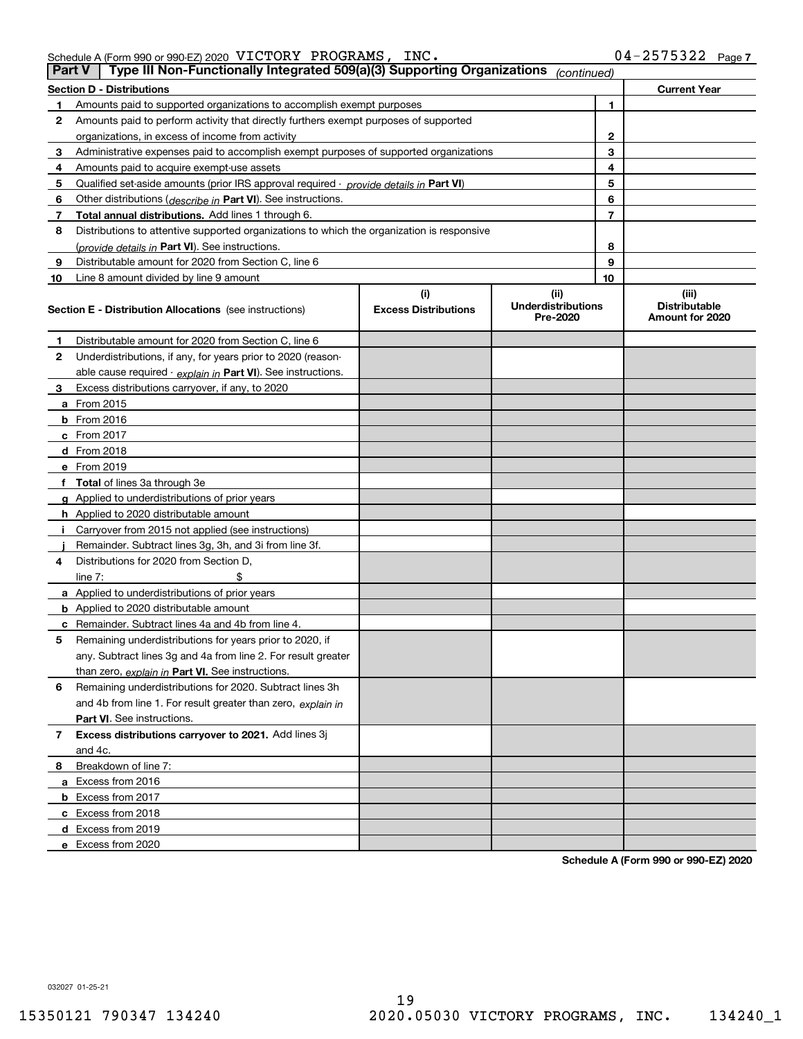Schedule A (Form 990 or 990-EZ) 2020 VICTORY PROGRAMS, INC. 04-2575322

## Part V — Type III Non-Functionally Integrated 509(a)(3) Supporting Organizations *(continued)*

| Section D - Distributions | | | Current Year |
|---|---|---|---|
| 1 | Amounts paid to supported organizations to accomplish exempt purposes | 1 | |
| 2 | Amounts paid to perform activity that directly furthers exempt purposes of supported organizations, in excess of income from activity | 2 | |
| 3 | Administrative expenses paid to accomplish exempt purposes of supported organizations | 3 | |
| 4 | Amounts paid to acquire exempt-use assets | 4 | |
| 5 | Qualified set-aside amounts (prior IRS approval required - *provide details in* **Part VI**) | 5 | |
| 6 | Other distributions (*describe in* **Part VI**). See instructions. | 6 | |
| 7 | **Total annual distributions.** Add lines 1 through 6. | 7 | |
| 8 | Distributions to attentive supported organizations to which the organization is responsive (*provide details in* **Part VI**). See instructions. | 8 | |
| 9 | Distributable amount for 2020 from Section C, line 6 | 9 | |
| 10 | Line 8 amount divided by line 9 amount | 10 | |

| **Section E - Distribution Allocations** (see instructions) | (i) Excess Distributions | (ii) Underdistributions Pre-2020 | (iii) Distributable Amount for 2020 |
|---|---|---|---|
| **1** Distributable amount for 2020 from Section C, line 6 | | | |
| **2** Underdistributions, if any, for years prior to 2020 (reasonable cause required - *explain in* **Part VI**). See instructions. | | | |
| **3** Excess distributions carryover, if any, to 2020 | | | |
| **a** From 2015 | | | |
| **b** From 2016 | | | |
| **c** From 2017 | | | |
| **d** From 2018 | | | |
| **e** From 2019 | | | |
| **f Total** of lines 3a through 3e | | | |
| **g** Applied to underdistributions of prior years | | | |
| **h** Applied to 2020 distributable amount | | | |
| **i** Carryover from 2015 not applied (see instructions) | | | |
| **j** Remainder. Subtract lines 3g, 3h, and 3i from line 3f. | | | |
| **4** Distributions for 2020 from Section D, line 7: $ | | | |
| **a** Applied to underdistributions of prior years | | | |
| **b** Applied to 2020 distributable amount | | | |
| **c** Remainder. Subtract lines 4a and 4b from line 4. | | | |
| **5** Remaining underdistributions for years prior to 2020, if any. Subtract lines 3g and 4a from line 2. For result greater than zero, *explain in* **Part VI.** See instructions. | | | |
| **6** Remaining underdistributions for 2020. Subtract lines 3h and 4b from line 1. For result greater than zero, *explain in* **Part VI**. See instructions. | | | |
| **7 Excess distributions carryover to 2021.** Add lines 3j and 4c. | | | |
| **8** Breakdown of line 7: | | | |
| **a** Excess from 2016 | | | |
| **b** Excess from 2017 | | | |
| **c** Excess from 2018 | | | |
| **d** Excess from 2019 | | | |
| **e** Excess from 2020 | | | |

**Schedule A (Form 990 or 990-EZ) 2020**

032027 01-25-21

15350121 790347 134240 2020.05030 VICTORY PROGRAMS, INC. 134240_1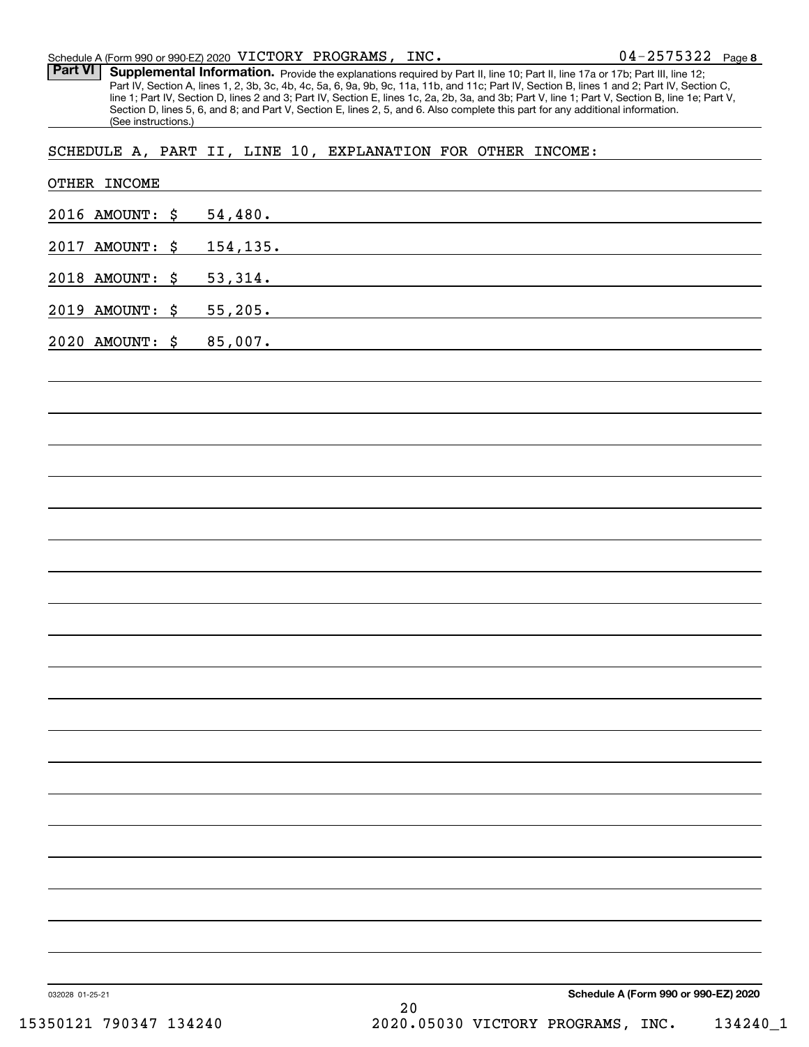Schedule A (Form 990 or 990-EZ) 2020 VICTORY PROGRAMS, INC. 04-2575322 Page 8

**Part VI** **Supplemental Information.** Provide the explanations required by Part II, line 10; Part II, line 17a or 17b; Part III, line 12; Part IV, Section A, lines 1, 2, 3b, 3c, 4b, 4c, 5a, 6, 9a, 9b, 9c, 11a, 11b, and 11c; Part IV, Section B, lines 1 and 2; Part IV, Section C, line 1; Part IV, Section D, lines 2 and 3; Part IV, Section E, lines 1c, 2a, 2b, 3a, and 3b; Part V, line 1; Part V, Section B, line 1e; Part V, Section D, lines 5, 6, and 8; and Part V, Section E, lines 2, 5, and 6. Also complete this part for any additional information. (See instructions.)

SCHEDULE A, PART II, LINE 10, EXPLANATION FOR OTHER INCOME:

OTHER INCOME

2016 AMOUNT: $ 54,480.

2017 AMOUNT: $ 154,135.

2018 AMOUNT: $ 53,314.

2019 AMOUNT: $ 55,205.

2020 AMOUNT: $ 85,007.

032028 01-25-21 **Schedule A (Form 990 or 990-EZ) 2020**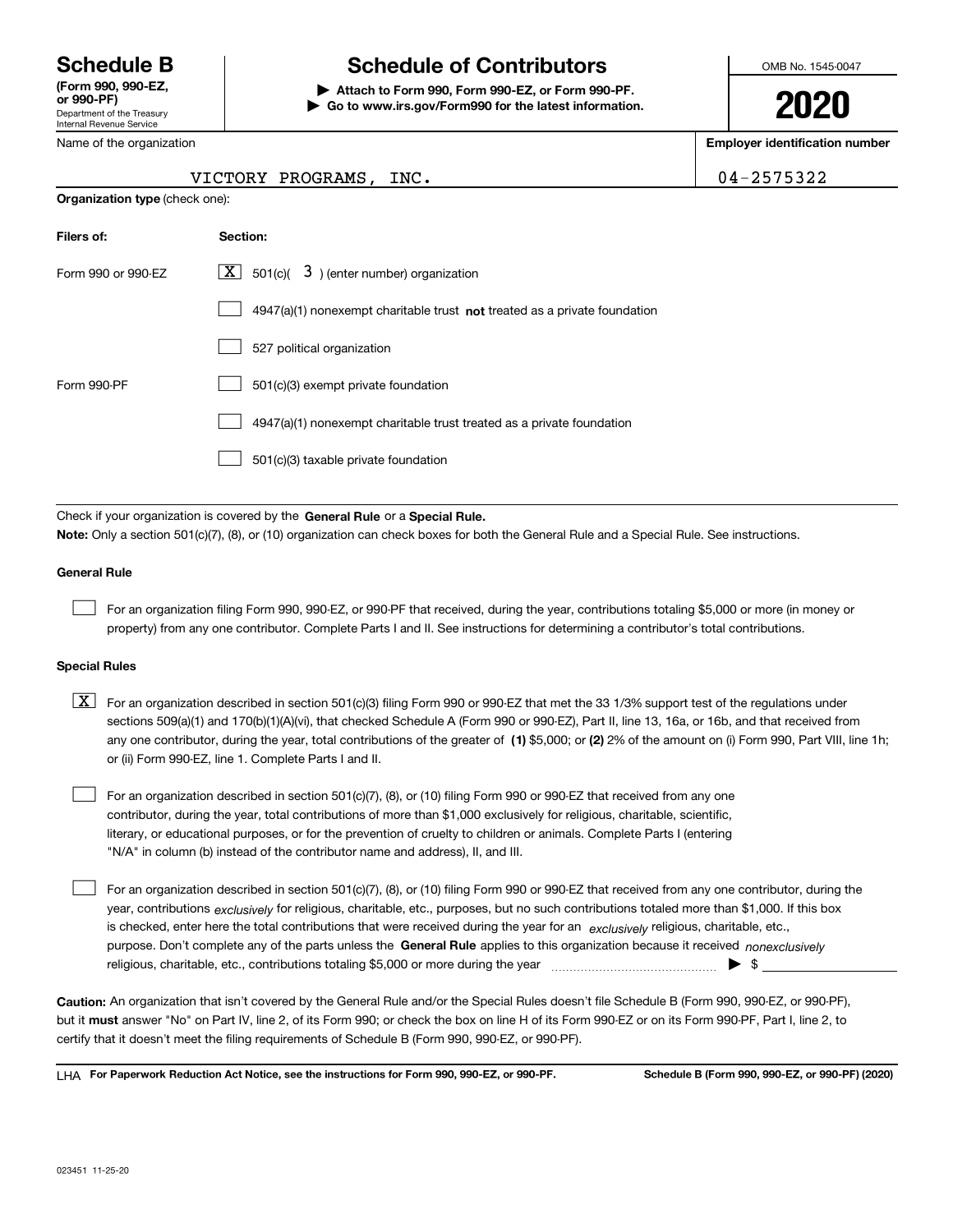# Schedule B

**(Form 990, 990-EZ, or 990-PF)**
Department of the Treasury
Internal Revenue Service

# Schedule of Contributors

**▶ Attach to Form 990, Form 990-EZ, or Form 990-PF.**
**▶ Go to www.irs.gov/Form990 for the latest information.**

OMB No. 1545-0047

**2020**

Name of the organization: VICTORY PROGRAMS, INC.

**Employer identification number:** 04-2575322

**Organization type** (check one):

| **Filers of:** | **Section:** |
|---|---|
| Form 990 or 990-EZ | [X] 501(c)( 3 ) (enter number) organization |
| | [ ] 4947(a)(1) nonexempt charitable trust **not** treated as a private foundation |
| | [ ] 527 political organization |
| Form 990-PF | [ ] 501(c)(3) exempt private foundation |
| | [ ] 4947(a)(1) nonexempt charitable trust treated as a private foundation |
| | [ ] 501(c)(3) taxable private foundation |

Check if your organization is covered by the **General Rule** or a **Special Rule.**

**Note:** Only a section 501(c)(7), (8), or (10) organization can check boxes for both the General Rule and a Special Rule. See instructions.

**General Rule**

[ ] For an organization filing Form 990, 990-EZ, or 990-PF that received, during the year, contributions totaling $5,000 or more (in money or property) from any one contributor. Complete Parts I and II. See instructions for determining a contributor's total contributions.

**Special Rules**

[X] For an organization described in section 501(c)(3) filing Form 990 or 990-EZ that met the 33 1/3% support test of the regulations under sections 509(a)(1) and 170(b)(1)(A)(vi), that checked Schedule A (Form 990 or 990-EZ), Part II, line 13, 16a, or 16b, and that received from any one contributor, during the year, total contributions of the greater of **(1)** $5,000; or **(2)** 2% of the amount on (i) Form 990, Part VIII, line 1h; or (ii) Form 990-EZ, line 1. Complete Parts I and II.

[ ] For an organization described in section 501(c)(7), (8), or (10) filing Form 990 or 990-EZ that received from any one contributor, during the year, total contributions of more than $1,000 exclusively for religious, charitable, scientific, literary, or educational purposes, or for the prevention of cruelty to children or animals. Complete Parts I (entering "N/A" in column (b) instead of the contributor name and address), II, and III.

[ ] For an organization described in section 501(c)(7), (8), or (10) filing Form 990 or 990-EZ that received from any one contributor, during the year, contributions *exclusively* for religious, charitable, etc., purposes, but no such contributions totaled more than $1,000. If this box is checked, enter here the total contributions that were received during the year for an *exclusively* religious, charitable, etc., purpose. Don't complete any of the parts unless the **General Rule** applies to this organization because it received *nonexclusively* religious, charitable, etc., contributions totaling $5,000 or more during the year ▶ $ ____________

**Caution:** An organization that isn't covered by the General Rule and/or the Special Rules doesn't file Schedule B (Form 990, 990-EZ, or 990-PF), but it **must** answer "No" on Part IV, line 2, of its Form 990; or check the box on line H of its Form 990-EZ or on its Form 990-PF, Part I, line 2, to certify that it doesn't meet the filing requirements of Schedule B (Form 990, 990-EZ, or 990-PF).

LHA **For Paperwork Reduction Act Notice, see the instructions for Form 990, 990-EZ, or 990-PF.** **Schedule B (Form 990, 990-EZ, or 990-PF) (2020)**

023451 11-25-20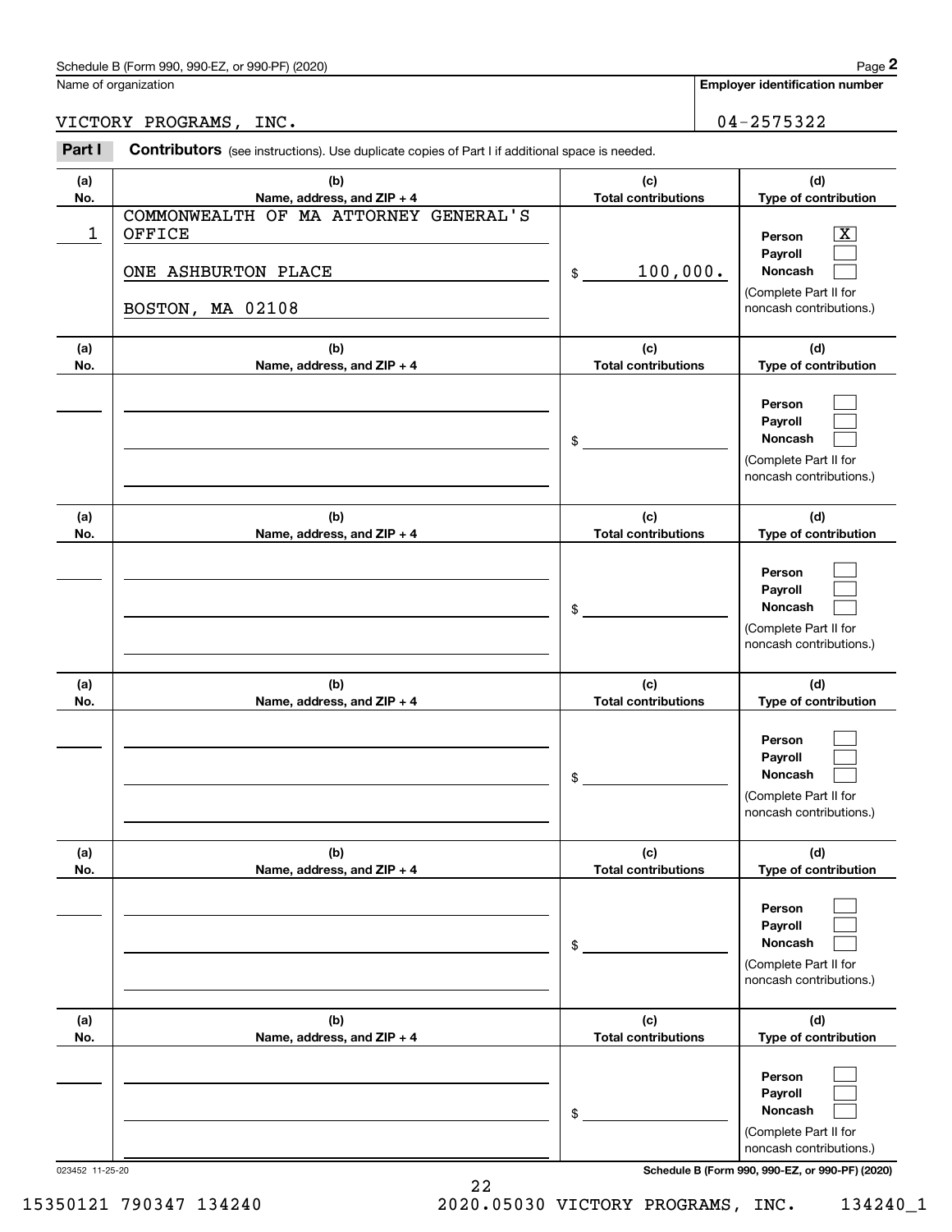Schedule B (Form 990, 990-EZ, or 990-PF) (2020)

Name of organization: VICTORY PROGRAMS, INC.

Employer identification number: 04-2575322

**Part I** **Contributors** (see instructions). Use duplicate copies of Part I if additional space is needed.

| (a) No. | (b) Name, address, and ZIP + 4 | (c) Total contributions | (d) Type of contribution |
|---|---|---|---|
| 1 | COMMONWEALTH OF MA ATTORNEY GENERAL'S OFFICE<br>ONE ASHBURTON PLACE<br>BOSTON, MA 02108 | $ 100,000. | Person [X]<br>Payroll [ ]<br>Noncash [ ]<br>(Complete Part II for noncash contributions.) |
| | | $ | Person [ ]<br>Payroll [ ]<br>Noncash [ ]<br>(Complete Part II for noncash contributions.) |
| | | $ | Person [ ]<br>Payroll [ ]<br>Noncash [ ]<br>(Complete Part II for noncash contributions.) |
| | | $ | Person [ ]<br>Payroll [ ]<br>Noncash [ ]<br>(Complete Part II for noncash contributions.) |
| | | $ | Person [ ]<br>Payroll [ ]<br>Noncash [ ]<br>(Complete Part II for noncash contributions.) |
| | | $ | Person [ ]<br>Payroll [ ]<br>Noncash [ ]<br>(Complete Part II for noncash contributions.) |

023452 11-25-20

Schedule B (Form 990, 990-EZ, or 990-PF) (2020)

15350121 790347 134240 2020.05030 VICTORY PROGRAMS, INC. 134240_1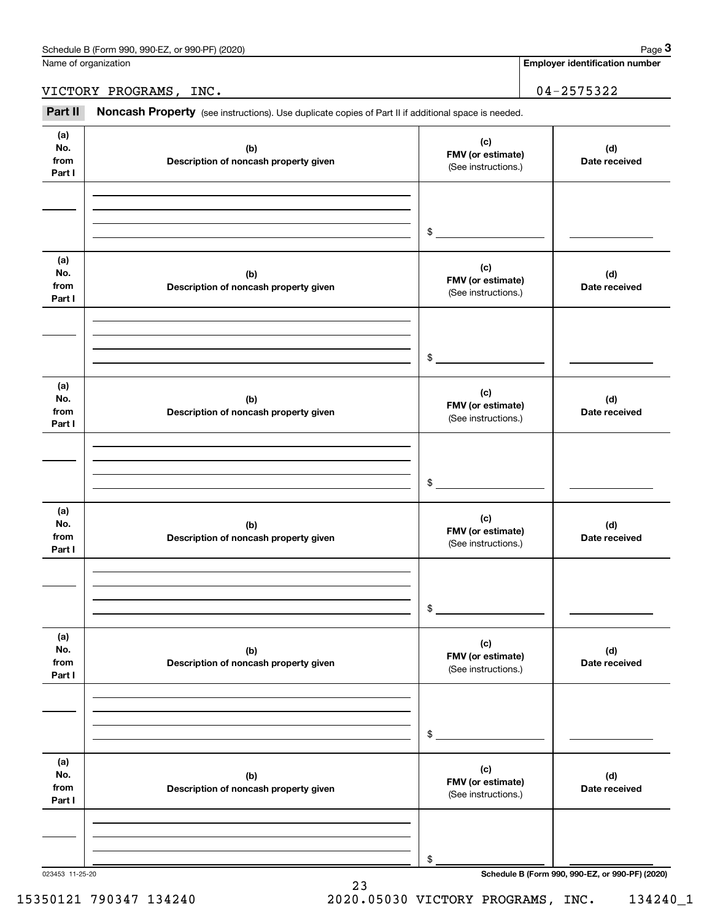Name of organization

VICTORY PROGRAMS, INC.

**Employer identification number**

04-2575322

**Part II** **Noncash Property** (see instructions). Use duplicate copies of Part II if additional space is needed.

| (a) No. from Part I | (b) Description of noncash property given | (c) FMV (or estimate) (See instructions.) | (d) Date received |
|---|---|---|---|
| | | $ | |

| (a) No. from Part I | (b) Description of noncash property given | (c) FMV (or estimate) (See instructions.) | (d) Date received |
|---|---|---|---|
| | | $ | |

| (a) No. from Part I | (b) Description of noncash property given | (c) FMV (or estimate) (See instructions.) | (d) Date received |
|---|---|---|---|
| | | $ | |

| (a) No. from Part I | (b) Description of noncash property given | (c) FMV (or estimate) (See instructions.) | (d) Date received |
|---|---|---|---|
| | | $ | |

| (a) No. from Part I | (b) Description of noncash property given | (c) FMV (or estimate) (See instructions.) | (d) Date received |
|---|---|---|---|
| | | $ | |

| (a) No. from Part I | (b) Description of noncash property given | (c) FMV (or estimate) (See instructions.) | (d) Date received |
|---|---|---|---|
| | | $ | |

023453 11-25-20

15350121 790347 134240 2020.05030 VICTORY PROGRAMS, INC. 134240_1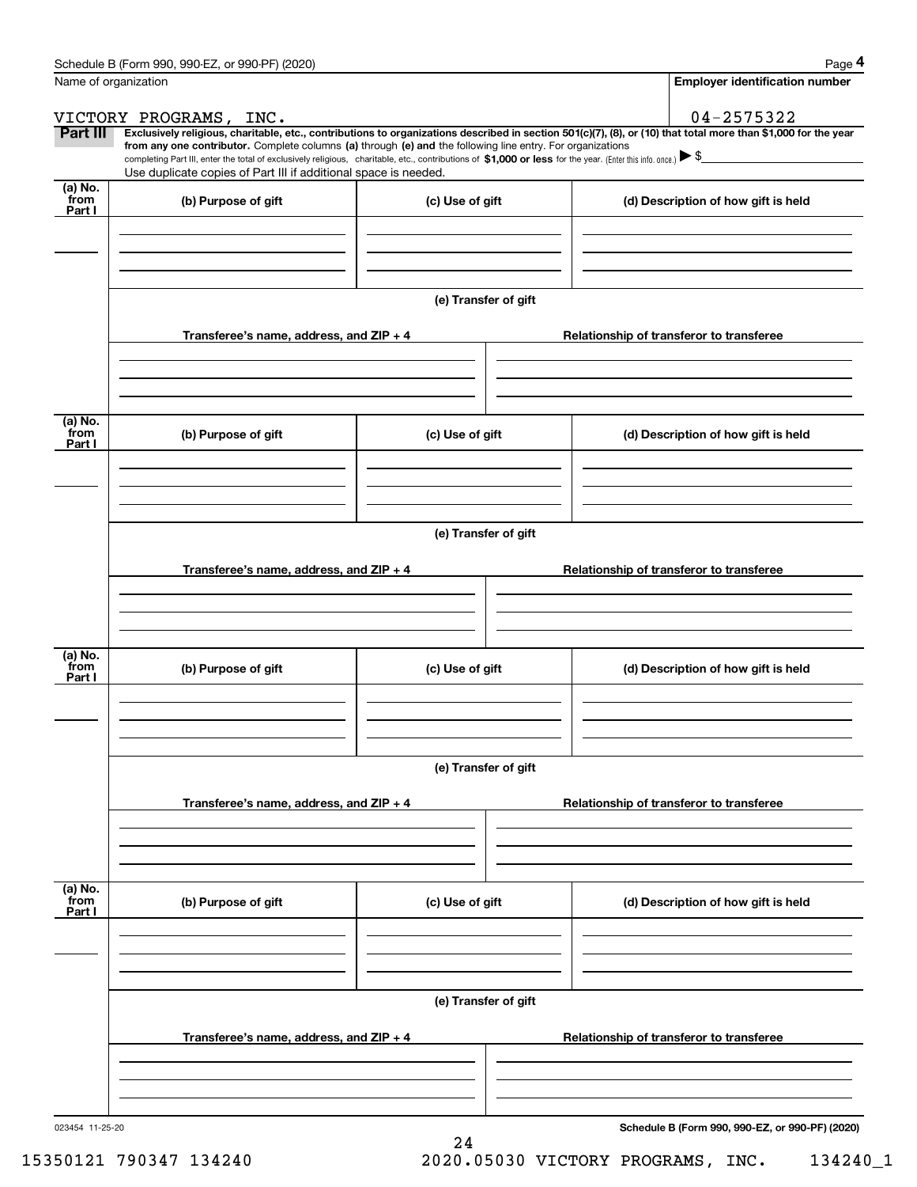Schedule B (Form 990, 990-EZ, or 990-PF) (2020)

Name of organization: VICTORY PROGRAMS, INC.

Employer identification number: 04-2575322

**Part III** **Exclusively religious, charitable, etc., contributions to organizations described in section 501(c)(7), (8), or (10) that total more than $1,000 for the year from any one contributor.** Complete columns **(a)** through **(e)** and the following line entry. For organizations completing Part III, enter the total of exclusively religious, charitable, etc., contributions of **$1,000 or less** for the year. (Enter this info. once.) ▶ $

Use duplicate copies of Part III if additional space is needed.

| (a) No. from Part I | (b) Purpose of gift | (c) Use of gift | (d) Description of how gift is held |
|---|---|---|---|
| | | | |

**(e) Transfer of gift**

| Transferee's name, address, and ZIP + 4 | Relationship of transferor to transferee |
|---|---|
| | |

| (a) No. from Part I | (b) Purpose of gift | (c) Use of gift | (d) Description of how gift is held |
|---|---|---|---|
| | | | |

**(e) Transfer of gift**

| Transferee's name, address, and ZIP + 4 | Relationship of transferor to transferee |
|---|---|
| | |

| (a) No. from Part I | (b) Purpose of gift | (c) Use of gift | (d) Description of how gift is held |
|---|---|---|---|
| | | | |

**(e) Transfer of gift**

| Transferee's name, address, and ZIP + 4 | Relationship of transferor to transferee |
|---|---|
| | |

| (a) No. from Part I | (b) Purpose of gift | (c) Use of gift | (d) Description of how gift is held |
|---|---|---|---|
| | | | |

**(e) Transfer of gift**

| Transferee's name, address, and ZIP + 4 | Relationship of transferor to transferee |
|---|---|
| | |

023454 11-25-20

**Schedule B (Form 990, 990-EZ, or 990-PF) (2020)**

15350121 790347 134240 2020.05030 VICTORY PROGRAMS, INC. 134240_1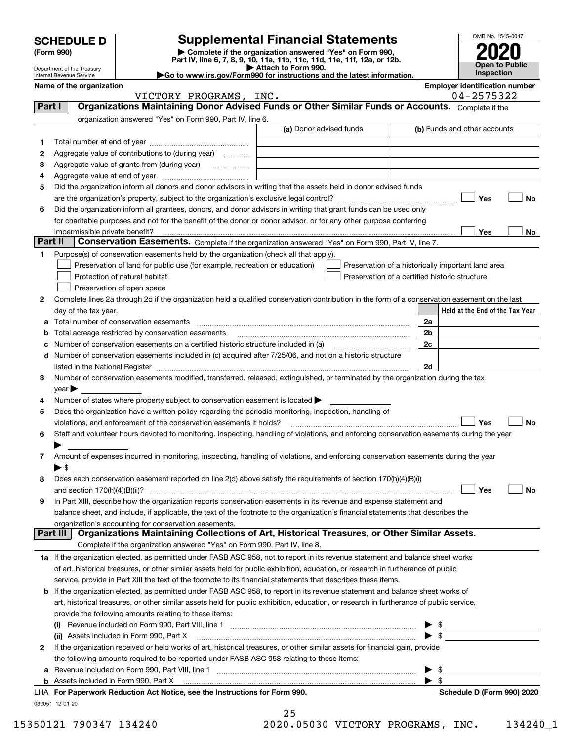# SCHEDULE D (Form 990)

Department of the Treasury
Internal Revenue Service

## Supplemental Financial Statements

▶ Complete if the organization answered "Yes" on Form 990, Part IV, line 6, 7, 8, 9, 10, 11a, 11b, 11c, 11d, 11e, 11f, 12a, or 12b.
▶ Attach to Form 990.
▶Go to www.irs.gov/Form990 for instructions and the latest information.

OMB No. 1545-0047

**2020**

**Open to Public Inspection**

**Name of the organization**: VICTORY PROGRAMS, INC.

**Employer identification number**: 04-2575322

## Part I — Organizations Maintaining Donor Advised Funds or Other Similar Funds or Accounts.

Complete if the organization answered "Yes" on Form 990, Part IV, line 6.

| | | (a) Donor advised funds | (b) Funds and other accounts |
|---|---|---|---|
| 1 | Total number at end of year | | |
| 2 | Aggregate value of contributions to (during year) | | |
| 3 | Aggregate value of grants from (during year) | | |
| 4 | Aggregate value at end of year | | |

5 Did the organization inform all donors and donor advisors in writing that the assets held in donor advised funds are the organization's property, subject to the organization's exclusive legal control? ☐ Yes ☐ No

6 Did the organization inform all grantees, donors, and donor advisors in writing that grant funds can be used only for charitable purposes and not for the benefit of the donor or donor advisor, or for any other purpose conferring impermissible private benefit? ☐ Yes ☐ No

## Part II — Conservation Easements.

Complete if the organization answered "Yes" on Form 990, Part IV, line 7.

1 Purpose(s) of conservation easements held by the organization (check all that apply).

- ☐ Preservation of land for public use (for example, recreation or education)
- ☐ Protection of natural habitat
- ☐ Preservation of open space
- ☐ Preservation of a historically important land area
- ☐ Preservation of a certified historic structure

2 Complete lines 2a through 2d if the organization held a qualified conservation contribution in the form of a conservation easement on the last day of the tax year.

| | | | Held at the End of the Tax Year |
|---|---|---|---|
| a | Total number of conservation easements | 2a | |
| b | Total acreage restricted by conservation easements | 2b | |
| c | Number of conservation easements on a certified historic structure included in (a) | 2c | |
| d | Number of conservation easements included in (c) acquired after 7/25/06, and not on a historic structure listed in the National Register | 2d | |

3 Number of conservation easements modified, transferred, released, extinguished, or terminated by the organization during the tax year ▶

4 Number of states where property subject to conservation easement is located ▶

5 Does the organization have a written policy regarding the periodic monitoring, inspection, handling of violations, and enforcement of the conservation easements it holds? ☐ Yes ☐ No

6 Staff and volunteer hours devoted to monitoring, inspecting, handling of violations, and enforcing conservation easements during the year ▶

7 Amount of expenses incurred in monitoring, inspecting, handling of violations, and enforcing conservation easements during the year ▶ $

8 Does each conservation easement reported on line 2(d) above satisfy the requirements of section 170(h)(4)(B)(i) and section 170(h)(4)(B)(ii)? ☐ Yes ☐ No

9 In Part XIII, describe how the organization reports conservation easements in its revenue and expense statement and balance sheet, and include, if applicable, the text of the footnote to the organization's financial statements that describes the organization's accounting for conservation easements.

## Part III — Organizations Maintaining Collections of Art, Historical Treasures, or Other Similar Assets.

Complete if the organization answered "Yes" on Form 990, Part IV, line 8.

1a If the organization elected, as permitted under FASB ASC 958, not to report in its revenue statement and balance sheet works of art, historical treasures, or other similar assets held for public exhibition, education, or research in furtherance of public service, provide in Part XIII the text of the footnote to its financial statements that describes these items.

b If the organization elected, as permitted under FASB ASC 958, to report in its revenue statement and balance sheet works of art, historical treasures, or other similar assets held for public exhibition, education, or research in furtherance of public service, provide the following amounts relating to these items:

(i) Revenue included on Form 990, Part VIII, line 1 ▶ $

(ii) Assets included in Form 990, Part X ▶ $

2 If the organization received or held works of art, historical treasures, or other similar assets for financial gain, provide the following amounts required to be reported under FASB ASC 958 relating to these items:

a Revenue included on Form 990, Part VIII, line 1 ▶ $

b Assets included in Form 990, Part X ▶ $

LHA **For Paperwork Reduction Act Notice, see the Instructions for Form 990.** **Schedule D (Form 990) 2020**

032051 12-01-20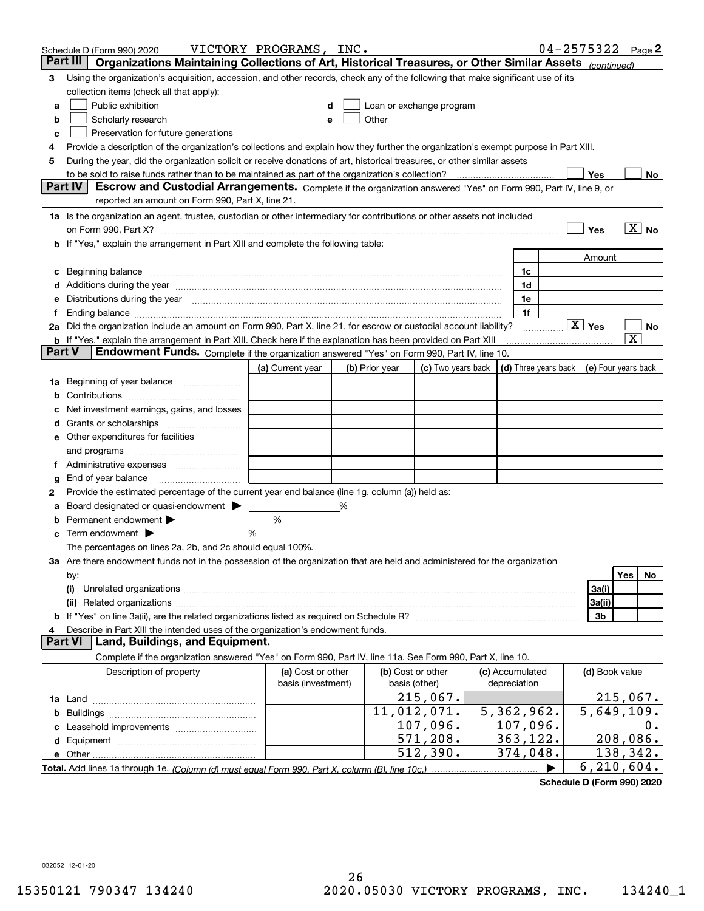Schedule D (Form 990) 2020 VICTORY PROGRAMS, INC. 04-2575322 Page 2

**Part III** | **Organizations Maintaining Collections of Art, Historical Treasures, or Other Similar Assets** *(continued)*

**3** Using the organization's acquisition, accession, and other records, check any of the following that make significant use of its collection items (check all that apply):

- **a** ☐ Public exhibition
- **b** ☐ Scholarly research
- **c** ☐ Preservation for future generations
- **d** ☐ Loan or exchange program
- **e** ☐ Other

**4** Provide a description of the organization's collections and explain how they further the organization's exempt purpose in Part XIII.

**5** During the year, did the organization solicit or receive donations of art, historical treasures, or other similar assets to be sold to raise funds rather than to be maintained as part of the organization's collection? ☐ Yes ☐ No

**Part IV** | **Escrow and Custodial Arrangements.** Complete if the organization answered "Yes" on Form 990, Part IV, line 9, or reported an amount on Form 990, Part X, line 21.

**1a** Is the organization an agent, trustee, custodian or other intermediary for contributions or other assets not included on Form 990, Part X? ☐ Yes ☒ No

**b** If "Yes," explain the arrangement in Part XIII and complete the following table:

| | | Amount |
|---|---|---|
| **c** Beginning balance | 1c | |
| **d** Additions during the year | 1d | |
| **e** Distributions during the year | 1e | |
| **f** Ending balance | 1f | |

**2a** Did the organization include an amount on Form 990, Part X, line 21, for escrow or custodial account liability? ☒ Yes ☐ No

**b** If "Yes," explain the arrangement in Part XIII. Check here if the explanation has been provided on Part XIII ☒

**Part V** | **Endowment Funds.** Complete if the organization answered "Yes" on Form 990, Part IV, line 10.

| | (a) Current year | (b) Prior year | (c) Two years back | (d) Three years back | (e) Four years back |
|---|---|---|---|---|---|
| **1a** Beginning of year balance | | | | | |
| **b** Contributions | | | | | |
| **c** Net investment earnings, gains, and losses | | | | | |
| **d** Grants or scholarships | | | | | |
| **e** Other expenditures for facilities and programs | | | | | |
| **f** Administrative expenses | | | | | |
| **g** End of year balance | | | | | |

**2** Provide the estimated percentage of the current year end balance (line 1g, column (a)) held as:

- **a** Board designated or quasi-endowment ▶ ______ %
- **b** Permanent endowment ▶ ______ %
- **c** Term endowment ▶ ______ %

The percentages on lines 2a, 2b, and 2c should equal 100%.

**3a** Are there endowment funds not in the possession of the organization that are held and administered for the organization by:

| | | Yes | No |
|---|---|---|---|
| **(i)** Unrelated organizations | 3a(i) | | |
| **(ii)** Related organizations | 3a(ii) | | |
| **b** If "Yes" on line 3a(ii), are the related organizations listed as required on Schedule R? | 3b | | |

**4** Describe in Part XIII the intended uses of the organization's endowment funds.

**Part VI** | **Land, Buildings, and Equipment.**

Complete if the organization answered "Yes" on Form 990, Part IV, line 11a. See Form 990, Part X, line 10.

| Description of property | (a) Cost or other basis (investment) | (b) Cost or other basis (other) | (c) Accumulated depreciation | (d) Book value |
|---|---|---|---|---|
| **1a** Land | | 215,067. | | 215,067. |
| **b** Buildings | | 11,012,071. | 5,362,962. | 5,649,109. |
| **c** Leasehold improvements | | 107,096. | 107,096. | 0. |
| **d** Equipment | | 571,208. | 363,122. | 208,086. |
| **e** Other | | 512,390. | 374,048. | 138,342. |
| **Total.** Add lines 1a through 1e. *(Column (d) must equal Form 990, Part X, column (B), line 10c.)* ▶ | | | | 6,210,604. |

**Schedule D (Form 990) 2020**

032052 12-01-20

15350121 790347 134240 2020.05030 VICTORY PROGRAMS, INC. 134240_1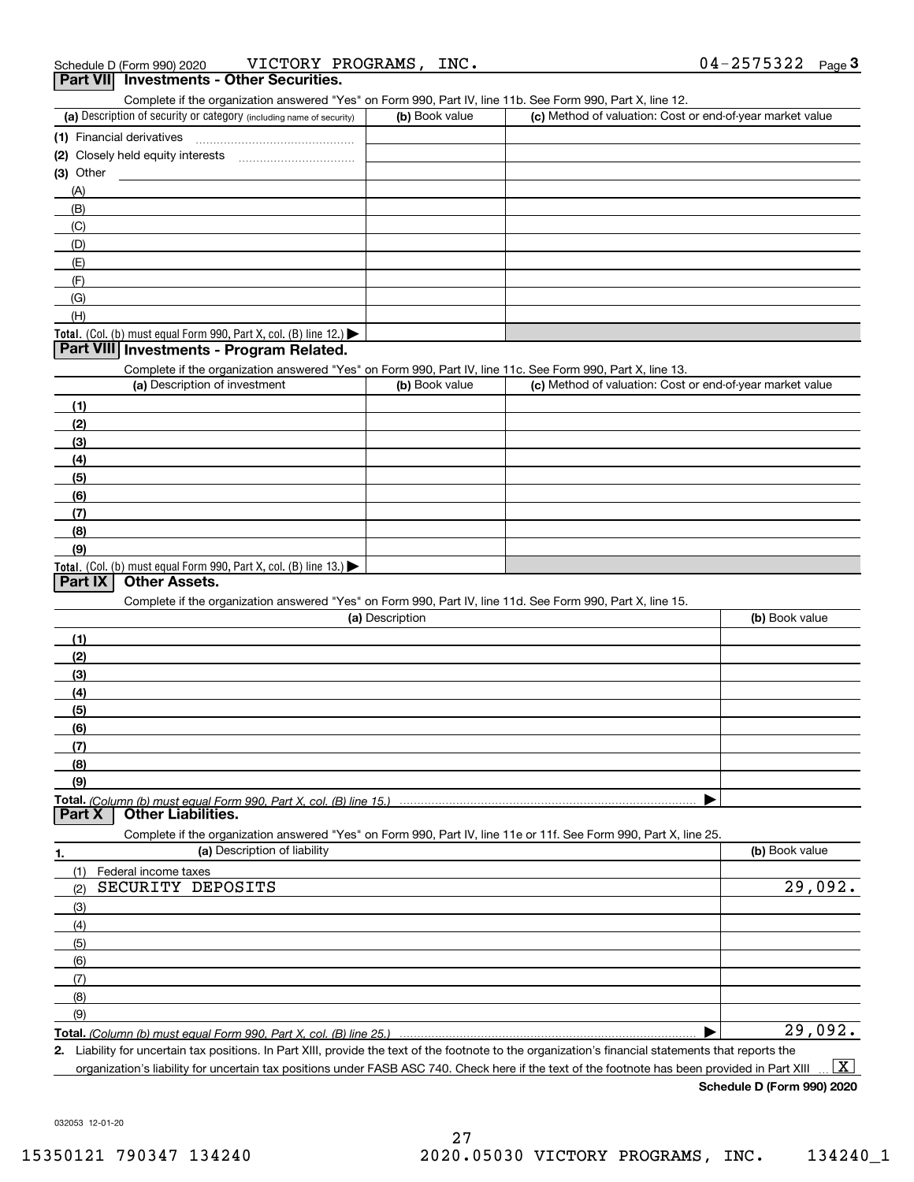Schedule D (Form 990) 2020 VICTORY PROGRAMS, INC. 04-2575322 Page 3

## Part VII Investments - Other Securities.

Complete if the organization answered "Yes" on Form 990, Part IV, line 11b. See Form 990, Part X, line 12.

| (a) Description of security or category (including name of security) | (b) Book value | (c) Method of valuation: Cost or end-of-year market value |
|---|---|---|
| (1) Financial derivatives | | |
| (2) Closely held equity interests | | |
| (3) Other | | |
| (A) | | |
| (B) | | |
| (C) | | |
| (D) | | |
| (E) | | |
| (F) | | |
| (G) | | |
| (H) | | |
| **Total.** (Col. (b) must equal Form 990, Part X, col. (B) line 12.) | | |

## Part VIII Investments - Program Related.

Complete if the organization answered "Yes" on Form 990, Part IV, line 11c. See Form 990, Part X, line 13.

| (a) Description of investment | (b) Book value | (c) Method of valuation: Cost or end-of-year market value |
|---|---|---|
| (1) | | |
| (2) | | |
| (3) | | |
| (4) | | |
| (5) | | |
| (6) | | |
| (7) | | |
| (8) | | |
| (9) | | |
| **Total.** (Col. (b) must equal Form 990, Part X, col. (B) line 13.) | | |

## Part IX Other Assets.

Complete if the organization answered "Yes" on Form 990, Part IV, line 11d. See Form 990, Part X, line 15.

| (a) Description | (b) Book value |
|---|---|
| (1) | |
| (2) | |
| (3) | |
| (4) | |
| (5) | |
| (6) | |
| (7) | |
| (8) | |
| (9) | |
| **Total.** *(Column (b) must equal Form 990, Part X, col. (B) line 15.)* | |

## Part X Other Liabilities.

Complete if the organization answered "Yes" on Form 990, Part IV, line 11e or 11f. See Form 990, Part X, line 25.

| 1. (a) Description of liability | (b) Book value |
|---|---|
| (1) Federal income taxes | |
| (2) SECURITY DEPOSITS | 29,092. |
| (3) | |
| (4) | |
| (5) | |
| (6) | |
| (7) | |
| (8) | |
| (9) | |
| **Total.** *(Column (b) must equal Form 990, Part X, col. (B) line 25.)* | 29,092. |

2. Liability for uncertain tax positions. In Part XIII, provide the text of the footnote to the organization's financial statements that reports the organization's liability for uncertain tax positions under FASB ASC 740. Check here if the text of the footnote has been provided in Part XIII [X]

**Schedule D (Form 990) 2020**

032053 12-01-20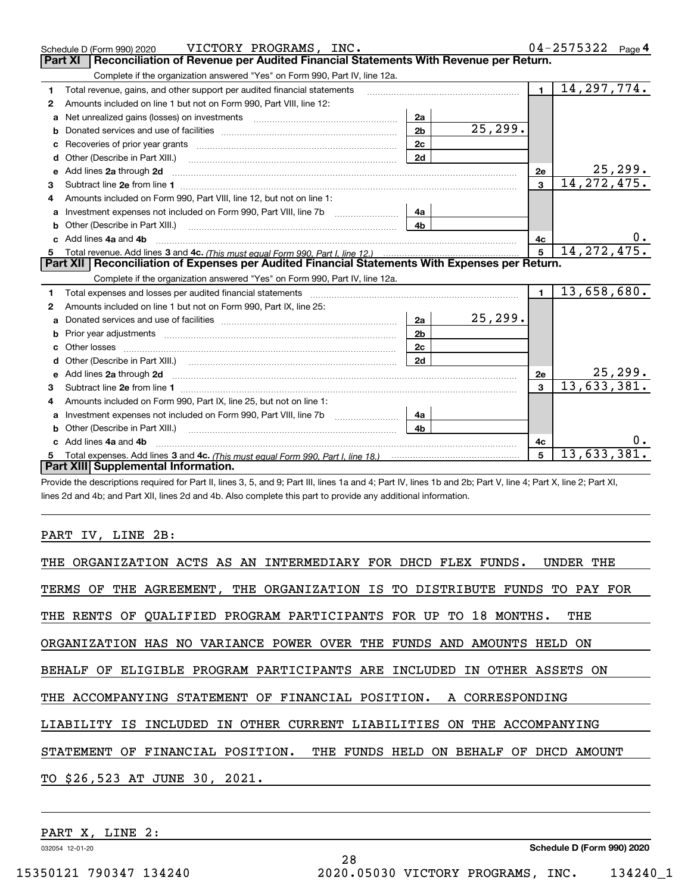Schedule D (Form 990) 2020 VICTORY PROGRAMS, INC. 04-2575322 Page 4

## Part XI Reconciliation of Revenue per Audited Financial Statements With Revenue per Return.

Complete if the organization answered "Yes" on Form 990, Part IV, line 12a.

| | | | | | |
|---|---|---|---|---|---|
| 1 | Total revenue, gains, and other support per audited financial statements | | | 1 | 14,297,774. |
| 2 | Amounts included on line 1 but not on Form 990, Part VIII, line 12: | | | | |
| a | Net unrealized gains (losses) on investments | 2a | | | |
| b | Donated services and use of facilities | 2b | 25,299. | | |
| c | Recoveries of prior year grants | 2c | | | |
| d | Other (Describe in Part XIII.) | 2d | | | |
| e | Add lines 2a through 2d | | | 2e | 25,299. |
| 3 | Subtract line 2e from line 1 | | | 3 | 14,272,475. |
| 4 | Amounts included on Form 990, Part VIII, line 12, but not on line 1: | | | | |
| a | Investment expenses not included on Form 990, Part VIII, line 7b | 4a | | | |
| b | Other (Describe in Part XIII.) | 4b | | | |
| c | Add lines 4a and 4b | | | 4c | 0. |
| 5 | Total revenue. Add lines 3 and 4c. *(This must equal Form 990, Part I, line 12.)* | | | 5 | 14,272,475. |

## Part XII Reconciliation of Expenses per Audited Financial Statements With Expenses per Return.

Complete if the organization answered "Yes" on Form 990, Part IV, line 12a.

| | | | | | |
|---|---|---|---|---|---|
| 1 | Total expenses and losses per audited financial statements | | | 1 | 13,658,680. |
| 2 | Amounts included on line 1 but not on Form 990, Part IX, line 25: | | | | |
| a | Donated services and use of facilities | 2a | 25,299. | | |
| b | Prior year adjustments | 2b | | | |
| c | Other losses | 2c | | | |
| d | Other (Describe in Part XIII.) | 2d | | | |
| e | Add lines 2a through 2d | | | 2e | 25,299. |
| 3 | Subtract line 2e from line 1 | | | 3 | 13,633,381. |
| 4 | Amounts included on Form 990, Part IX, line 25, but not on line 1: | | | | |
| a | Investment expenses not included on Form 990, Part VIII, line 7b | 4a | | | |
| b | Other (Describe in Part XIII.) | 4b | | | |
| c | Add lines 4a and 4b | | | 4c | 0. |
| 5 | Total expenses. Add lines 3 and 4c. *(This must equal Form 990, Part I, line 18.)* | | | 5 | 13,633,381. |

## Part XIII Supplemental Information.

Provide the descriptions required for Part II, lines 3, 5, and 9; Part III, lines 1a and 4; Part IV, lines 1b and 2b; Part V, line 4; Part X, line 2; Part XI, lines 2d and 4b; and Part XII, lines 2d and 4b. Also complete this part to provide any additional information.

PART IV, LINE 2B:

THE ORGANIZATION ACTS AS AN INTERMEDIARY FOR DHCD FLEX FUNDS. UNDER THE TERMS OF THE AGREEMENT, THE ORGANIZATION IS TO DISTRIBUTE FUNDS TO PAY FOR THE RENTS OF QUALIFIED PROGRAM PARTICIPANTS FOR UP TO 18 MONTHS. THE ORGANIZATION HAS NO VARIANCE POWER OVER THE FUNDS AND AMOUNTS HELD ON BEHALF OF ELIGIBLE PROGRAM PARTICIPANTS ARE INCLUDED IN OTHER ASSETS ON THE ACCOMPANYING STATEMENT OF FINANCIAL POSITION. A CORRESPONDING LIABILITY IS INCLUDED IN OTHER CURRENT LIABILITIES ON THE ACCOMPANYING STATEMENT OF FINANCIAL POSITION. THE FUNDS HELD ON BEHALF OF DHCD AMOUNT TO $26,523 AT JUNE 30, 2021.

PART X, LINE 2: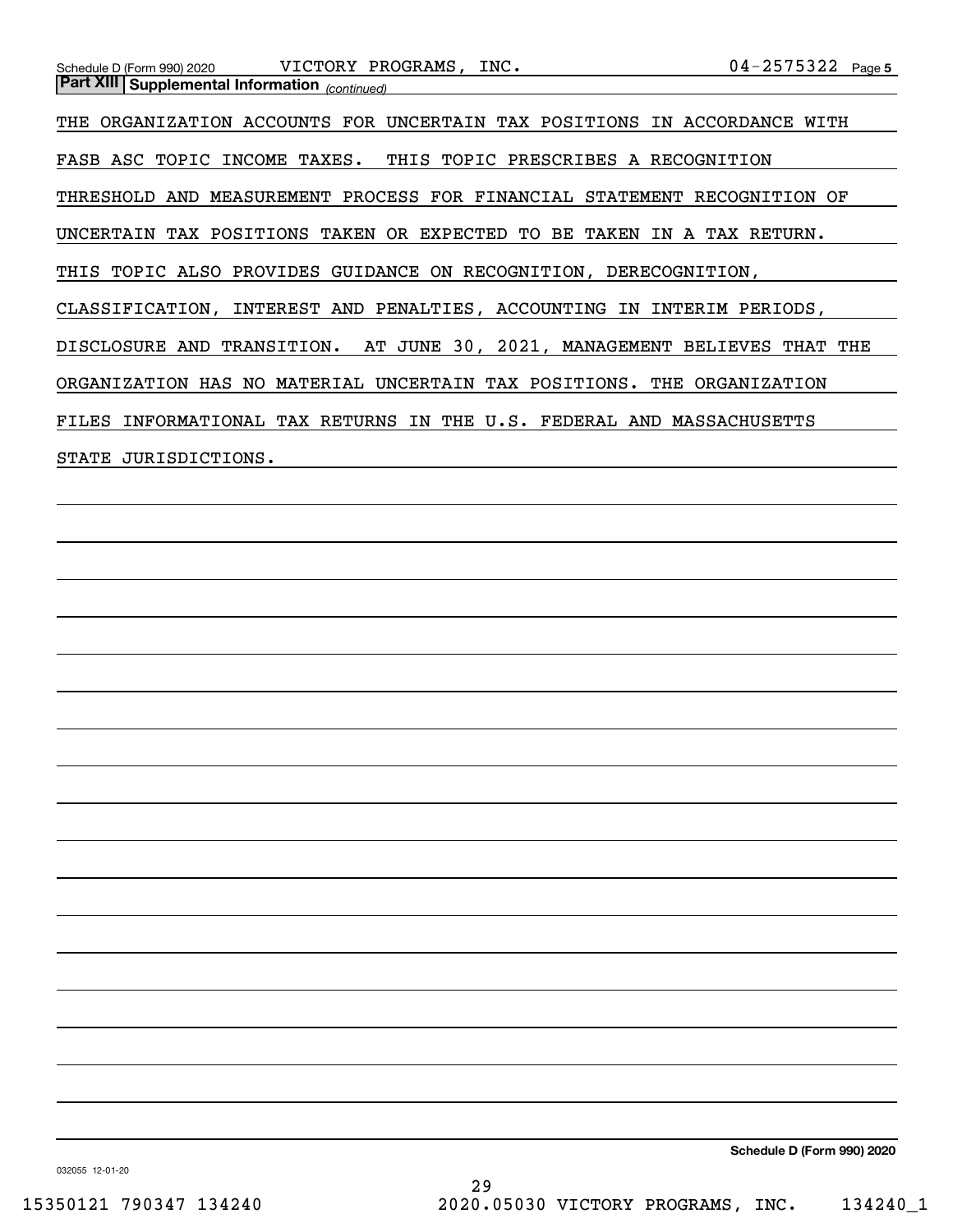Schedule D (Form 990) 2020 VICTORY PROGRAMS, INC. 04-2575322 Page 5

**Part XIII | Supplemental Information** *(continued)*

THE ORGANIZATION ACCOUNTS FOR UNCERTAIN TAX POSITIONS IN ACCORDANCE WITH FASB ASC TOPIC INCOME TAXES. THIS TOPIC PRESCRIBES A RECOGNITION THRESHOLD AND MEASUREMENT PROCESS FOR FINANCIAL STATEMENT RECOGNITION OF UNCERTAIN TAX POSITIONS TAKEN OR EXPECTED TO BE TAKEN IN A TAX RETURN. THIS TOPIC ALSO PROVIDES GUIDANCE ON RECOGNITION, DERECOGNITION, CLASSIFICATION, INTEREST AND PENALTIES, ACCOUNTING IN INTERIM PERIODS, DISCLOSURE AND TRANSITION. AT JUNE 30, 2021, MANAGEMENT BELIEVES THAT THE ORGANIZATION HAS NO MATERIAL UNCERTAIN TAX POSITIONS. THE ORGANIZATION FILES INFORMATIONAL TAX RETURNS IN THE U.S. FEDERAL AND MASSACHUSETTS STATE JURISDICTIONS.

**Schedule D (Form 990) 2020**

032055 12-01-20

15350121 790347 134240 2020.05030 VICTORY PROGRAMS, INC. 134240_1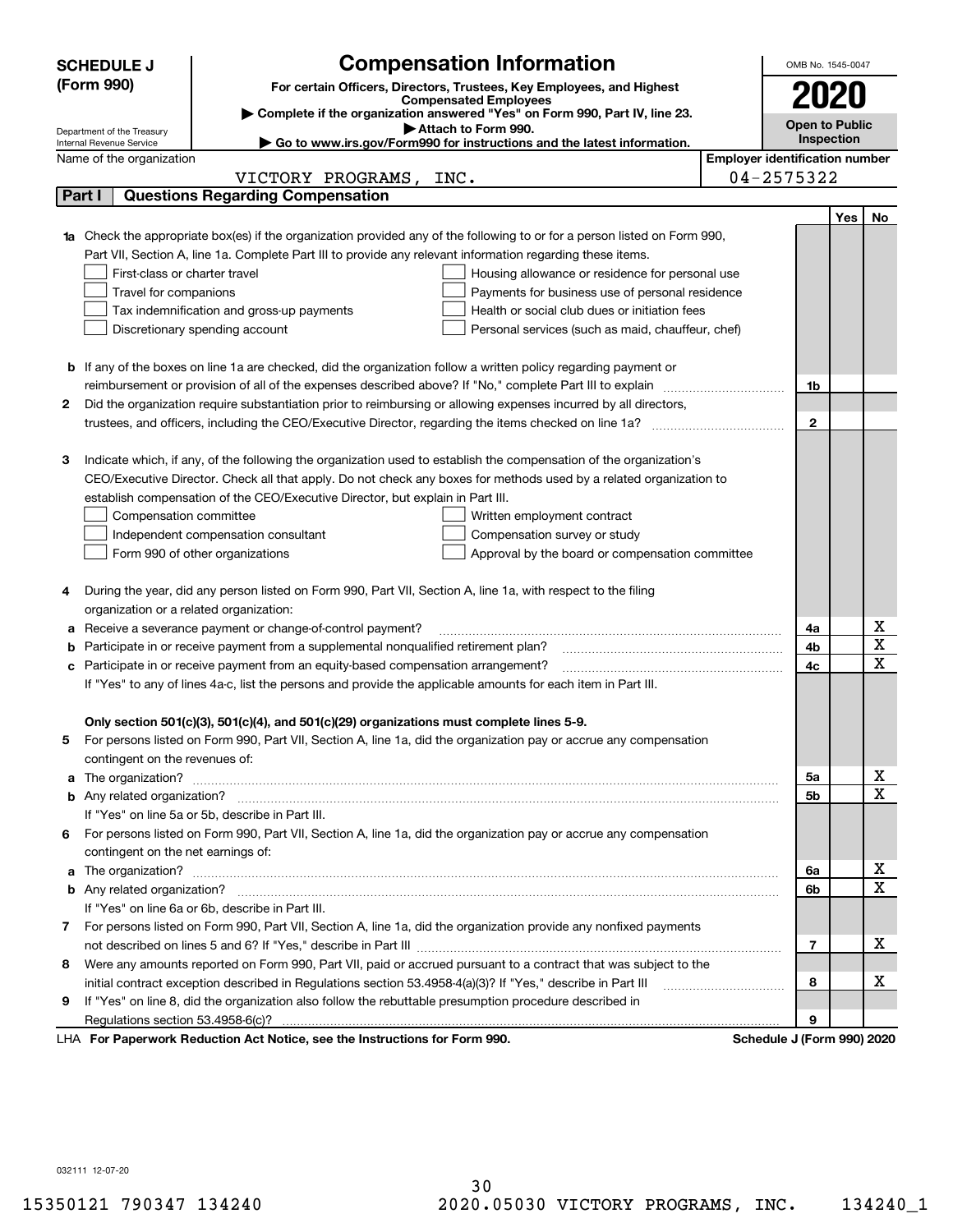**SCHEDULE J (Form 990)**

Department of the Treasury
Internal Revenue Service

# Compensation Information

**For certain Officers, Directors, Trustees, Key Employees, and Highest Compensated Employees**

▶ **Complete if the organization answered "Yes" on Form 990, Part IV, line 23.**

▶ **Attach to Form 990.**

▶ **Go to www.irs.gov/Form990 for instructions and the latest information.**

OMB No. 1545-0047

**2020**

**Open to Public Inspection**

Name of the organization: VICTORY PROGRAMS, INC.

**Employer identification number:** 04-2575322

**Part I | Questions Regarding Compensation**

| | | | Yes | No |
|---|---|---|---|---|
| **1a** | Check the appropriate box(es) if the organization provided any of the following to or for a person listed on Form 990, Part VII, Section A, line 1a. Complete Part III to provide any relevant information regarding these items.<br>☐ First-class or charter travel ☐ Housing allowance or residence for personal use<br>☐ Travel for companions ☐ Payments for business use of personal residence<br>☐ Tax indemnification and gross-up payments ☐ Health or social club dues or initiation fees<br>☐ Discretionary spending account ☐ Personal services (such as maid, chauffeur, chef) | | | |
| **b** | If any of the boxes on line 1a are checked, did the organization follow a written policy regarding payment or reimbursement or provision of all of the expenses described above? If "No," complete Part III to explain | 1b | | |
| **2** | Did the organization require substantiation prior to reimbursing or allowing expenses incurred by all directors, trustees, and officers, including the CEO/Executive Director, regarding the items checked on line 1a? | 2 | | |
| **3** | Indicate which, if any, of the following the organization used to establish the compensation of the organization's CEO/Executive Director. Check all that apply. Do not check any boxes for methods used by a related organization to establish compensation of the CEO/Executive Director, but explain in Part III.<br>☐ Compensation committee ☐ Written employment contract<br>☐ Independent compensation consultant ☐ Compensation survey or study<br>☐ Form 990 of other organizations ☐ Approval by the board or compensation committee | | | |
| **4** | During the year, did any person listed on Form 990, Part VII, Section A, line 1a, with respect to the filing organization or a related organization: | | | |
| **a** | Receive a severance payment or change-of-control payment? | 4a | | X |
| **b** | Participate in or receive payment from a supplemental nonqualified retirement plan? | 4b | | X |
| **c** | Participate in or receive payment from an equity-based compensation arrangement? | 4c | | X |
| | If "Yes" to any of lines 4a-c, list the persons and provide the applicable amounts for each item in Part III. | | | |
| | **Only section 501(c)(3), 501(c)(4), and 501(c)(29) organizations must complete lines 5-9.** | | | |
| **5** | For persons listed on Form 990, Part VII, Section A, line 1a, did the organization pay or accrue any compensation contingent on the revenues of: | | | |
| **a** | The organization? | 5a | | X |
| **b** | Any related organization? | 5b | | X |
| | If "Yes" on line 5a or 5b, describe in Part III. | | | |
| **6** | For persons listed on Form 990, Part VII, Section A, line 1a, did the organization pay or accrue any compensation contingent on the net earnings of: | | | |
| **a** | The organization? | 6a | | X |
| **b** | Any related organization? | 6b | | X |
| | If "Yes" on line 6a or 6b, describe in Part III. | | | |
| **7** | For persons listed on Form 990, Part VII, Section A, line 1a, did the organization provide any nonfixed payments not described on lines 5 and 6? If "Yes," describe in Part III | 7 | | X |
| **8** | Were any amounts reported on Form 990, Part VII, paid or accrued pursuant to a contract that was subject to the initial contract exception described in Regulations section 53.4958-4(a)(3)? If "Yes," describe in Part III | 8 | | X |
| **9** | If "Yes" on line 8, did the organization also follow the rebuttable presumption procedure described in Regulations section 53.4958-6(c)? | 9 | | |

LHA **For Paperwork Reduction Act Notice, see the Instructions for Form 990.** **Schedule J (Form 990) 2020**

032111 12-07-20

15350121 790347 134240 2020.05030 VICTORY PROGRAMS, INC. 134240_1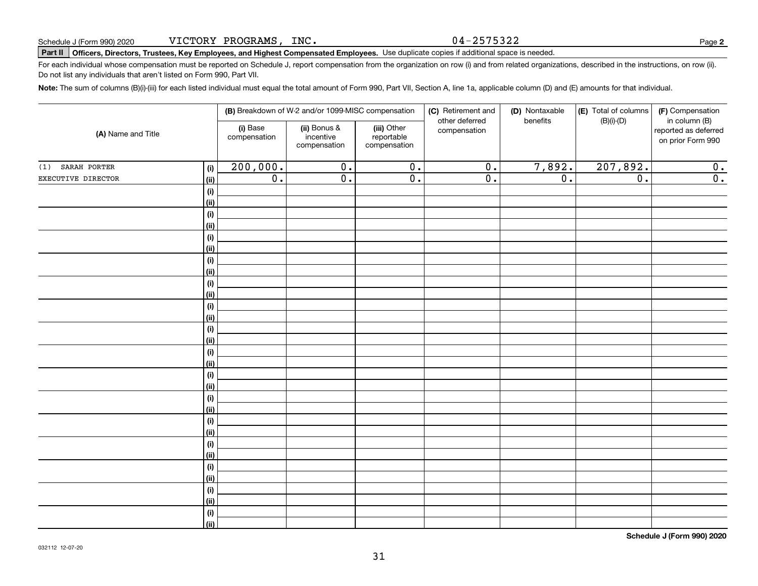Schedule J (Form 990) 2020 VICTORY PROGRAMS, INC. 04-2575322

## Part II Officers, Directors, Trustees, Key Employees, and Highest Compensated Employees. Use duplicate copies if additional space is needed.

For each individual whose compensation must be reported on Schedule J, report compensation from the organization on row (i) and from related organizations, described in the instructions, on row (ii). Do not list any individuals that aren't listed on Form 990, Part VII.

**Note:** The sum of columns (B)(i)-(iii) for each listed individual must equal the total amount of Form 990, Part VII, Section A, line 1a, applicable column (D) and (E) amounts for that individual.

| (A) Name and Title | | (B) Breakdown of W-2 and/or 1099-MISC compensation | | | (C) Retirement and other deferred compensation | (D) Nontaxable benefits | (E) Total of columns (B)(i)-(D) | (F) Compensation in column (B) reported as deferred on prior Form 990 |
|---|---|---|---|---|---|---|---|---|
| | | (i) Base compensation | (ii) Bonus & incentive compensation | (iii) Other reportable compensation | | | | |
| (1) SARAH PORTER | (i) | 200,000. | 0. | 0. | 0. | 7,892. | 207,892. | 0. |
| EXECUTIVE DIRECTOR | (ii) | 0. | 0. | 0. | 0. | 0. | 0. | 0. |

**Schedule J (Form 990) 2020**

032112 12-07-20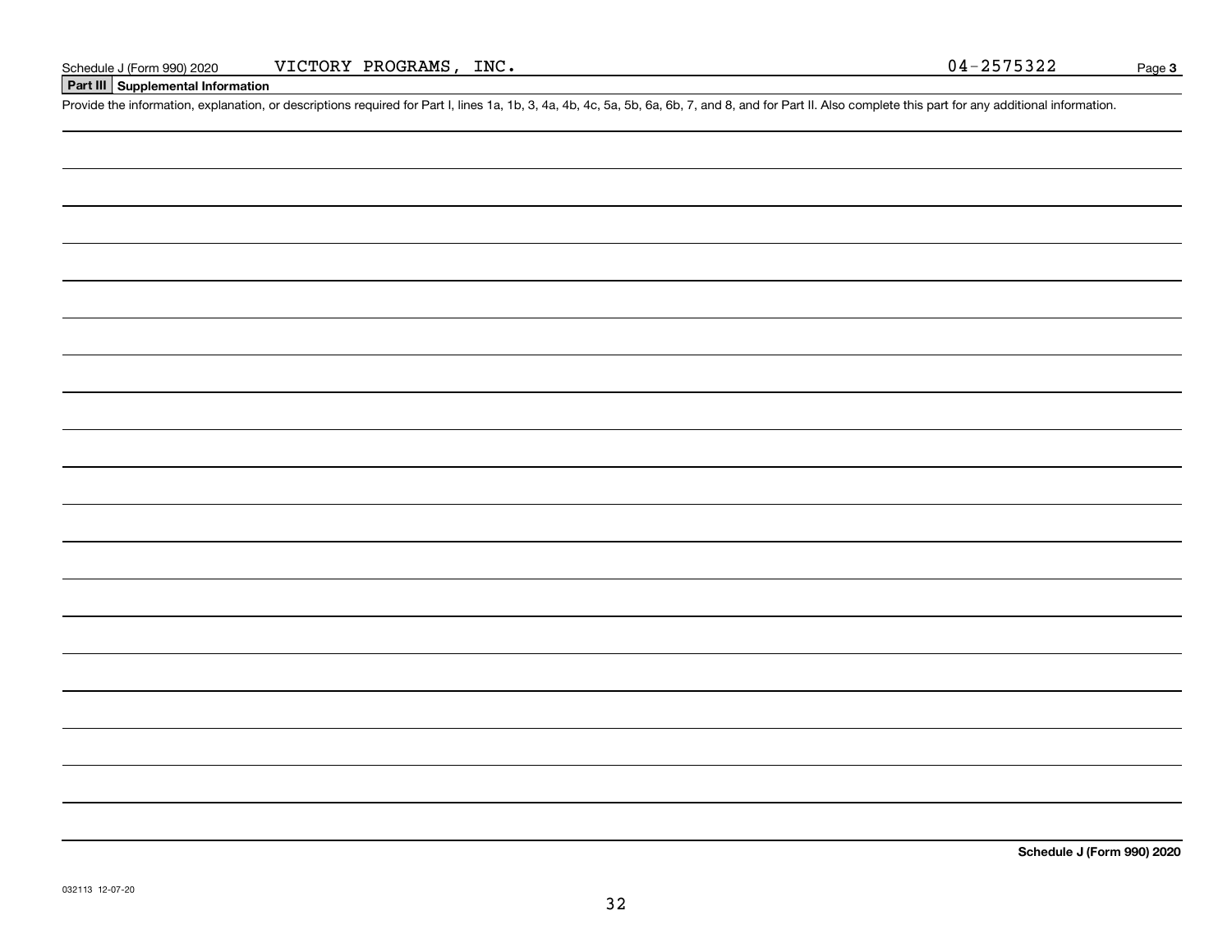Schedule J (Form 990) 2020 VICTORY PROGRAMS, INC. 04-2575322 Page **3**

## Part III Supplemental Information

Provide the information, explanation, or descriptions required for Part I, lines 1a, 1b, 3, 4a, 4b, 4c, 5a, 5b, 6a, 6b, 7, and 8, and for Part II. Also complete this part for any additional information.

**Schedule J (Form 990) 2020**

032113 12-07-20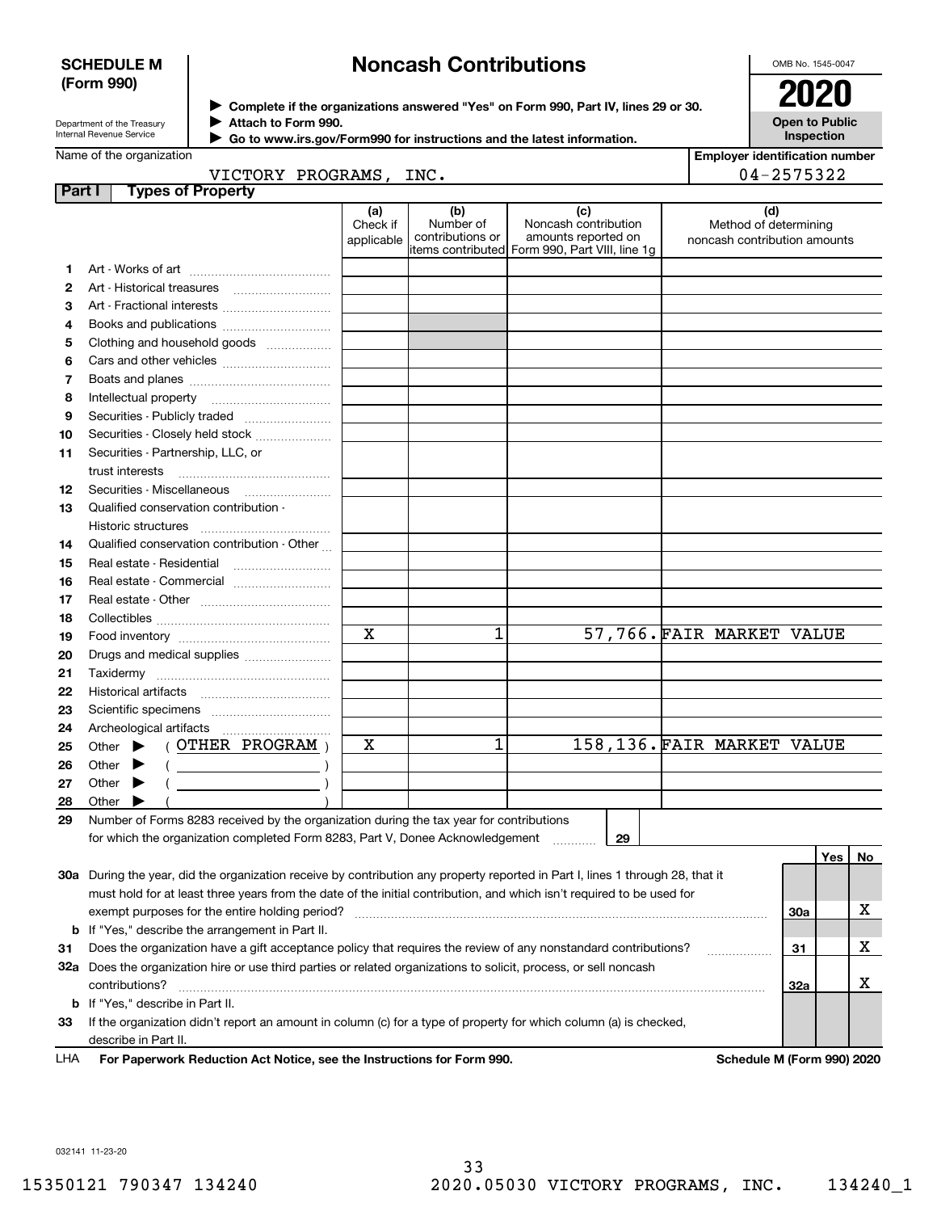**SCHEDULE M (Form 990)**

Department of the Treasury
Internal Revenue Service

# Noncash Contributions

▶ Complete if the organizations answered "Yes" on Form 990, Part IV, lines 29 or 30.
▶ Attach to Form 990.
▶ Go to www.irs.gov/Form990 for instructions and the latest information.

OMB No. 1545-0047

**2020**

**Open to Public Inspection**

Name of the organization: VICTORY PROGRAMS, INC.

Employer identification number: 04-2575322

**Part I — Types of Property**

| | | (a) Check if applicable | (b) Number of contributions or items contributed | (c) Noncash contribution amounts reported on Form 990, Part VIII, line 1g | (d) Method of determining noncash contribution amounts |
|---|---|---|---|---|---|
| 1 | Art - Works of art | | | | |
| 2 | Art - Historical treasures | | | | |
| 3 | Art - Fractional interests | | | | |
| 4 | Books and publications | | | | |
| 5 | Clothing and household goods | | | | |
| 6 | Cars and other vehicles | | | | |
| 7 | Boats and planes | | | | |
| 8 | Intellectual property | | | | |
| 9 | Securities - Publicly traded | | | | |
| 10 | Securities - Closely held stock | | | | |
| 11 | Securities - Partnership, LLC, or trust interests | | | | |
| 12 | Securities - Miscellaneous | | | | |
| 13 | Qualified conservation contribution - Historic structures | | | | |
| 14 | Qualified conservation contribution - Other | | | | |
| 15 | Real estate - Residential | | | | |
| 16 | Real estate - Commercial | | | | |
| 17 | Real estate - Other | | | | |
| 18 | Collectibles | | | | |
| 19 | Food inventory | X | 1 | 57,766. | FAIR MARKET VALUE |
| 20 | Drugs and medical supplies | | | | |
| 21 | Taxidermy | | | | |
| 22 | Historical artifacts | | | | |
| 23 | Scientific specimens | | | | |
| 24 | Archeological artifacts | | | | |
| 25 | Other ▶ ( OTHER PROGRAM ) | X | 1 | 158,136. | FAIR MARKET VALUE |
| 26 | Other ▶ ( ) | | | | |
| 27 | Other ▶ ( ) | | | | |
| 28 | Other ▶ ( ) | | | | |

29 Number of Forms 8283 received by the organization during the tax year for contributions for which the organization completed Form 8283, Part V, Donee Acknowledgement — 29

| | | | Yes | No |
|---|---|---|---|---|
| 30a | During the year, did the organization receive by contribution any property reported in Part I, lines 1 through 28, that it must hold for at least three years from the date of the initial contribution, and which isn't required to be used for exempt purposes for the entire holding period? | 30a | | X |
| b | If "Yes," describe the arrangement in Part II. | | | |
| 31 | Does the organization have a gift acceptance policy that requires the review of any nonstandard contributions? | 31 | | X |
| 32a | Does the organization hire or use third parties or related organizations to solicit, process, or sell noncash contributions? | 32a | | X |
| b | If "Yes," describe in Part II. | | | |
| 33 | If the organization didn't report an amount in column (c) for a type of property for which column (a) is checked, describe in Part II. | | | |

LHA **For Paperwork Reduction Act Notice, see the Instructions for Form 990.** **Schedule M (Form 990) 2020**

032141 11-23-20

15350121 790347 134240 2020.05030 VICTORY PROGRAMS, INC. 134240_1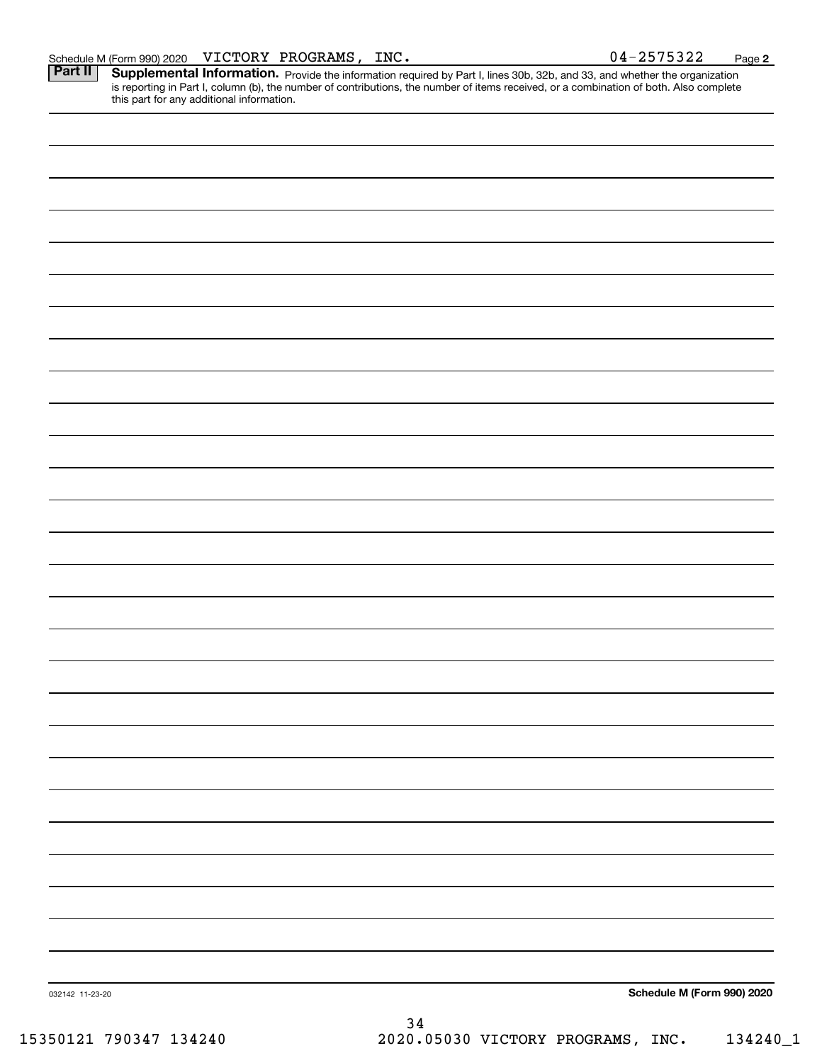Schedule M (Form 990) 2020 VICTORY PROGRAMS, INC. 04-2575322

**Part II** **Supplemental Information.** Provide the information required by Part I, lines 30b, 32b, and 33, and whether the organization is reporting in Part I, column (b), the number of contributions, the number of items received, or a combination of both. Also complete this part for any additional information.

032142 11-23-20

**Schedule M (Form 990) 2020**

15350121 790347 134240 2020.05030 VICTORY PROGRAMS, INC. 134240_1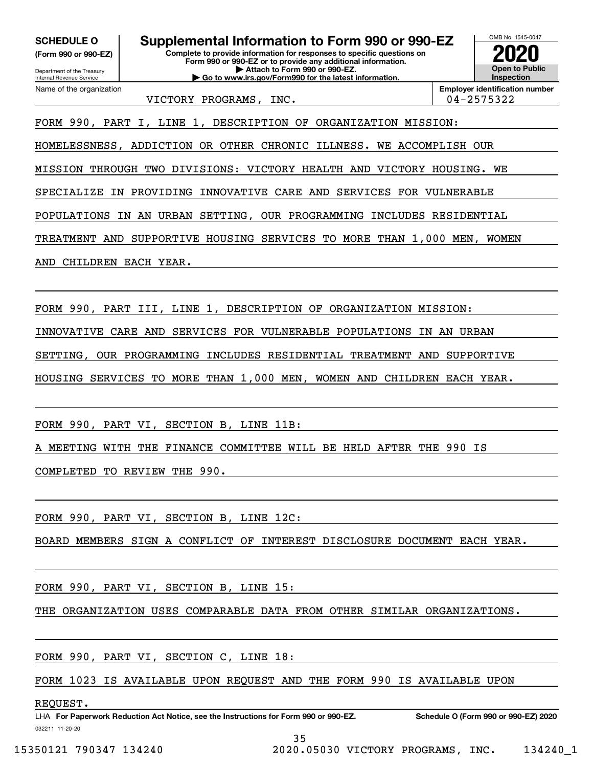**SCHEDULE O** **(Form 990 or 990-EZ)**

Department of the Treasury
Internal Revenue Service

# Supplemental Information to Form 990 or 990-EZ

**Complete to provide information for responses to specific questions on Form 990 or 990-EZ or to provide any additional information.**
**▶ Attach to Form 990 or 990-EZ.**
**▶ Go to www.irs.gov/Form990 for the latest information.**

OMB No. 1545-0047

**2020**

**Open to Public Inspection**

Name of the organization: VICTORY PROGRAMS, INC.

**Employer identification number:** 04-2575322

FORM 990, PART I, LINE 1, DESCRIPTION OF ORGANIZATION MISSION:

HOMELESSNESS, ADDICTION OR OTHER CHRONIC ILLNESS. WE ACCOMPLISH OUR MISSION THROUGH TWO DIVISIONS: VICTORY HEALTH AND VICTORY HOUSING. WE SPECIALIZE IN PROVIDING INNOVATIVE CARE AND SERVICES FOR VULNERABLE POPULATIONS IN AN URBAN SETTING, OUR PROGRAMMING INCLUDES RESIDENTIAL TREATMENT AND SUPPORTIVE HOUSING SERVICES TO MORE THAN 1,000 MEN, WOMEN AND CHILDREN EACH YEAR.

FORM 990, PART III, LINE 1, DESCRIPTION OF ORGANIZATION MISSION:

INNOVATIVE CARE AND SERVICES FOR VULNERABLE POPULATIONS IN AN URBAN SETTING, OUR PROGRAMMING INCLUDES RESIDENTIAL TREATMENT AND SUPPORTIVE HOUSING SERVICES TO MORE THAN 1,000 MEN, WOMEN AND CHILDREN EACH YEAR.

FORM 990, PART VI, SECTION B, LINE 11B:

A MEETING WITH THE FINANCE COMMITTEE WILL BE HELD AFTER THE 990 IS COMPLETED TO REVIEW THE 990.

FORM 990, PART VI, SECTION B, LINE 12C:

BOARD MEMBERS SIGN A CONFLICT OF INTEREST DISCLOSURE DOCUMENT EACH YEAR.

FORM 990, PART VI, SECTION B, LINE 15:

THE ORGANIZATION USES COMPARABLE DATA FROM OTHER SIMILAR ORGANIZATIONS.

FORM 990, PART VI, SECTION C, LINE 18:

FORM 1023 IS AVAILABLE UPON REQUEST AND THE FORM 990 IS AVAILABLE UPON REQUEST.

LHA **For Paperwork Reduction Act Notice, see the Instructions for Form 990 or 990-EZ.** **Schedule O (Form 990 or 990-EZ) 2020**

032211 11-20-20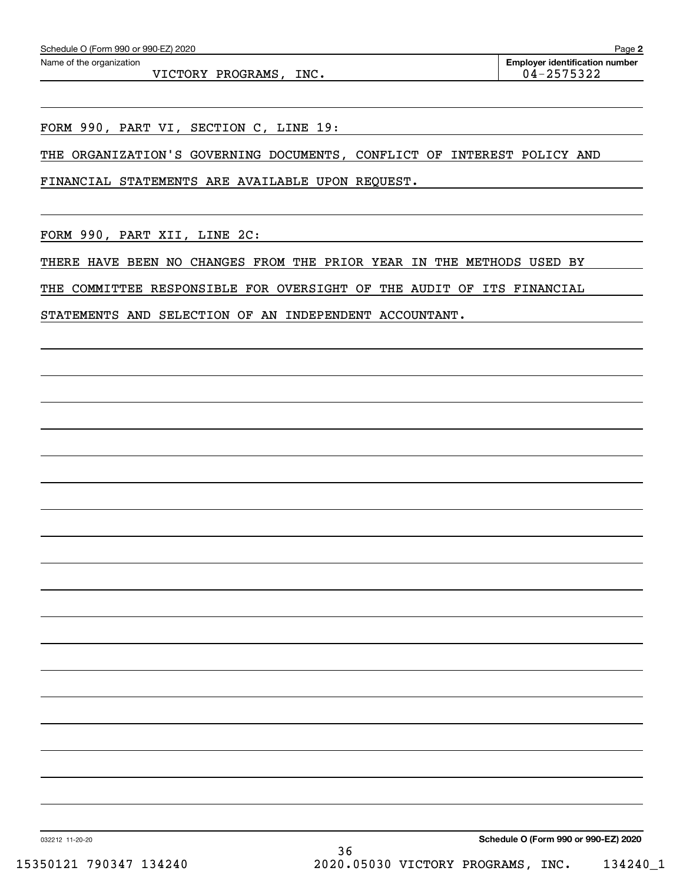Name of the organization: VICTORY PROGRAMS, INC.

Employer identification number: 04-2575322

FORM 990, PART VI, SECTION C, LINE 19:

THE ORGANIZATION'S GOVERNING DOCUMENTS, CONFLICT OF INTEREST POLICY AND FINANCIAL STATEMENTS ARE AVAILABLE UPON REQUEST.

FORM 990, PART XII, LINE 2C:

THERE HAVE BEEN NO CHANGES FROM THE PRIOR YEAR IN THE METHODS USED BY THE COMMITTEE RESPONSIBLE FOR OVERSIGHT OF THE AUDIT OF ITS FINANCIAL STATEMENTS AND SELECTION OF AN INDEPENDENT ACCOUNTANT.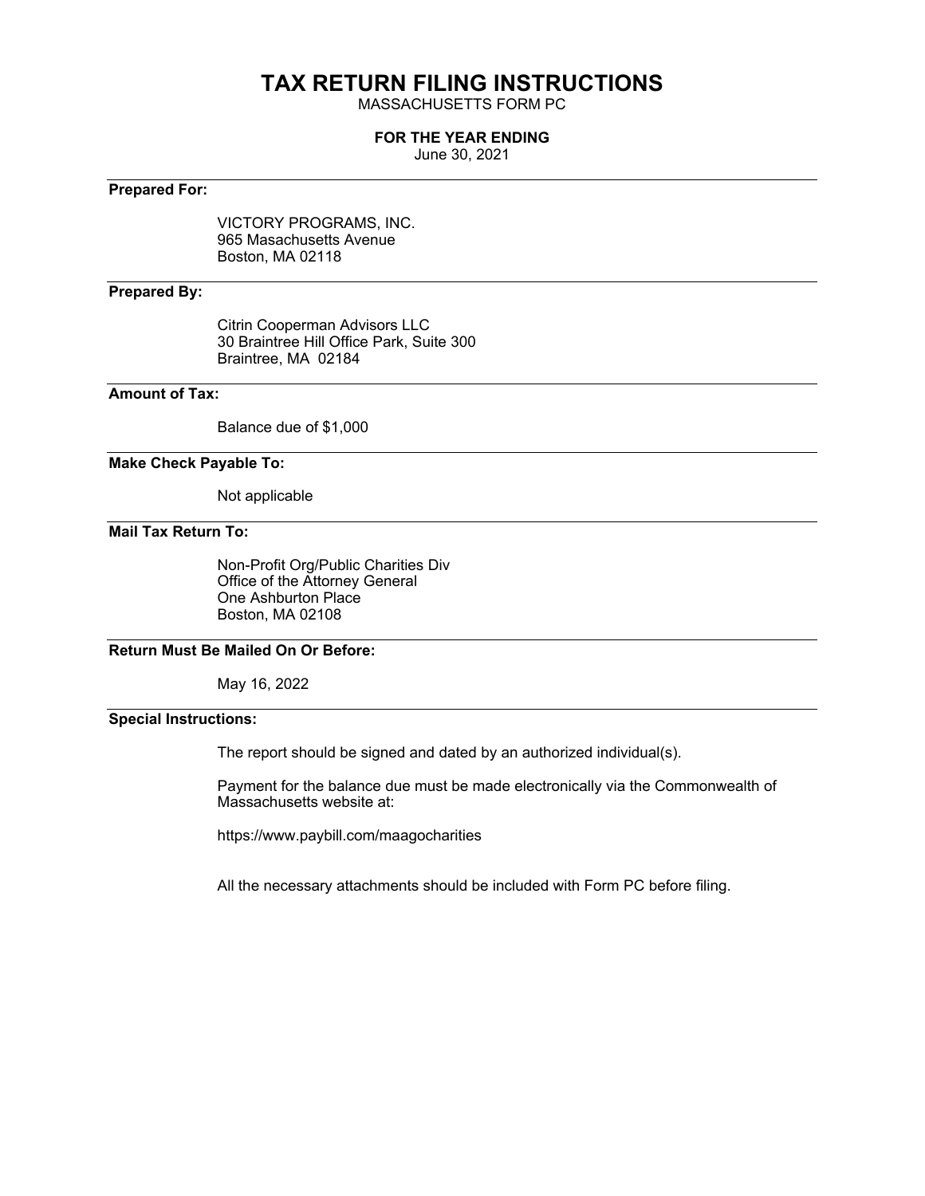# TAX RETURN FILING INSTRUCTIONS

MASSACHUSETTS FORM PC

**FOR THE YEAR ENDING**

June 30, 2021

**Prepared For:**

VICTORY PROGRAMS, INC.
965 Masachusetts Avenue
Boston, MA 02118

**Prepared By:**

Citrin Cooperman Advisors LLC
30 Braintree Hill Office Park, Suite 300
Braintree, MA 02184

**Amount of Tax:**

Balance due of $1,000

**Make Check Payable To:**

Not applicable

**Mail Tax Return To:**

Non-Profit Org/Public Charities Div
Office of the Attorney General
One Ashburton Place
Boston, MA 02108

**Return Must Be Mailed On Or Before:**

May 16, 2022

**Special Instructions:**

The report should be signed and dated by an authorized individual(s).

Payment for the balance due must be made electronically via the Commonwealth of Massachusetts website at:

https://www.paybill.com/maagocharities

All the necessary attachments should be included with Form PC before filing.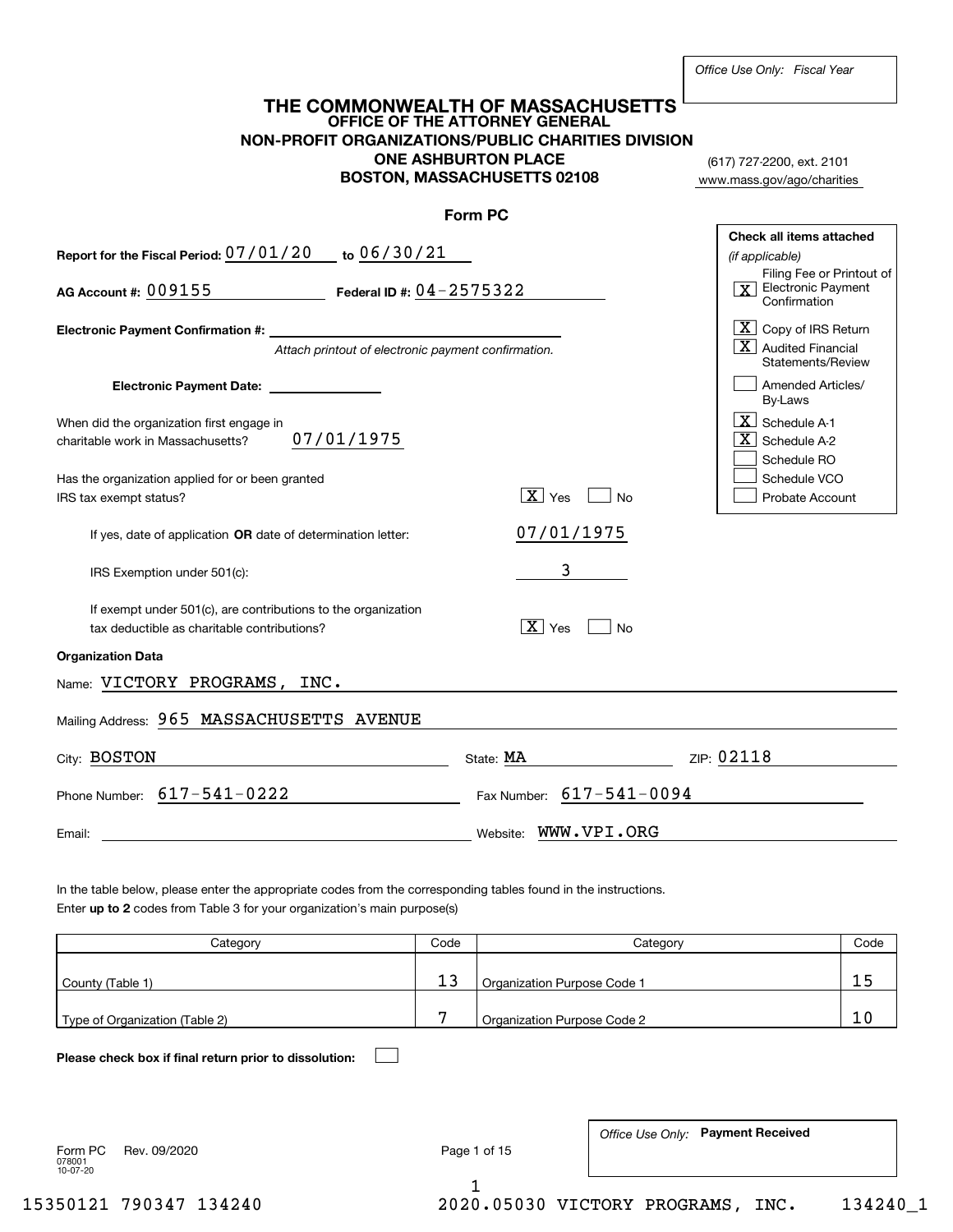Office Use Only: Fiscal Year

# THE COMMONWEALTH OF MASSACHUSETTS
## OFFICE OF THE ATTORNEY GENERAL
## NON-PROFIT ORGANIZATIONS/PUBLIC CHARITIES DIVISION
## ONE ASHBURTON PLACE
## BOSTON, MASSACHUSETTS 02108

(617) 727-2200, ext. 2101
www.mass.gov/ago/charities

### Form PC

**Report for the Fiscal Period:** 07/01/20 **to** 06/30/21

**AG Account #:** 009155 **Federal ID #:** 04-2575322

**Electronic Payment Confirmation #:**

*Attach printout of electronic payment confirmation.*

**Electronic Payment Date:**

When did the organization first engage in charitable work in Massachusetts? 07/01/1975

Has the organization applied for or been granted IRS tax exempt status? [X] Yes [ ] No

If yes, date of application **OR** date of determination letter: 07/01/1975

IRS Exemption under 501(c): 3

If exempt under 501(c), are contributions to the organization tax deductible as charitable contributions? [X] Yes [ ] No

**Check all items attached** *(if applicable)*

- [X] Filing Fee or Printout of Electronic Payment Confirmation
- [X] Copy of IRS Return
- [X] Audited Financial Statements/Review
- [ ] Amended Articles/By-Laws
- [X] Schedule A-1
- [X] Schedule A-2
- [ ] Schedule RO
- [ ] Schedule VCO
- [ ] Probate Account

**Organization Data**

Name: VICTORY PROGRAMS, INC.

Mailing Address: 965 MASSACHUSETTS AVENUE

City: BOSTON State: MA ZIP: 02118

Phone Number: 617-541-0222 Fax Number: 617-541-0094

Email: Website: WWW.VPI.ORG

In the table below, please enter the appropriate codes from the corresponding tables found in the instructions.
Enter **up to 2** codes from Table 3 for your organization's main purpose(s)

| Category | Code | Category | Code |
|---|---|---|---|
| County (Table 1) | 13 | Organization Purpose Code 1 | 15 |
| Type of Organization (Table 2) | 7 | Organization Purpose Code 2 | 10 |

**Please check box if final return prior to dissolution:** [ ]

Form PC Rev. 09/2020
078001
10-07-20

Office Use Only: **Payment Received**

15350121 790347 134240 2020.05030 VICTORY PROGRAMS, INC. 134240_1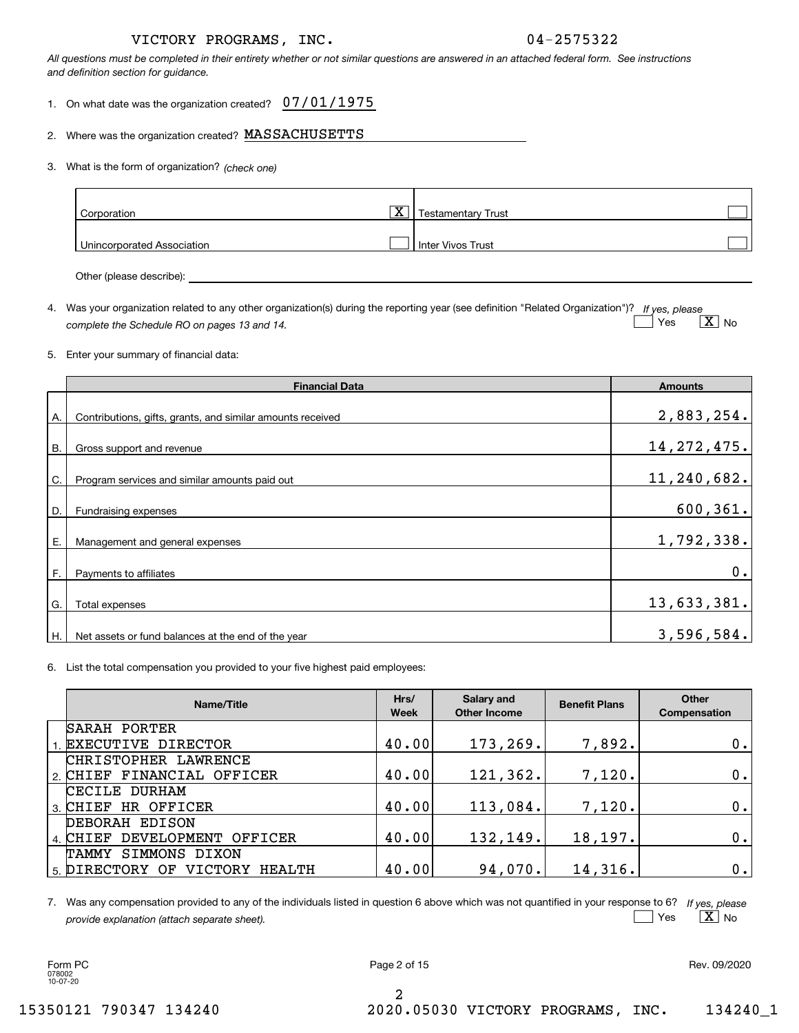VICTORY PROGRAMS, INC. 04-2575322

*All questions must be completed in their entirety whether or not similar questions are answered in an attached federal form. See instructions and definition section for guidance.*

1. On what date was the organization created? 07/01/1975

2. Where was the organization created? MASSACHUSETTS

3. What is the form of organization? *(check one)*

| | | | |
|---|---|---|---|
| Corporation | X | Testamentary Trust | |
| Unincorporated Association | | Inter Vivos Trust | |

Other (please describe):

4. Was your organization related to any other organization(s) during the reporting year (see definition "Related Organization")? *If yes, please complete the Schedule RO on pages 13 and 14.* [ ] Yes [X] No

5. Enter your summary of financial data:

| | Financial Data | Amounts |
|---|---|---|
| A. | Contributions, gifts, grants, and similar amounts received | 2,883,254. |
| B. | Gross support and revenue | 14,272,475. |
| C. | Program services and similar amounts paid out | 11,240,682. |
| D. | Fundraising expenses | 600,361. |
| E. | Management and general expenses | 1,792,338. |
| F. | Payments to affiliates | 0. |
| G. | Total expenses | 13,633,381. |
| H. | Net assets or fund balances at the end of the year | 3,596,584. |

6. List the total compensation you provided to your five highest paid employees:

| | Name/Title | Hrs/ Week | Salary and Other Income | Benefit Plans | Other Compensation |
|---|---|---|---|---|---|
| 1. | SARAH PORTER<br>EXECUTIVE DIRECTOR | 40.00 | 173,269. | 7,892. | 0. |
| 2. | CHRISTOPHER LAWRENCE<br>CHIEF FINANCIAL OFFICER | 40.00 | 121,362. | 7,120. | 0. |
| 3. | CECILE DURHAM<br>CHIEF HR OFFICER | 40.00 | 113,084. | 7,120. | 0. |
| 4. | DEBORAH EDISON<br>CHIEF DEVELOPMENT OFFICER | 40.00 | 132,149. | 18,197. | 0. |
| 5. | TAMMY SIMMONS DIXON<br>DIRECTORY OF VICTORY HEALTH | 40.00 | 94,070. | 14,316. | 0. |

7. Was any compensation provided to any of the individuals listed in question 6 above which was not quantified in your response to 6? *If yes, please provide explanation (attach separate sheet).* [ ] Yes [X] No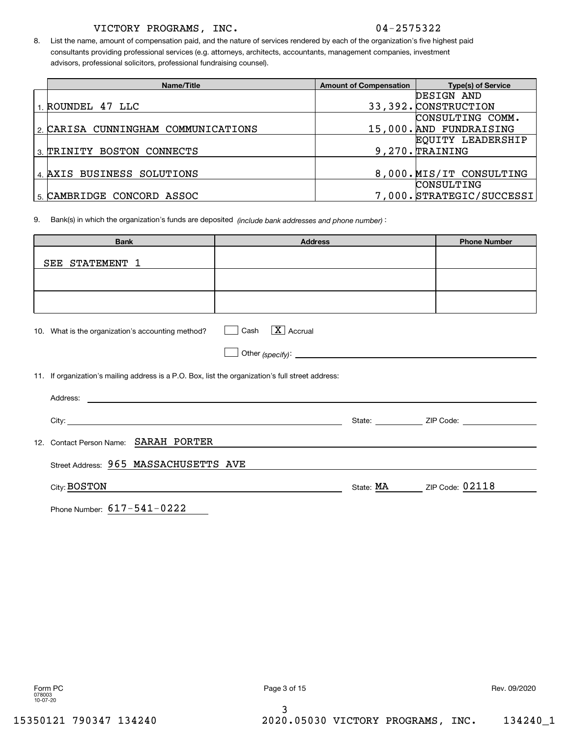VICTORY PROGRAMS, INC. 04-2575322

8. List the name, amount of compensation paid, and the nature of services rendered by each of the organization's five highest paid consultants providing professional services (e.g. attorneys, architects, accountants, management companies, investment advisors, professional solicitors, professional fundraising counsel).

| Name/Title | Amount of Compensation | Type(s) of Service |
|---|---|---|
| 1. ROUNDEL 47 LLC | 33,392. | DESIGN AND CONSTRUCTION |
| 2. CARISA CUNNINGHAM COMMUNICATIONS | 15,000. | CONSULTING COMM. AND FUNDRAISING |
| 3. TRINITY BOSTON CONNECTS | 9,270. | EQUITY LEADERSHIP TRAINING |
| 4. AXIS BUSINESS SOLUTIONS | 8,000. | MIS/IT CONSULTING |
| 5. CAMBRIDGE CONCORD ASSOC | 7,000. | CONSULTING STRATEGIC/SUCCESSI |

9. Bank(s) in which the organization's funds are deposited *(include bank addresses and phone number)*:

| Bank | Address | Phone Number |
|---|---|---|
| SEE STATEMENT 1 | | |
| | | |
| | | |

10. What is the organization's accounting method? ☐ Cash ☒ Accrual

☐ Other *(specify)*: 

11. If organization's mailing address is a P.O. Box, list the organization's full street address:

Address: 

City: State: ZIP Code: 

12. Contact Person Name: SARAH PORTER

Street Address: 965 MASSACHUSETTS AVE

City: BOSTON State: MA ZIP Code: 02118

Phone Number: 617-541-0222

Form PC
078003
10-07-20

Rev. 09/2020

15350121 790347 134240 2020.05030 VICTORY PROGRAMS, INC. 134240_1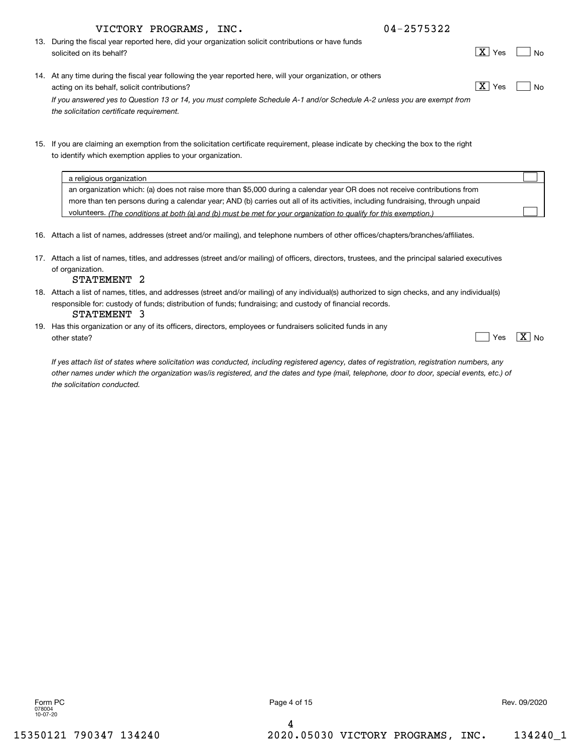VICTORY PROGRAMS, INC. 04-2575322

13. During the fiscal year reported here, did your organization solicit contributions or have funds solicited on its behalf? [X] Yes [ ] No

14. At any time during the fiscal year following the year reported here, will your organization, or others acting on its behalf, solicit contributions? [X] Yes [ ] No

*If you answered yes to Question 13 or 14, you must complete Schedule A-1 and/or Schedule A-2 unless you are exempt from the solicitation certificate requirement.*

15. If you are claiming an exemption from the solicitation certificate requirement, please indicate by checking the box to the right to identify which exemption applies to your organization.

| | |
|---|---|
| a religious organization | [ ] |
| an organization which: (a) does not raise more than $5,000 during a calendar year OR does not receive contributions from more than ten persons during a calendar year; AND (b) carries out all of its activities, including fundraising, through unpaid volunteers. *(The conditions at both (a) and (b) must be met for your organization to qualify for this exemption.)* | [ ] |

16. Attach a list of names, addresses (street and/or mailing), and telephone numbers of other offices/chapters/branches/affiliates.

17. Attach a list of names, titles, and addresses (street and/or mailing) of officers, directors, trustees, and the principal salaried executives of organization.
    STATEMENT 2

18. Attach a list of names, titles, and addresses (street and/or mailing) of any individual(s) authorized to sign checks, and any individual(s) responsible for: custody of funds; distribution of funds; fundraising; and custody of financial records.
    STATEMENT 3

19. Has this organization or any of its officers, directors, employees or fundraisers solicited funds in any other state? [ ] Yes [X] No

*If yes attach list of states where solicitation was conducted, including registered agency, dates of registration, registration numbers, any other names under which the organization was/is registered, and the dates and type (mail, telephone, door to door, special events, etc.) of the solicitation conducted.*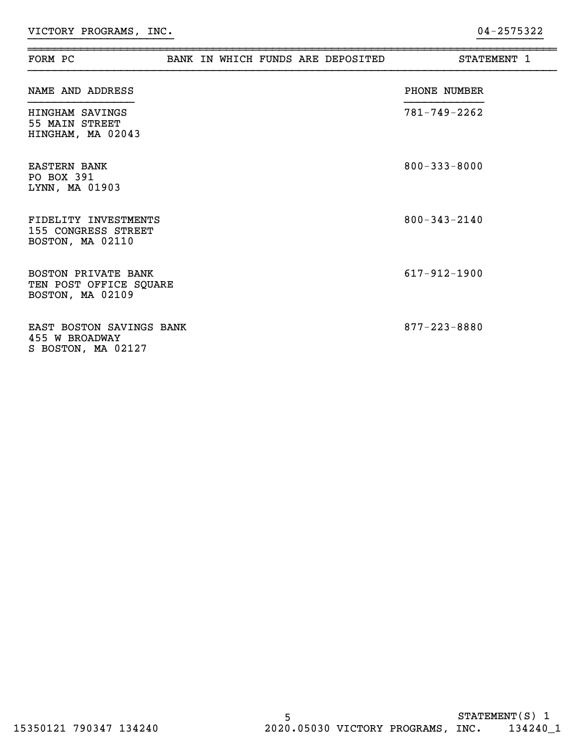VICTORY PROGRAMS, INC. 04-2575322

| FORM PC | BANK IN WHICH FUNDS ARE DEPOSITED | STATEMENT 1 |
|---|---|---|

| NAME AND ADDRESS | PHONE NUMBER |
|---|---|
| HINGHAM SAVINGS<br>55 MAIN STREET<br>HINGHAM, MA 02043 | 781-749-2262 |
| EASTERN BANK<br>PO BOX 391<br>LYNN, MA 01903 | 800-333-8000 |
| FIDELITY INVESTMENTS<br>155 CONGRESS STREET<br>BOSTON, MA 02110 | 800-343-2140 |
| BOSTON PRIVATE BANK<br>TEN POST OFFICE SQUARE<br>BOSTON, MA 02109 | 617-912-1900 |
| EAST BOSTON SAVINGS BANK<br>455 W BROADWAY<br>S BOSTON, MA 02127 | 877-223-8880 |

STATEMENT(S) 1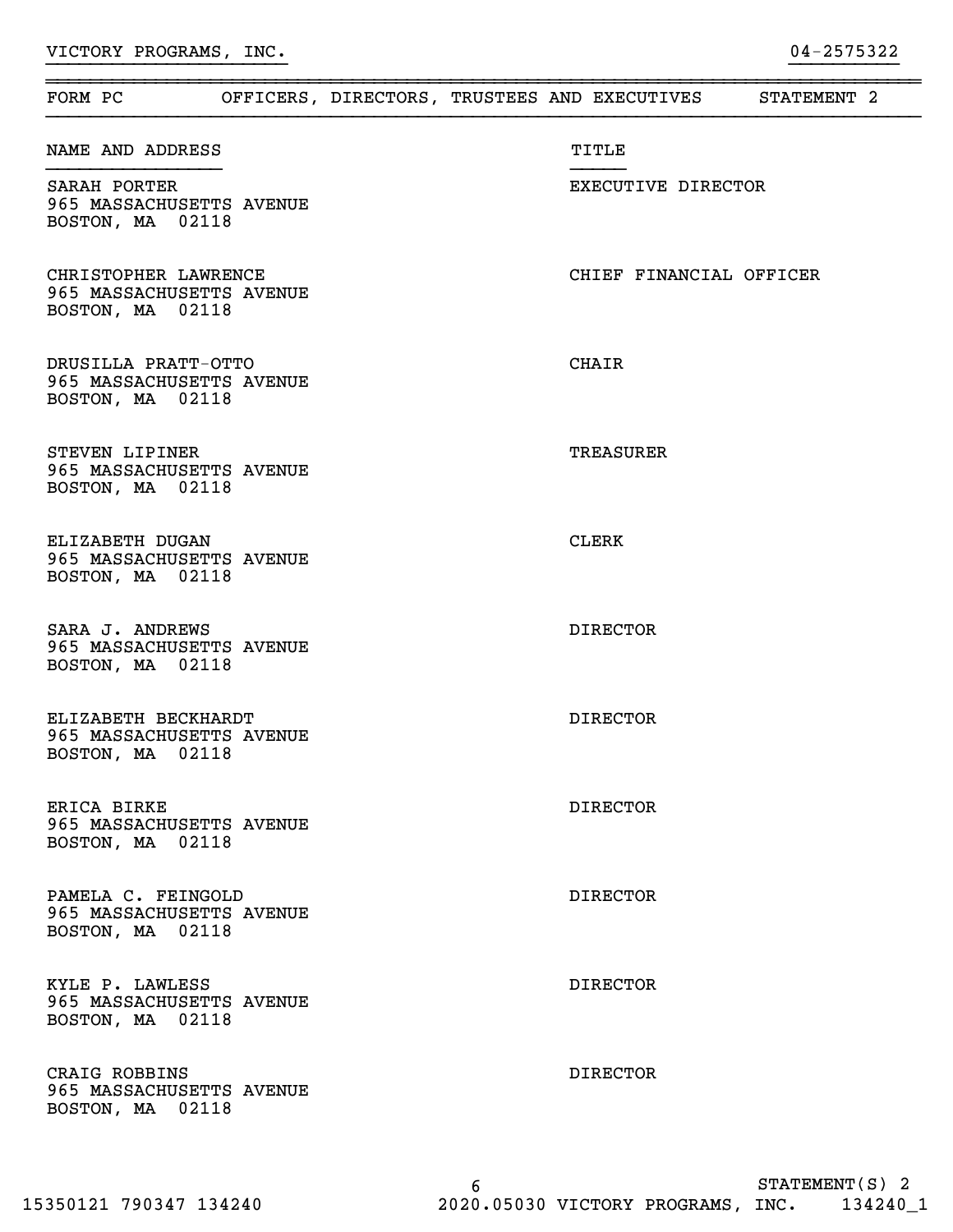VICTORY PROGRAMS, INC. 04-2575322

## FORM PC — OFFICERS, DIRECTORS, TRUSTEES AND EXECUTIVES — STATEMENT 2

| NAME AND ADDRESS | TITLE |
| --- | --- |
| SARAH PORTER<br>965 MASSACHUSETTS AVENUE<br>BOSTON, MA 02118 | EXECUTIVE DIRECTOR |
| CHRISTOPHER LAWRENCE<br>965 MASSACHUSETTS AVENUE<br>BOSTON, MA 02118 | CHIEF FINANCIAL OFFICER |
| DRUSILLA PRATT-OTTO<br>965 MASSACHUSETTS AVENUE<br>BOSTON, MA 02118 | CHAIR |
| STEVEN LIPINER<br>965 MASSACHUSETTS AVENUE<br>BOSTON, MA 02118 | TREASURER |
| ELIZABETH DUGAN<br>965 MASSACHUSETTS AVENUE<br>BOSTON, MA 02118 | CLERK |
| SARA J. ANDREWS<br>965 MASSACHUSETTS AVENUE<br>BOSTON, MA 02118 | DIRECTOR |
| ELIZABETH BECKHARDT<br>965 MASSACHUSETTS AVENUE<br>BOSTON, MA 02118 | DIRECTOR |
| ERICA BIRKE<br>965 MASSACHUSETTS AVENUE<br>BOSTON, MA 02118 | DIRECTOR |
| PAMELA C. FEINGOLD<br>965 MASSACHUSETTS AVENUE<br>BOSTON, MA 02118 | DIRECTOR |
| KYLE P. LAWLESS<br>965 MASSACHUSETTS AVENUE<br>BOSTON, MA 02118 | DIRECTOR |
| CRAIG ROBBINS<br>965 MASSACHUSETTS AVENUE<br>BOSTON, MA 02118 | DIRECTOR |

STATEMENT(S) 2

15350121 790347 134240 2020.05030 VICTORY PROGRAMS, INC. 134240_1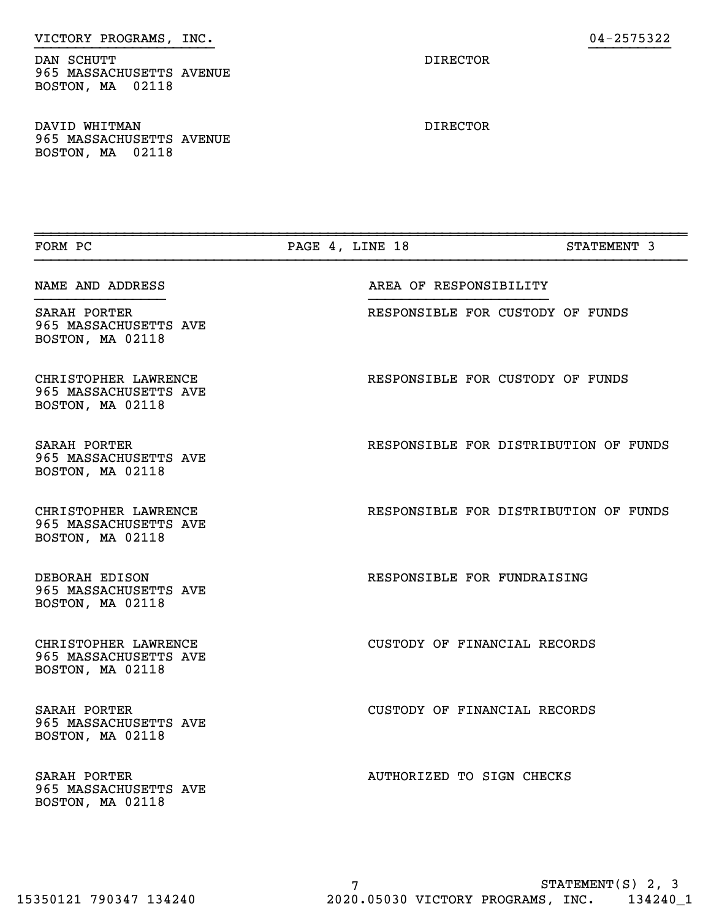VICTORY PROGRAMS, INC. 04-2575322

| | |
|---|---|
| DAN SCHUTT<br>965 MASSACHUSETTS AVENUE<br>BOSTON, MA 02118 | DIRECTOR |
| DAVID WHITMAN<br>965 MASSACHUSETTS AVENUE<br>BOSTON, MA 02118 | DIRECTOR |

FORM PC | PAGE 4, LINE 18 | STATEMENT 3

| NAME AND ADDRESS | AREA OF RESPONSIBILITY |
|---|---|
| SARAH PORTER<br>965 MASSACHUSETTS AVE<br>BOSTON, MA 02118 | RESPONSIBLE FOR CUSTODY OF FUNDS |
| CHRISTOPHER LAWRENCE<br>965 MASSACHUSETTS AVE<br>BOSTON, MA 02118 | RESPONSIBLE FOR CUSTODY OF FUNDS |
| SARAH PORTER<br>965 MASSACHUSETTS AVE<br>BOSTON, MA 02118 | RESPONSIBLE FOR DISTRIBUTION OF FUNDS |
| CHRISTOPHER LAWRENCE<br>965 MASSACHUSETTS AVE<br>BOSTON, MA 02118 | RESPONSIBLE FOR DISTRIBUTION OF FUNDS |
| DEBORAH EDISON<br>965 MASSACHUSETTS AVE<br>BOSTON, MA 02118 | RESPONSIBLE FOR FUNDRAISING |
| CHRISTOPHER LAWRENCE<br>965 MASSACHUSETTS AVE<br>BOSTON, MA 02118 | CUSTODY OF FINANCIAL RECORDS |
| SARAH PORTER<br>965 MASSACHUSETTS AVE<br>BOSTON, MA 02118 | CUSTODY OF FINANCIAL RECORDS |
| SARAH PORTER<br>965 MASSACHUSETTS AVE<br>BOSTON, MA 02118 | AUTHORIZED TO SIGN CHECKS |

STATEMENT(S) 2, 3

15350121 790347 134240 2020.05030 VICTORY PROGRAMS, INC. 134240_1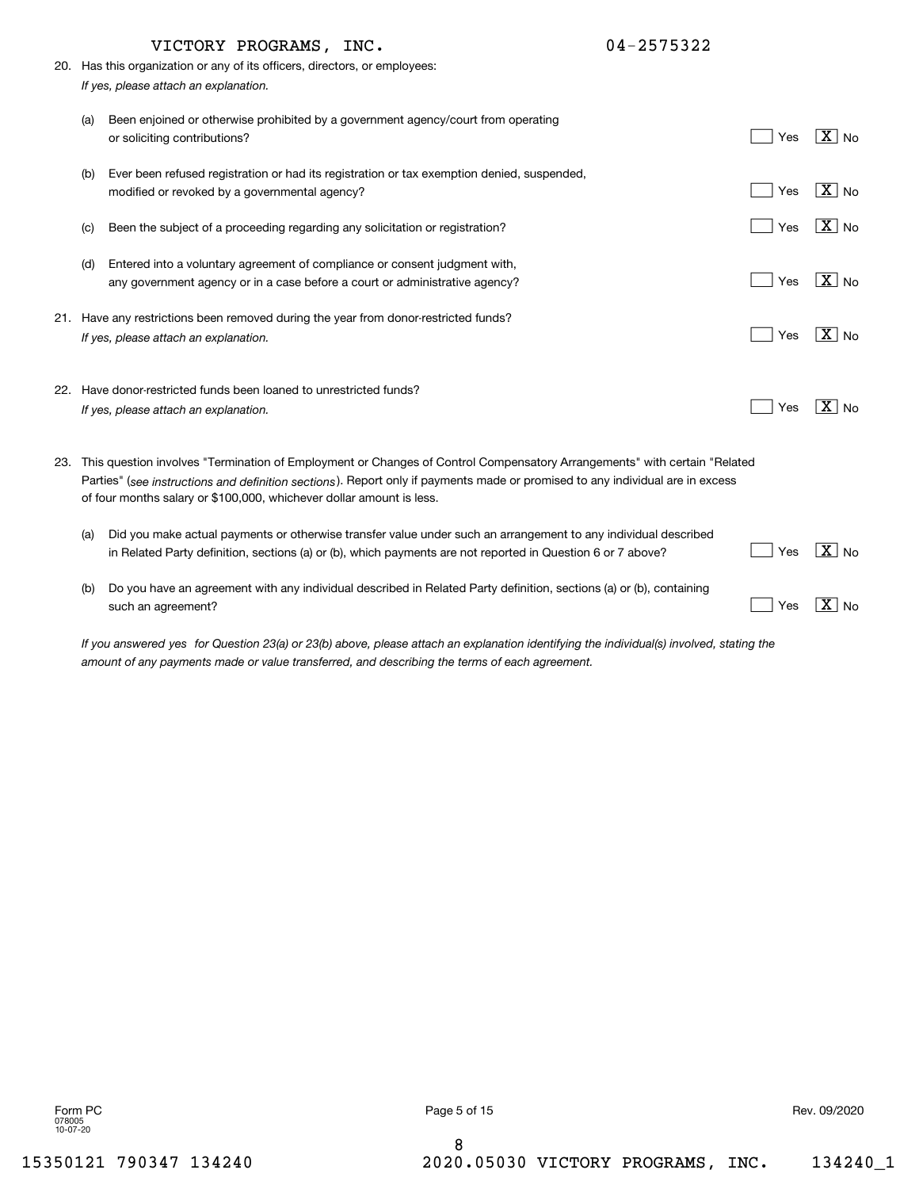VICTORY PROGRAMS, INC. 04-2575322

20. Has this organization or any of its officers, directors, or employees:
*If yes, please attach an explanation.*

(a) Been enjoined or otherwise prohibited by a government agency/court from operating or soliciting contributions? ☐ Yes [X] No

(b) Ever been refused registration or had its registration or tax exemption denied, suspended, modified or revoked by a governmental agency? ☐ Yes [X] No

(c) Been the subject of a proceeding regarding any solicitation or registration? ☐ Yes [X] No

(d) Entered into a voluntary agreement of compliance or consent judgment with, any government agency or in a case before a court or administrative agency? ☐ Yes [X] No

21. Have any restrictions been removed during the year from donor-restricted funds?
*If yes, please attach an explanation.* ☐ Yes [X] No

22. Have donor-restricted funds been loaned to unrestricted funds?
*If yes, please attach an explanation.* ☐ Yes [X] No

23. This question involves "Termination of Employment or Changes of Control Compensatory Arrangements" with certain "Related Parties" (*see instructions and definition sections*). Report only if payments made or promised to any individual are in excess of four months salary or $100,000, whichever dollar amount is less.

(a) Did you make actual payments or otherwise transfer value under such an arrangement to any individual described in Related Party definition, sections (a) or (b), which payments are not reported in Question 6 or 7 above? ☐ Yes [X] No

(b) Do you have an agreement with any individual described in Related Party definition, sections (a) or (b), containing such an agreement? ☐ Yes [X] No

*If you answered yes for Question 23(a) or 23(b) above, please attach an explanation identifying the individual(s) involved, stating the amount of any payments made or value transferred, and describing the terms of each agreement.*

Form PC
078005
10-07-20

Rev. 09/2020

15350121 790347 134240 2020.05030 VICTORY PROGRAMS, INC. 134240_1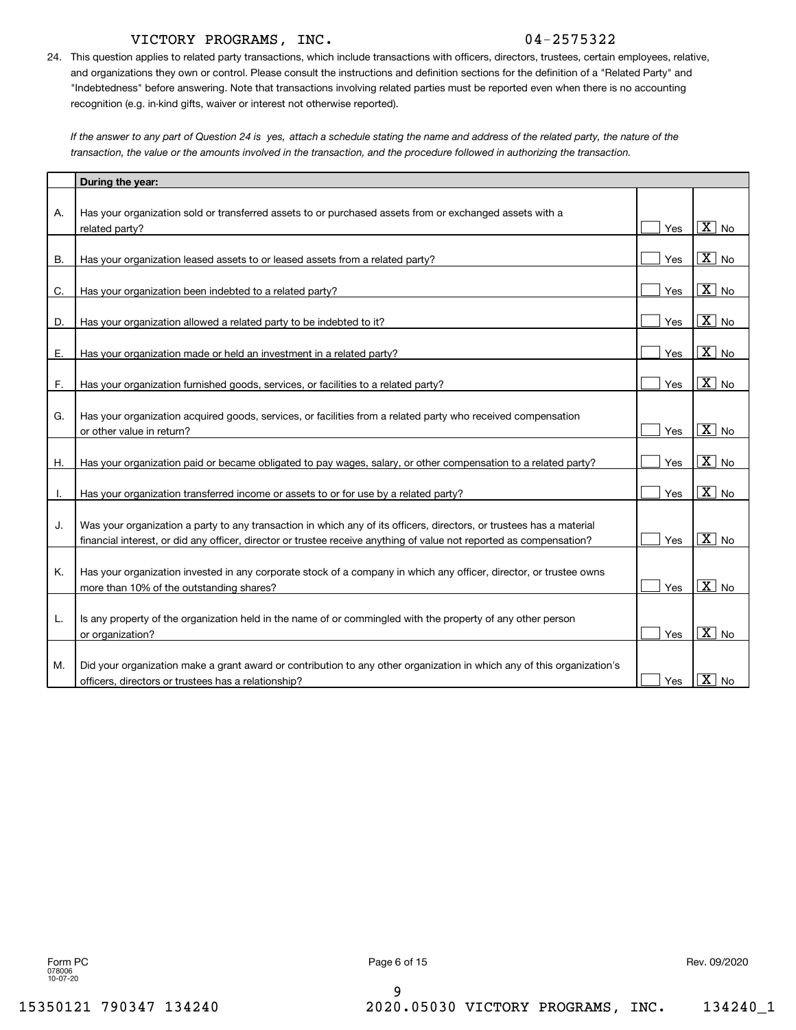VICTORY PROGRAMS, INC. 04-2575322

24. This question applies to related party transactions, which include transactions with officers, directors, trustees, certain employees, relative, and organizations they own or control. Please consult the instructions and definition sections for the definition of a "Related Party" and "Indebtedness" before answering. Note that transactions involving related parties must be reported even when there is no accounting recognition (e.g. in-kind gifts, waiver or interest not otherwise reported).

*If the answer to any part of Question 24 is yes, attach a schedule stating the name and address of the related party, the nature of the transaction, the value or the amounts involved in the transaction, and the procedure followed in authorizing the transaction.*

| | **During the year:** | Yes | No |
|---|---|---|---|
| A. | Has your organization sold or transferred assets to or purchased assets from or exchanged assets with a related party? | | X |
| B. | Has your organization leased assets to or leased assets from a related party? | | X |
| C. | Has your organization been indebted to a related party? | | X |
| D. | Has your organization allowed a related party to be indebted to it? | | X |
| E. | Has your organization made or held an investment in a related party? | | X |
| F. | Has your organization furnished goods, services, or facilities to a related party? | | X |
| G. | Has your organization acquired goods, services, or facilities from a related party who received compensation or other value in return? | | X |
| H. | Has your organization paid or became obligated to pay wages, salary, or other compensation to a related party? | | X |
| I. | Has your organization transferred income or assets to or for use by a related party? | | X |
| J. | Was your organization a party to any transaction in which any of its officers, directors, or trustees has a material financial interest, or did any officer, director or trustee receive anything of value not reported as compensation? | | X |
| K. | Has your organization invested in any corporate stock of a company in which any officer, director, or trustee owns more than 10% of the outstanding shares? | | X |
| L. | Is any property of the organization held in the name of or commingled with the property of any other person or organization? | | X |
| M. | Did your organization make a grant award or contribution to any other organization in which any of this organization's officers, directors or trustees has a relationship? | | X |

Form PC 078006 10-07-20 Rev. 09/2020

15350121 790347 134240 2020.05030 VICTORY PROGRAMS, INC. 134240_1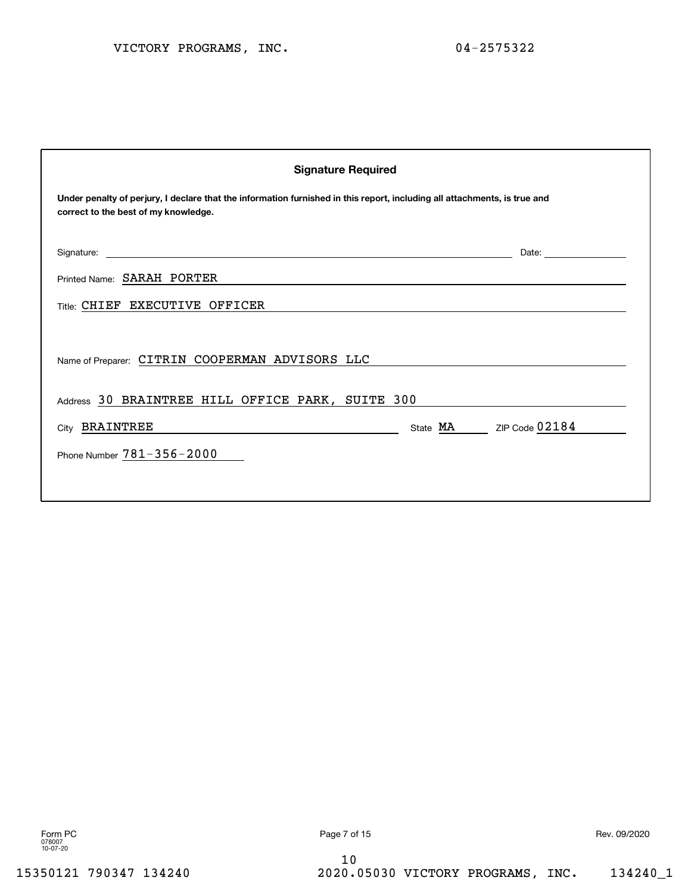VICTORY PROGRAMS, INC. 04-2575322

## Signature Required

**Under penalty of perjury, I declare that the information furnished in this report, including all attachments, is true and correct to the best of my knowledge.**

Signature: ______________________ Date: ____________

Printed Name: SARAH PORTER

Title: CHIEF EXECUTIVE OFFICER

Name of Preparer: CITRIN COOPERMAN ADVISORS LLC

Address 30 BRAINTREE HILL OFFICE PARK, SUITE 300

City BRAINTREE State MA ZIP Code 02184

Phone Number 781-356-2000

Form PC
078007
10-07-20

Rev. 09/2020

15350121 790347 134240 2020.05030 VICTORY PROGRAMS, INC. 134240_1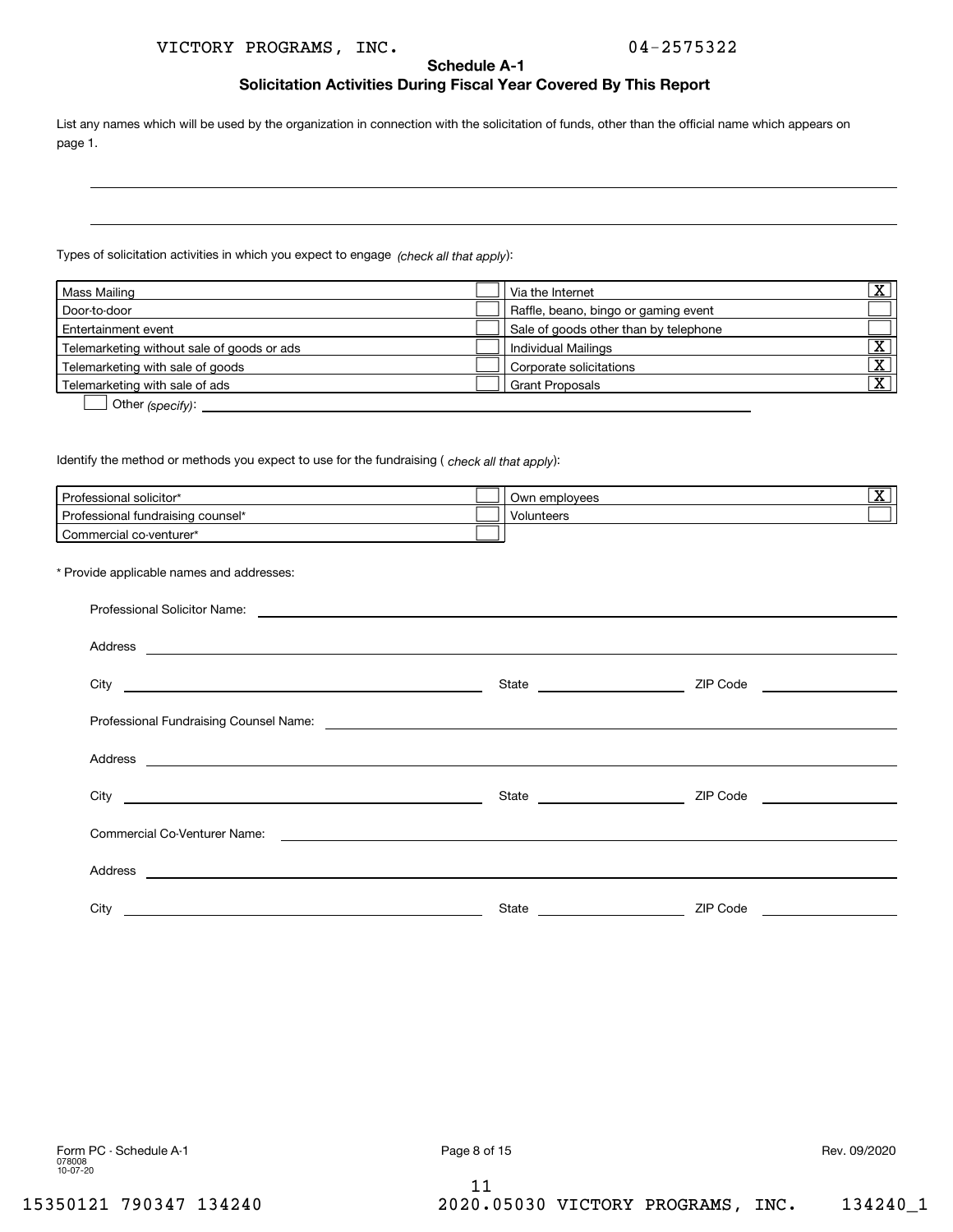VICTORY PROGRAMS, INC. 04-2575322

## Schedule A-1

### Solicitation Activities During Fiscal Year Covered By This Report

List any names which will be used by the organization in connection with the solicitation of funds, other than the official name which appears on page 1.

Types of solicitation activities in which you expect to engage *(check all that apply)*:

| Activity | | Activity | |
|---|---|---|---|
| Mass Mailing | | Via the Internet | X |
| Door-to-door | | Raffle, beano, bingo or gaming event | |
| Entertainment event | | Sale of goods other than by telephone | |
| Telemarketing without sale of goods or ads | | Individual Mailings | X |
| Telemarketing with sale of goods | | Corporate solicitations | X |
| Telemarketing with sale of ads | | Grant Proposals | X |

☐ Other *(specify)*:

Identify the method or methods you expect to use for the fundraising ( *check all that apply*):

| Method | | Method | |
|---|---|---|---|
| Professional solicitor* | | Own employees | X |
| Professional fundraising counsel* | | Volunteers | |
| Commercial co-venturer* | | | |

* Provide applicable names and addresses:

Professional Solicitor Name:

Address

City State ZIP Code

Professional Fundraising Counsel Name:

Address

City State ZIP Code

Commercial Co-Venturer Name:

Address

City State ZIP Code

Form PC - Schedule A-1 Rev. 09/2020
078008
10-07-20

15350121 790347 134240 2020.05030 VICTORY PROGRAMS, INC. 134240_1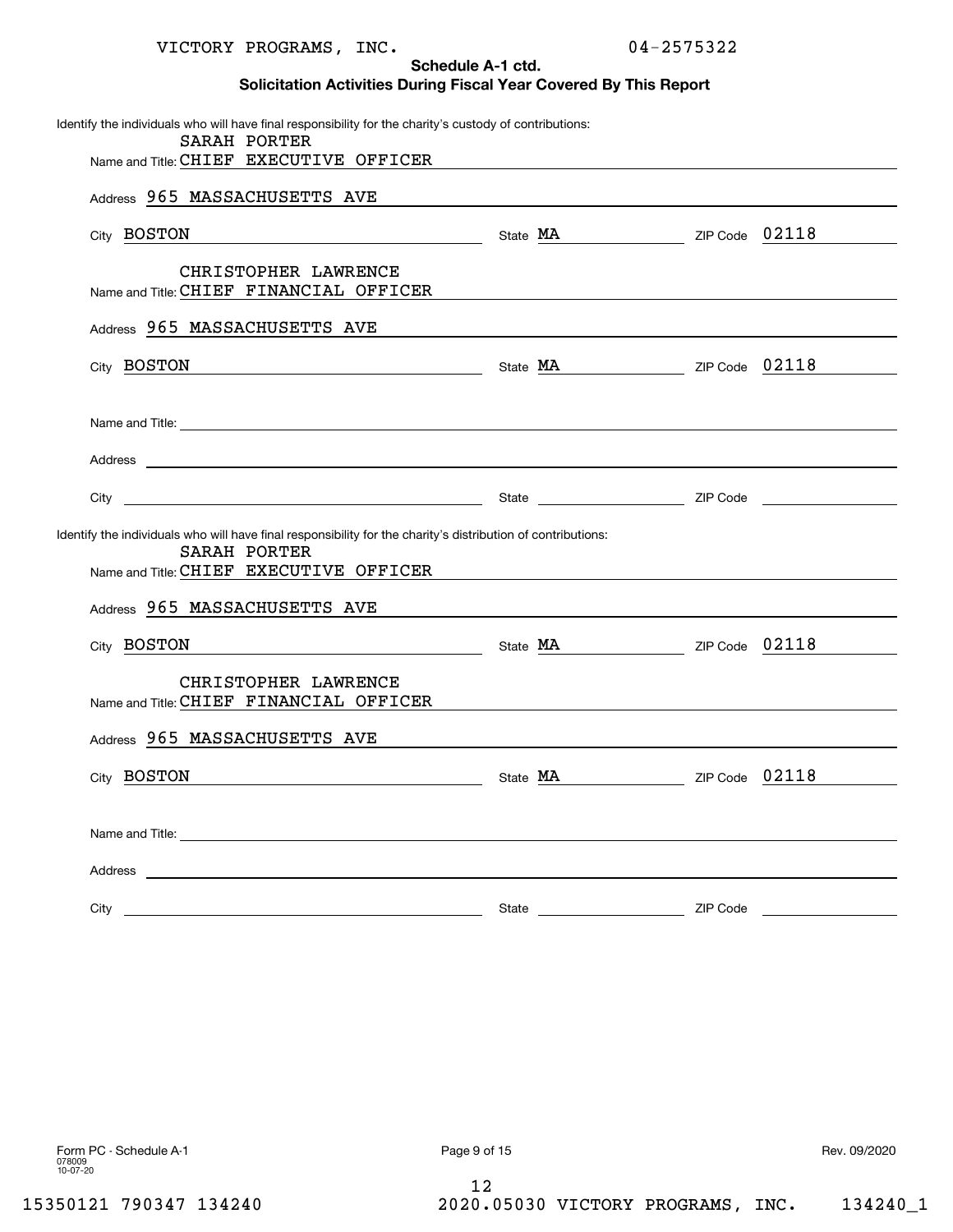VICTORY PROGRAMS, INC. 04-2575322

## Schedule A-1 ctd.
## Solicitation Activities During Fiscal Year Covered By This Report

Identify the individuals who will have final responsibility for the charity's custody of contributions:

Name and Title: SARAH PORTER, CHIEF EXECUTIVE OFFICER
Address: 965 MASSACHUSETTS AVE
City: BOSTON State: MA ZIP Code: 02118

Name and Title: CHRISTOPHER LAWRENCE, CHIEF FINANCIAL OFFICER
Address: 965 MASSACHUSETTS AVE
City: BOSTON State: MA ZIP Code: 02118

Name and Title:
Address:
City: State: ZIP Code:

Identify the individuals who will have final responsibility for the charity's distribution of contributions:

Name and Title: SARAH PORTER, CHIEF EXECUTIVE OFFICER
Address: 965 MASSACHUSETTS AVE
City: BOSTON State: MA ZIP Code: 02118

Name and Title: CHRISTOPHER LAWRENCE, CHIEF FINANCIAL OFFICER
Address: 965 MASSACHUSETTS AVE
City: BOSTON State: MA ZIP Code: 02118

Name and Title:
Address:
City: State: ZIP Code:

Form PC - Schedule A-1 Rev. 09/2020
078009
10-07-20

15350121 790347 134240 2020.05030 VICTORY PROGRAMS, INC. 134240_1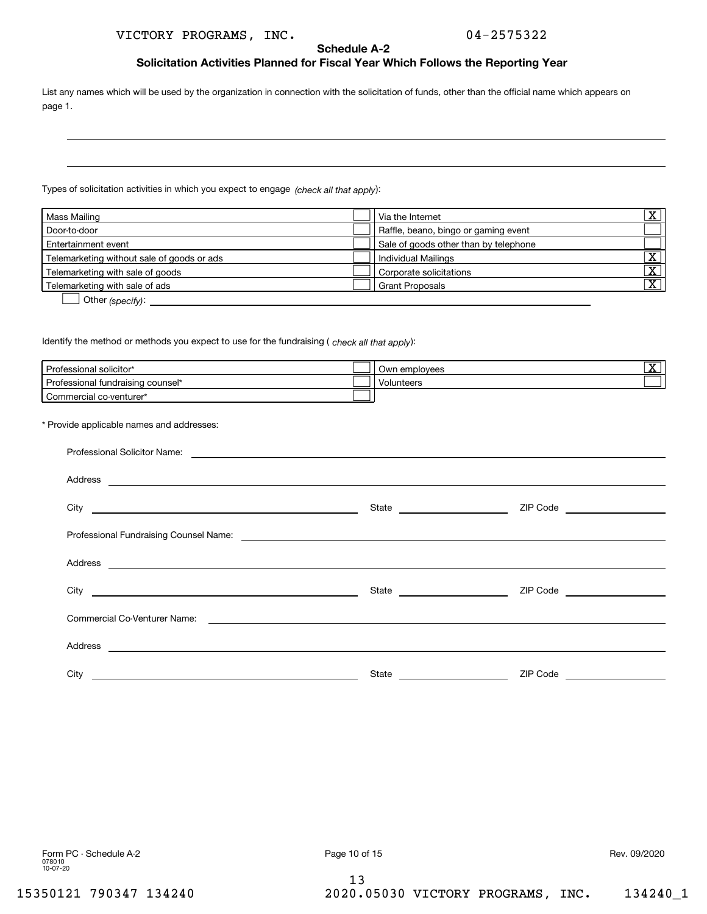VICTORY PROGRAMS, INC. 04-2575322

## Schedule A-2

### Solicitation Activities Planned for Fiscal Year Which Follows the Reporting Year

List any names which will be used by the organization in connection with the solicitation of funds, other than the official name which appears on page 1.

Types of solicitation activities in which you expect to engage *(check all that apply)*:

| Activity | | Activity | |
|---|---|---|---|
| Mass Mailing | | Via the Internet | X |
| Door-to-door | | Raffle, beano, bingo or gaming event | |
| Entertainment event | | Sale of goods other than by telephone | |
| Telemarketing without sale of goods or ads | | Individual Mailings | X |
| Telemarketing with sale of goods | | Corporate solicitations | X |
| Telemarketing with sale of ads | | Grant Proposals | X |

☐ Other *(specify)*:

Identify the method or methods you expect to use for the fundraising ( *check all that apply*):

| Method | | Method | |
|---|---|---|---|
| Professional solicitor* | | Own employees | X |
| Professional fundraising counsel* | | Volunteers | |
| Commercial co-venturer* | | | |

\* Provide applicable names and addresses:

Professional Solicitor Name:

Address

City State ZIP Code

Professional Fundraising Counsel Name:

Address

City State ZIP Code

Commercial Co-Venturer Name:

Address

City State ZIP Code

Form PC - Schedule A-2 Rev. 09/2020
078010
10-07-20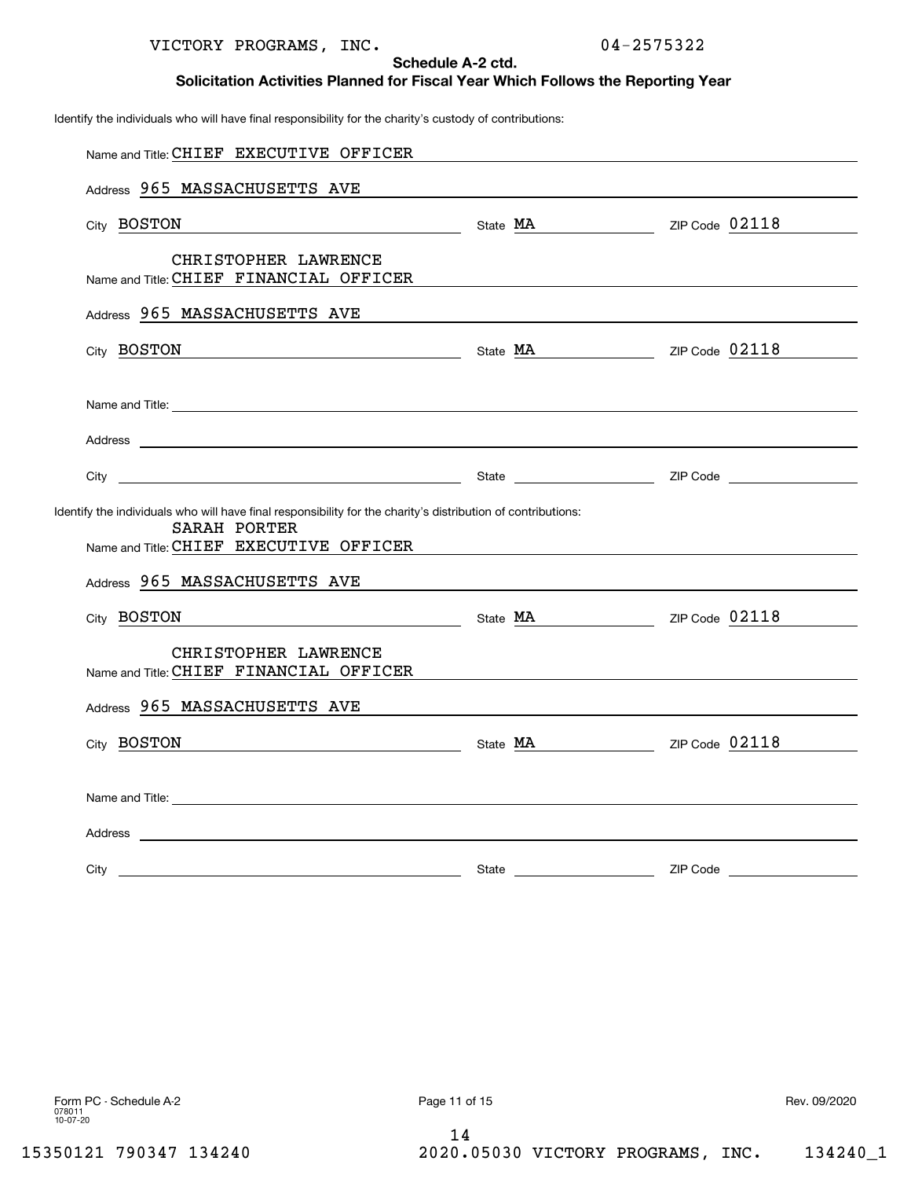VICTORY PROGRAMS, INC. 04-2575322

## Schedule A-2 ctd.

### Solicitation Activities Planned for Fiscal Year Which Follows the Reporting Year

Identify the individuals who will have final responsibility for the charity's custody of contributions:

Name and Title: CHIEF EXECUTIVE OFFICER

Address 965 MASSACHUSETTS AVE

City BOSTON State MA ZIP Code 02118

Name and Title: CHRISTOPHER LAWRENCE CHIEF FINANCIAL OFFICER

Address 965 MASSACHUSETTS AVE

City BOSTON State MA ZIP Code 02118

Name and Title:

Address

City State ZIP Code

Identify the individuals who will have final responsibility for the charity's distribution of contributions:

Name and Title: SARAH PORTER CHIEF EXECUTIVE OFFICER

Address 965 MASSACHUSETTS AVE

City BOSTON State MA ZIP Code 02118

Name and Title: CHRISTOPHER LAWRENCE CHIEF FINANCIAL OFFICER

Address 965 MASSACHUSETTS AVE

City BOSTON State MA ZIP Code 02118

Name and Title:

Address

City State ZIP Code

Form PC - Schedule A-2 Rev. 09/2020
078011
10-07-20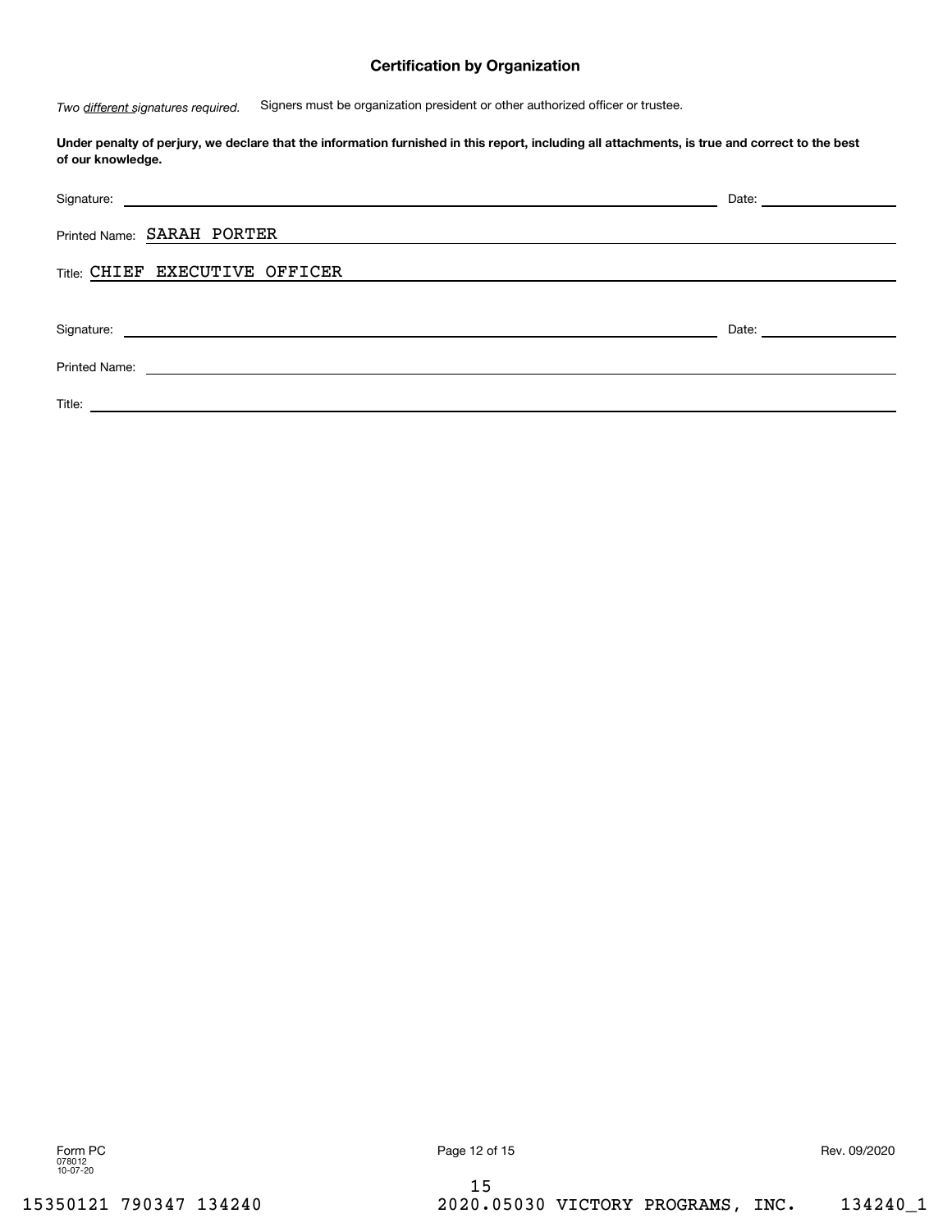## Certification by Organization

*Two different signatures required.* Signers must be organization president or other authorized officer or trustee.

**Under penalty of perjury, we declare that the information furnished in this report, including all attachments, is true and correct to the best of our knowledge.**

Signature: ______________________________ Date: ______________

Printed Name: SARAH PORTER

Title: CHIEF EXECUTIVE OFFICER

Signature: ______________________________ Date: ______________

Printed Name: ______________________________

Title: ______________________________

Form PC 078012 10-07-20 Rev. 09/2020

15350121 790347 134240 2020.05030 VICTORY PROGRAMS, INC. 134240_1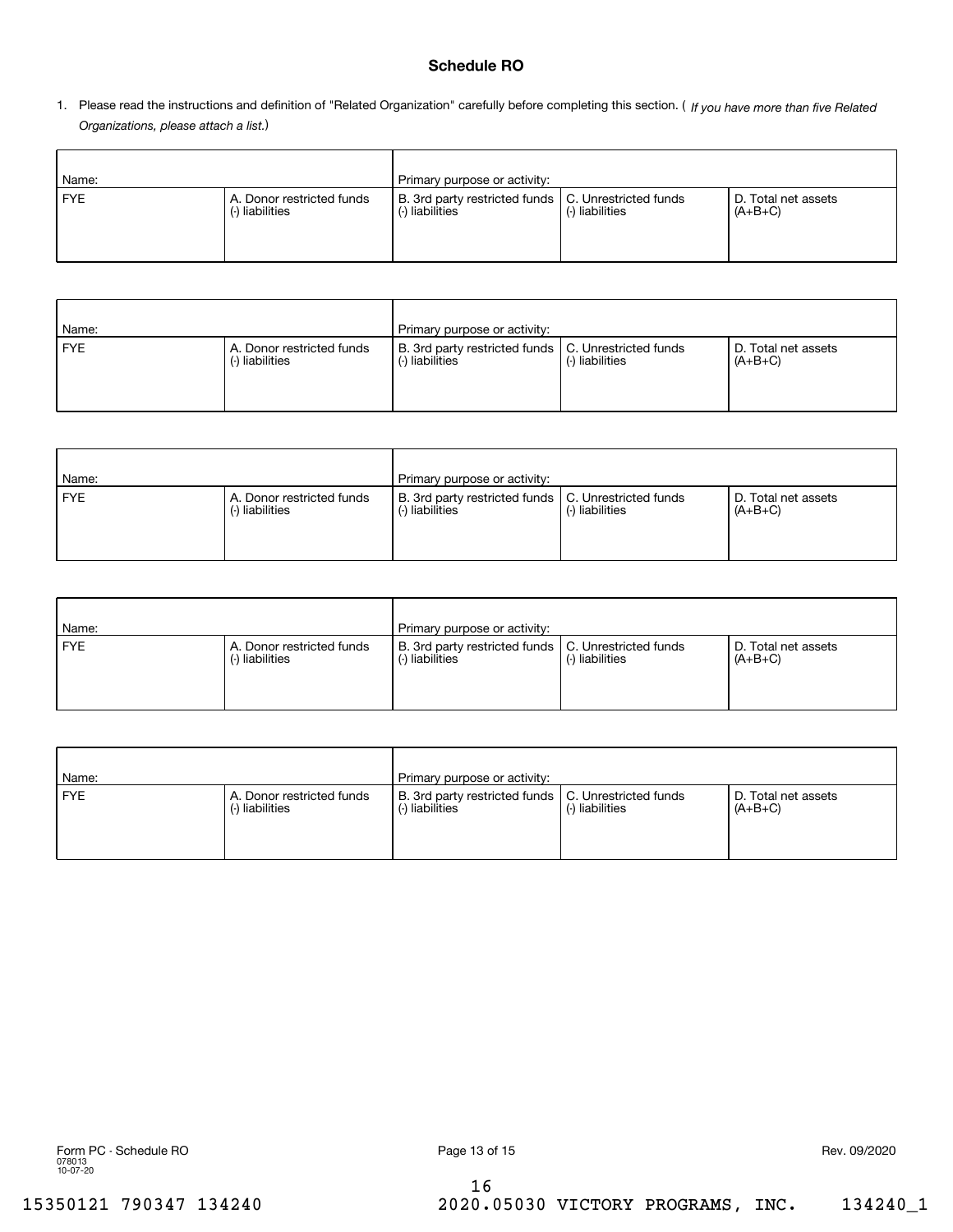## Schedule RO

1. Please read the instructions and definition of "Related Organization" carefully before completing this section. ( *If you have more than five Related Organizations, please attach a list.*)

| Name: | | Primary purpose or activity: | | |
|---|---|---|---|---|
| FYE | A. Donor restricted funds (-) liabilities | B. 3rd party restricted funds (-) liabilities | C. Unrestricted funds (-) liabilities | D. Total net assets (A+B+C) |
| | | | | |

| Name: | | Primary purpose or activity: | | |
|---|---|---|---|---|
| FYE | A. Donor restricted funds (-) liabilities | B. 3rd party restricted funds (-) liabilities | C. Unrestricted funds (-) liabilities | D. Total net assets (A+B+C) |
| | | | | |

| Name: | | Primary purpose or activity: | | |
|---|---|---|---|---|
| FYE | A. Donor restricted funds (-) liabilities | B. 3rd party restricted funds (-) liabilities | C. Unrestricted funds (-) liabilities | D. Total net assets (A+B+C) |
| | | | | |

| Name: | | Primary purpose or activity: | | |
|---|---|---|---|---|
| FYE | A. Donor restricted funds (-) liabilities | B. 3rd party restricted funds (-) liabilities | C. Unrestricted funds (-) liabilities | D. Total net assets (A+B+C) |
| | | | | |

| Name: | | Primary purpose or activity: | | |
|---|---|---|---|---|
| FYE | A. Donor restricted funds (-) liabilities | B. 3rd party restricted funds (-) liabilities | C. Unrestricted funds (-) liabilities | D. Total net assets (A+B+C) |
| | | | | |

Form PC - Schedule RO
078013
10-07-20

Rev. 09/2020

15350121 790347 134240 2020.05030 VICTORY PROGRAMS, INC. 134240_1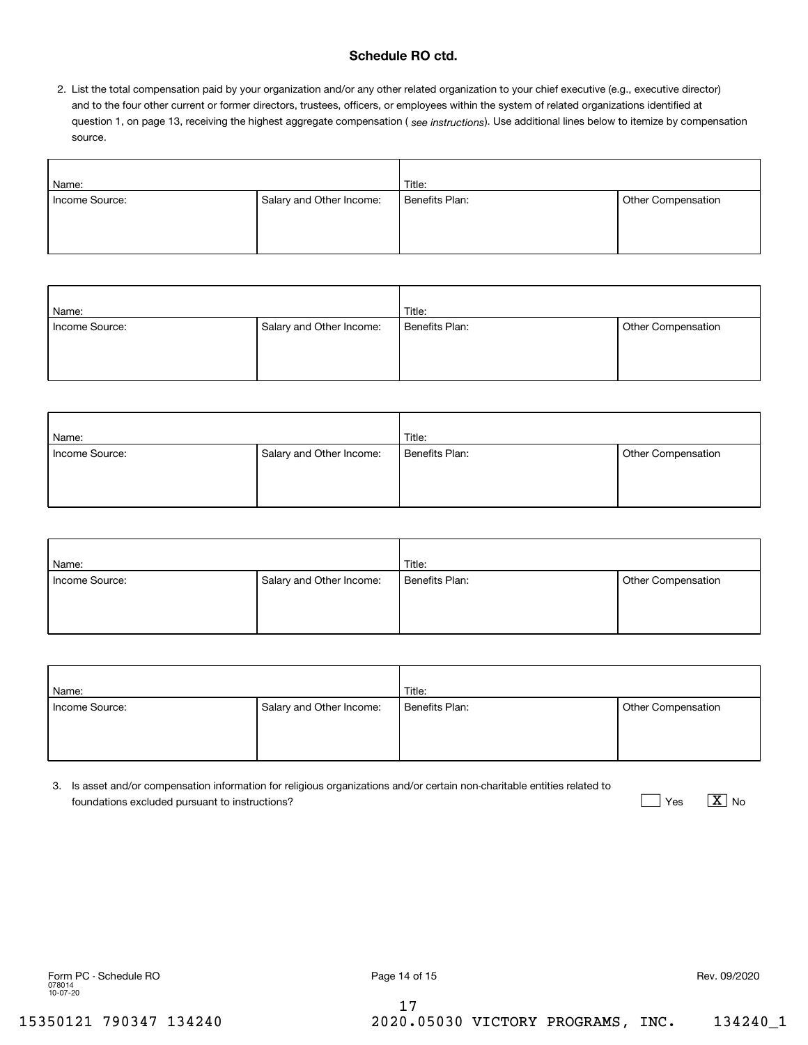## Schedule RO ctd.

2. List the total compensation paid by your organization and/or any other related organization to your chief executive (e.g., executive director) and to the four other current or former directors, trustees, officers, or employees within the system of related organizations identified at question 1, on page 13, receiving the highest aggregate compensation ( *see instructions*). Use additional lines below to itemize by compensation source.

| Name: | | Title: | |
|---|---|---|---|
| Income Source: | Salary and Other Income: | Benefits Plan: | Other Compensation |
| | | | |

| Name: | | Title: | |
|---|---|---|---|
| Income Source: | Salary and Other Income: | Benefits Plan: | Other Compensation |
| | | | |

| Name: | | Title: | |
|---|---|---|---|
| Income Source: | Salary and Other Income: | Benefits Plan: | Other Compensation |
| | | | |

| Name: | | Title: | |
|---|---|---|---|
| Income Source: | Salary and Other Income: | Benefits Plan: | Other Compensation |
| | | | |

| Name: | | Title: | |
|---|---|---|---|
| Income Source: | Salary and Other Income: | Benefits Plan: | Other Compensation |
| | | | |

3. Is asset and/or compensation information for religious organizations and/or certain non-charitable entities related to foundations excluded pursuant to instructions? ☐ Yes ☒ No

Form PC - Schedule RO
078014
10-07-20

Rev. 09/2020

15350121 790347 134240 2020.05030 VICTORY PROGRAMS, INC. 134240_1